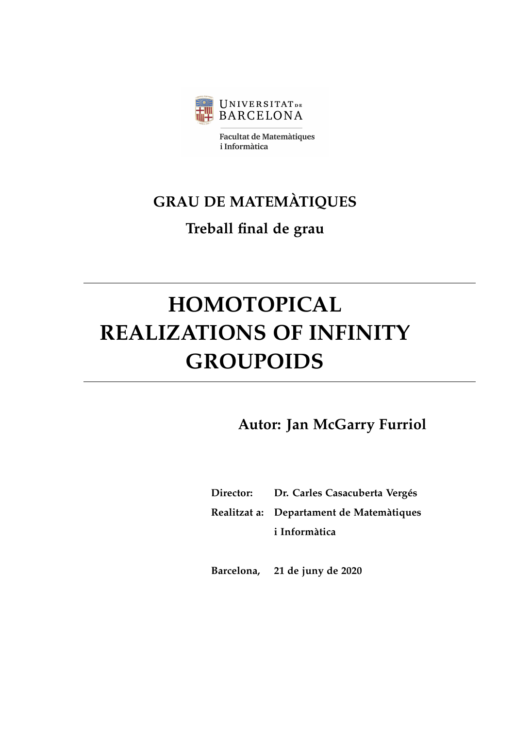UNIVERSITAT DE BARCELONA

Facultat de Matemàtiques i Informàtica

**GRAU DE MATEMÀTIQUES**

**Treball final de grau**

# HOMOTOPICAL REALIZATIONS OF INFINITY GROUPOIDS

**Autor: Jan McGarry Furriol**

**Director:** Dr. Carles Casacuberta Vergés

**Realitzat a:** Departament de Matemàtiques i Informàtica

**Barcelona,** 21 de juny de 2020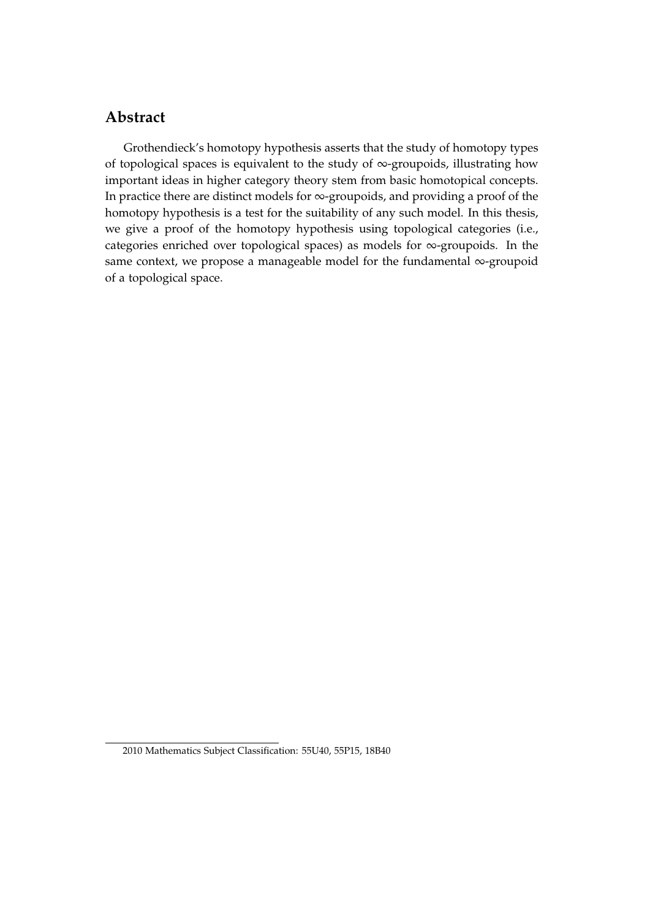## Abstract

Grothendieck's homotopy hypothesis asserts that the study of homotopy types of topological spaces is equivalent to the study of $\infty$-groupoids, illustrating how important ideas in higher category theory stem from basic homotopical concepts. In practice there are distinct models for $\infty$-groupoids, and providing a proof of the homotopy hypothesis is a test for the suitability of any such model. In this thesis, we give a proof of the homotopy hypothesis using topological categories (i.e., categories enriched over topological spaces) as models for $\infty$-groupoids. In the same context, we propose a manageable model for the fundamental $\infty$-groupoid of a topological space.

2010 Mathematics Subject Classification: 55U40, 55P15, 18B40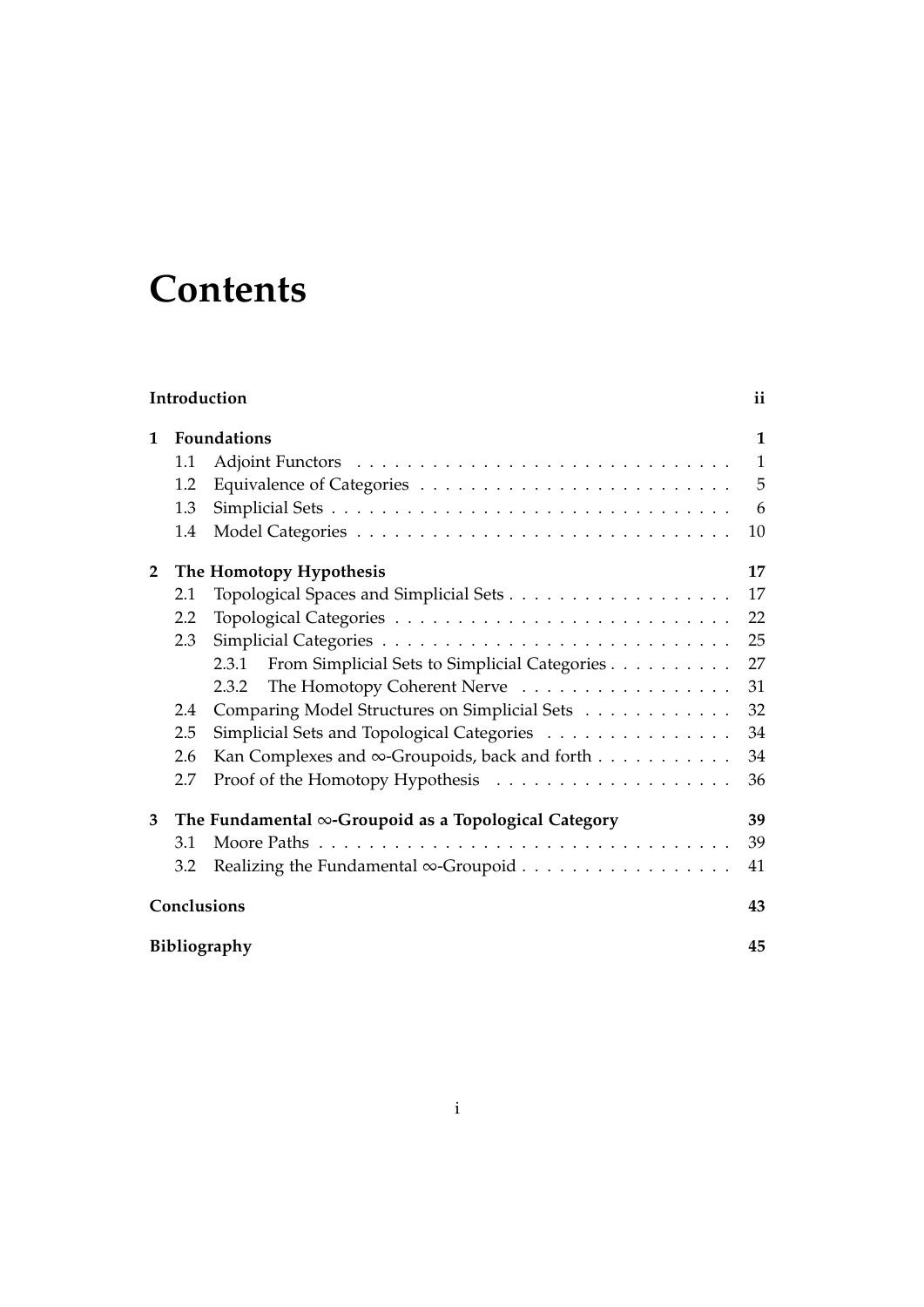# Contents

**Introduction** ii

**1 Foundations** 1
- 1.1 Adjoint Functors 1
- 1.2 Equivalence of Categories 5
- 1.3 Simplicial Sets 6
- 1.4 Model Categories 10

**2 The Homotopy Hypothesis** 17
- 2.1 Topological Spaces and Simplicial Sets 17
- 2.2 Topological Categories 22
- 2.3 Simplicial Categories 25
  - 2.3.1 From Simplicial Sets to Simplicial Categories 27
  - 2.3.2 The Homotopy Coherent Nerve 31
- 2.4 Comparing Model Structures on Simplicial Sets 32
- 2.5 Simplicial Sets and Topological Categories 34
- 2.6 Kan Complexes and $\infty$-Groupoids, back and forth 34
- 2.7 Proof of the Homotopy Hypothesis 36

**3 The Fundamental $\infty$-Groupoid as a Topological Category** 39
- 3.1 Moore Paths 39
- 3.2 Realizing the Fundamental $\infty$-Groupoid 41

**Conclusions** 43

**Bibliography** 45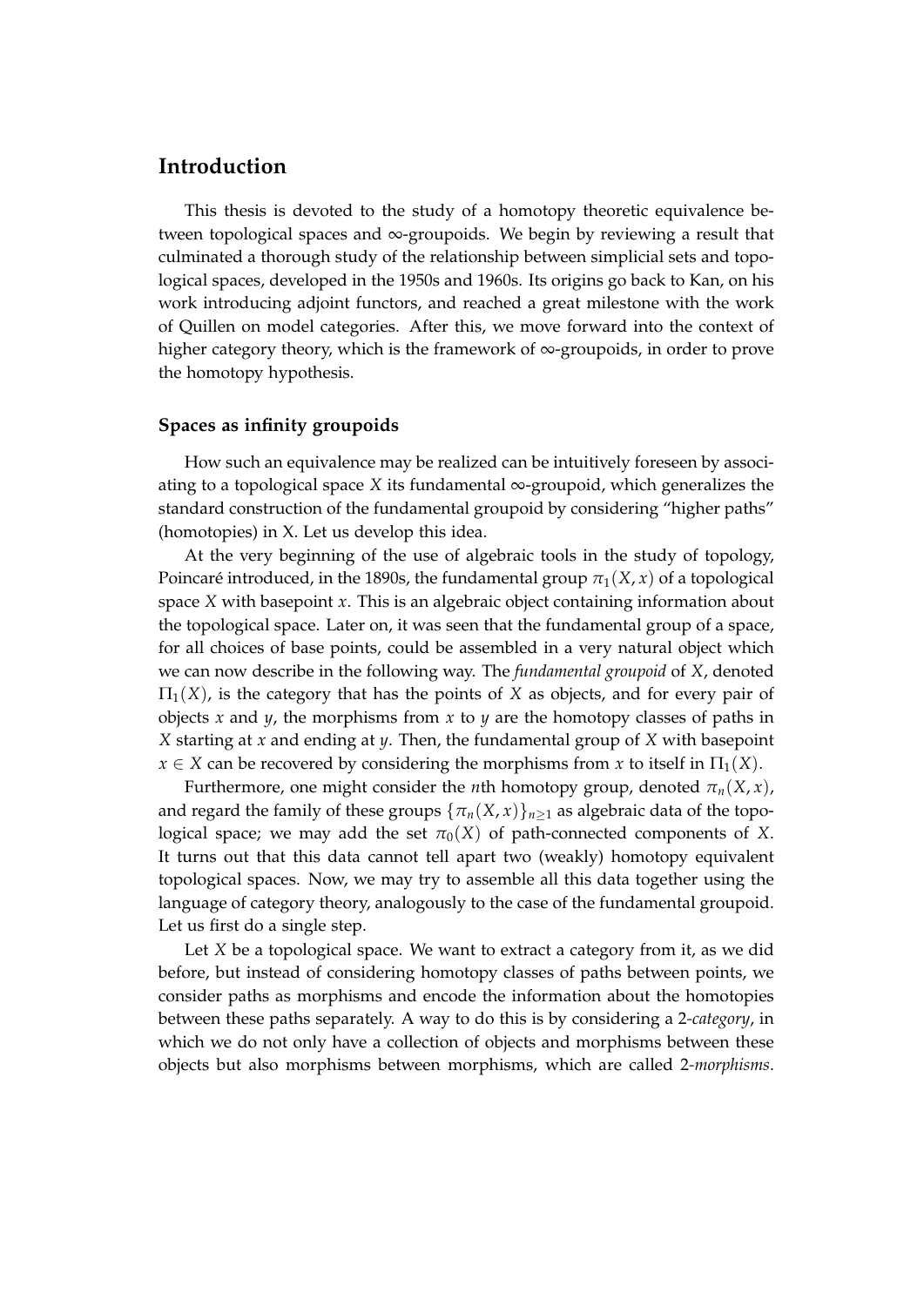# Introduction

This thesis is devoted to the study of a homotopy theoretic equivalence between topological spaces and $\infty$-groupoids. We begin by reviewing a result that culminated a thorough study of the relationship between simplicial sets and topological spaces, developed in the 1950s and 1960s. Its origins go back to Kan, on his work introducing adjoint functors, and reached a great milestone with the work of Quillen on model categories. After this, we move forward into the context of higher category theory, which is the framework of $\infty$-groupoids, in order to prove the homotopy hypothesis.

### Spaces as infinity groupoids

How such an equivalence may be realized can be intuitively foreseen by associating to a topological space $X$ its fundamental $\infty$-groupoid, which generalizes the standard construction of the fundamental groupoid by considering "higher paths" (homotopies) in X. Let us develop this idea.

At the very beginning of the use of algebraic tools in the study of topology, Poincaré introduced, in the 1890s, the fundamental group $\pi_1(X, x)$ of a topological space $X$ with basepoint $x$. This is an algebraic object containing information about the topological space. Later on, it was seen that the fundamental group of a space, for all choices of base points, could be assembled in a very natural object which we can now describe in the following way. The *fundamental groupoid* of $X$, denoted $\Pi_1(X)$, is the category that has the points of $X$ as objects, and for every pair of objects $x$ and $y$, the morphisms from $x$ to $y$ are the homotopy classes of paths in $X$ starting at $x$ and ending at $y$. Then, the fundamental group of $X$ with basepoint $x \in X$ can be recovered by considering the morphisms from $x$ to itself in $\Pi_1(X)$.

Furthermore, one might consider the $n$th homotopy group, denoted $\pi_n(X, x)$, and regard the family of these groups $\{\pi_n(X, x)\}_{n\geq 1}$ as algebraic data of the topological space; we may add the set $\pi_0(X)$ of path-connected components of $X$. It turns out that this data cannot tell apart two (weakly) homotopy equivalent topological spaces. Now, we may try to assemble all this data together using the language of category theory, analogously to the case of the fundamental groupoid. Let us first do a single step.

Let $X$ be a topological space. We want to extract a category from it, as we did before, but instead of considering homotopy classes of paths between points, we consider paths as morphisms and encode the information about the homotopies between these paths separately. A way to do this is by considering a 2-*category*, in which we do not only have a collection of objects and morphisms between these objects but also morphisms between morphisms, which are called 2-*morphisms*.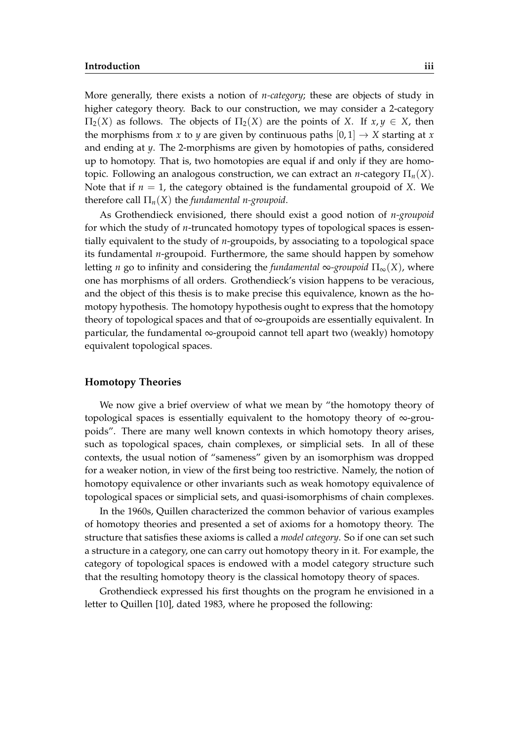More generally, there exists a notion of *n-category*; these are objects of study in higher category theory. Back to our construction, we may consider a 2-category $\Pi_2(X)$ as follows. The objects of $\Pi_2(X)$ are the points of $X$. If $x, y \in X$, then the morphisms from $x$ to $y$ are given by continuous paths $[0,1] \to X$ starting at $x$ and ending at $y$. The 2-morphisms are given by homotopies of paths, considered up to homotopy. That is, two homotopies are equal if and only if they are homotopic. Following an analogous construction, we can extract an $n$-category $\Pi_n(X)$. Note that if $n = 1$, the category obtained is the fundamental groupoid of $X$. We therefore call $\Pi_n(X)$ the *fundamental n-groupoid*.

As Grothendieck envisioned, there should exist a good notion of *n-groupoid* for which the study of $n$-truncated homotopy types of topological spaces is essentially equivalent to the study of $n$-groupoids, by associating to a topological space its fundamental $n$-groupoid. Furthermore, the same should happen by somehow letting $n$ go to infinity and considering the *fundamental* $\infty$*-groupoid* $\Pi_\infty(X)$, where one has morphisms of all orders. Grothendieck's vision happens to be veracious, and the object of this thesis is to make precise this equivalence, known as the homotopy hypothesis. The homotopy hypothesis ought to express that the homotopy theory of topological spaces and that of $\infty$-groupoids are essentially equivalent. In particular, the fundamental $\infty$-groupoid cannot tell apart two (weakly) homotopy equivalent topological spaces.

### Homotopy Theories

We now give a brief overview of what we mean by "the homotopy theory of topological spaces is essentially equivalent to the homotopy theory of $\infty$-groupoids". There are many well known contexts in which homotopy theory arises, such as topological spaces, chain complexes, or simplicial sets. In all of these contexts, the usual notion of "sameness" given by an isomorphism was dropped for a weaker notion, in view of the first being too restrictive. Namely, the notion of homotopy equivalence or other invariants such as weak homotopy equivalence of topological spaces or simplicial sets, and quasi-isomorphisms of chain complexes.

In the 1960s, Quillen characterized the common behavior of various examples of homotopy theories and presented a set of axioms for a homotopy theory. The structure that satisfies these axioms is called a *model category*. So if one can set such a structure in a category, one can carry out homotopy theory in it. For example, the category of topological spaces is endowed with a model category structure such that the resulting homotopy theory is the classical homotopy theory of spaces.

Grothendieck expressed his first thoughts on the program he envisioned in a letter to Quillen [10], dated 1983, where he proposed the following: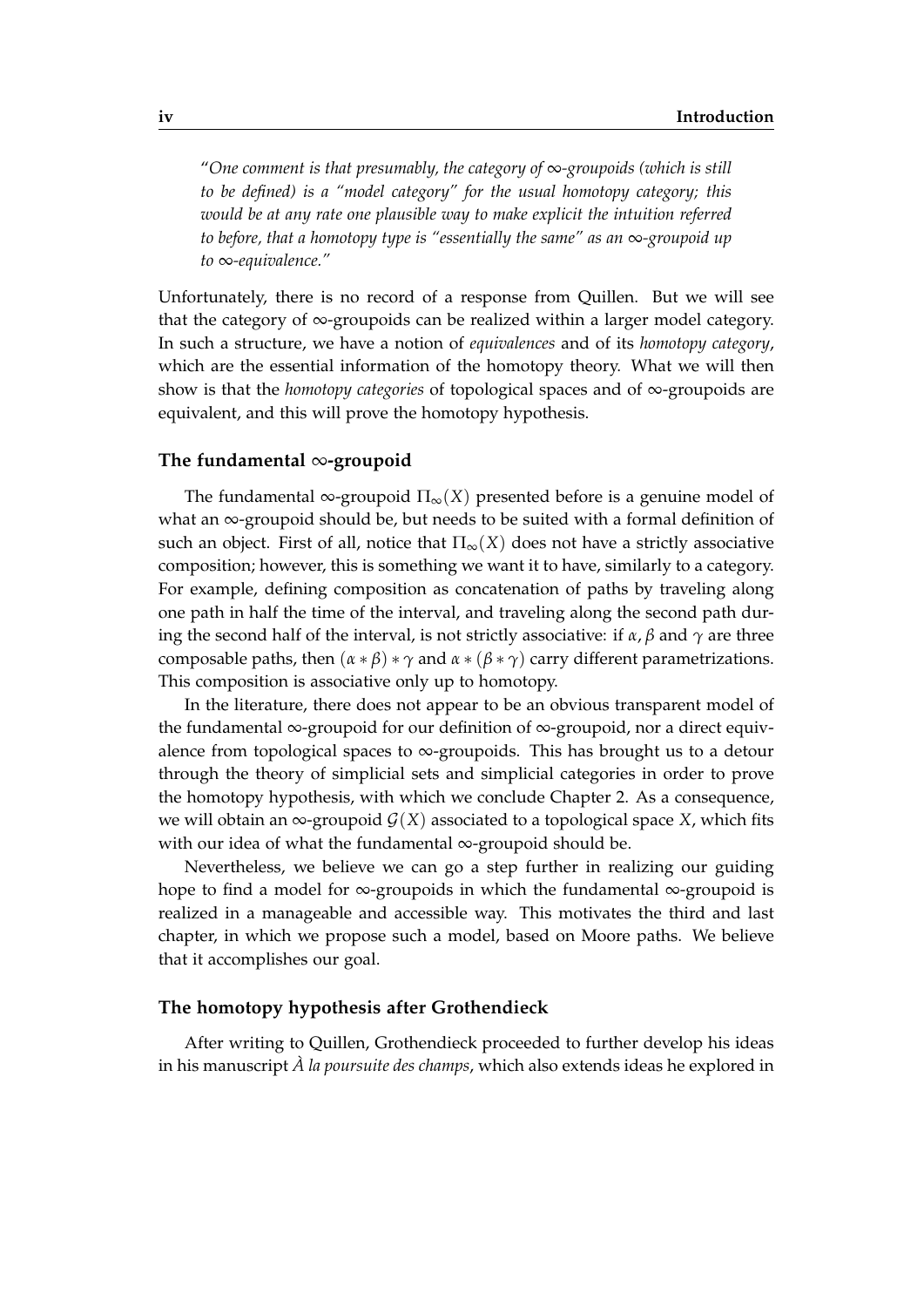*"One comment is that presumably, the category of $\infty$-groupoids (which is still to be defined) is a "model category" for the usual homotopy category; this would be at any rate one plausible way to make explicit the intuition referred to before, that a homotopy type is "essentially the same" as an $\infty$-groupoid up to $\infty$-equivalence."*

Unfortunately, there is no record of a response from Quillen. But we will see that the category of $\infty$-groupoids can be realized within a larger model category. In such a structure, we have a notion of *equivalences* and of its *homotopy category*, which are the essential information of the homotopy theory. What we will then show is that the *homotopy categories* of topological spaces and of $\infty$-groupoids are equivalent, and this will prove the homotopy hypothesis.

### The fundamental $\infty$-groupoid

The fundamental $\infty$-groupoid $\Pi_\infty(X)$ presented before is a genuine model of what an $\infty$-groupoid should be, but needs to be suited with a formal definition of such an object. First of all, notice that $\Pi_\infty(X)$ does not have a strictly associative composition; however, this is something we want it to have, similarly to a category. For example, defining composition as concatenation of paths by traveling along one path in half the time of the interval, and traveling along the second path during the second half of the interval, is not strictly associative: if $\alpha$, $\beta$ and $\gamma$ are three composable paths, then $(\alpha * \beta) * \gamma$ and $\alpha * (\beta * \gamma)$ carry different parametrizations. This composition is associative only up to homotopy.

In the literature, there does not appear to be an obvious transparent model of the fundamental $\infty$-groupoid for our definition of $\infty$-groupoid, nor a direct equivalence from topological spaces to $\infty$-groupoids. This has brought us to a detour through the theory of simplicial sets and simplicial categories in order to prove the homotopy hypothesis, with which we conclude Chapter 2. As a consequence, we will obtain an $\infty$-groupoid $\mathcal{G}(X)$ associated to a topological space $X$, which fits with our idea of what the fundamental $\infty$-groupoid should be.

Nevertheless, we believe we can go a step further in realizing our guiding hope to find a model for $\infty$-groupoids in which the fundamental $\infty$-groupoid is realized in a manageable and accessible way. This motivates the third and last chapter, in which we propose such a model, based on Moore paths. We believe that it accomplishes our goal.

### The homotopy hypothesis after Grothendieck

After writing to Quillen, Grothendieck proceeded to further develop his ideas in his manuscript *À la poursuite des champs*, which also extends ideas he explored in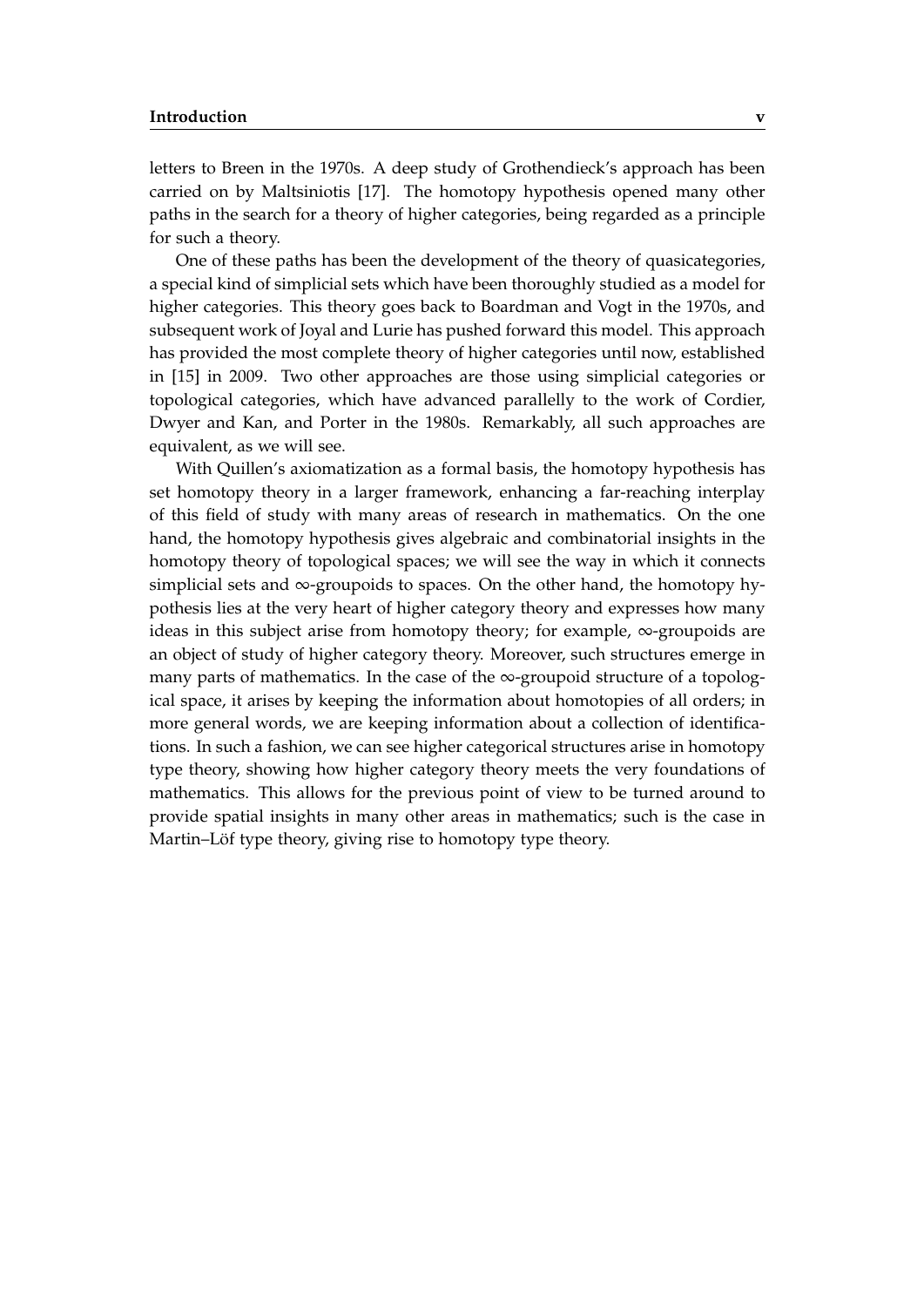letters to Breen in the 1970s. A deep study of Grothendieck's approach has been carried on by Maltsiniotis [17]. The homotopy hypothesis opened many other paths in the search for a theory of higher categories, being regarded as a principle for such a theory.

One of these paths has been the development of the theory of quasicategories, a special kind of simplicial sets which have been thoroughly studied as a model for higher categories. This theory goes back to Boardman and Vogt in the 1970s, and subsequent work of Joyal and Lurie has pushed forward this model. This approach has provided the most complete theory of higher categories until now, established in [15] in 2009. Two other approaches are those using simplicial categories or topological categories, which have advanced parallelly to the work of Cordier, Dwyer and Kan, and Porter in the 1980s. Remarkably, all such approaches are equivalent, as we will see.

With Quillen's axiomatization as a formal basis, the homotopy hypothesis has set homotopy theory in a larger framework, enhancing a far-reaching interplay of this field of study with many areas of research in mathematics. On the one hand, the homotopy hypothesis gives algebraic and combinatorial insights in the homotopy theory of topological spaces; we will see the way in which it connects simplicial sets and $\infty$-groupoids to spaces. On the other hand, the homotopy hypothesis lies at the very heart of higher category theory and expresses how many ideas in this subject arise from homotopy theory; for example, $\infty$-groupoids are an object of study of higher category theory. Moreover, such structures emerge in many parts of mathematics. In the case of the $\infty$-groupoid structure of a topological space, it arises by keeping the information about homotopies of all orders; in more general words, we are keeping information about a collection of identifications. In such a fashion, we can see higher categorical structures arise in homotopy type theory, showing how higher category theory meets the very foundations of mathematics. This allows for the previous point of view to be turned around to provide spatial insights in many other areas in mathematics; such is the case in Martin–Löf type theory, giving rise to homotopy type theory.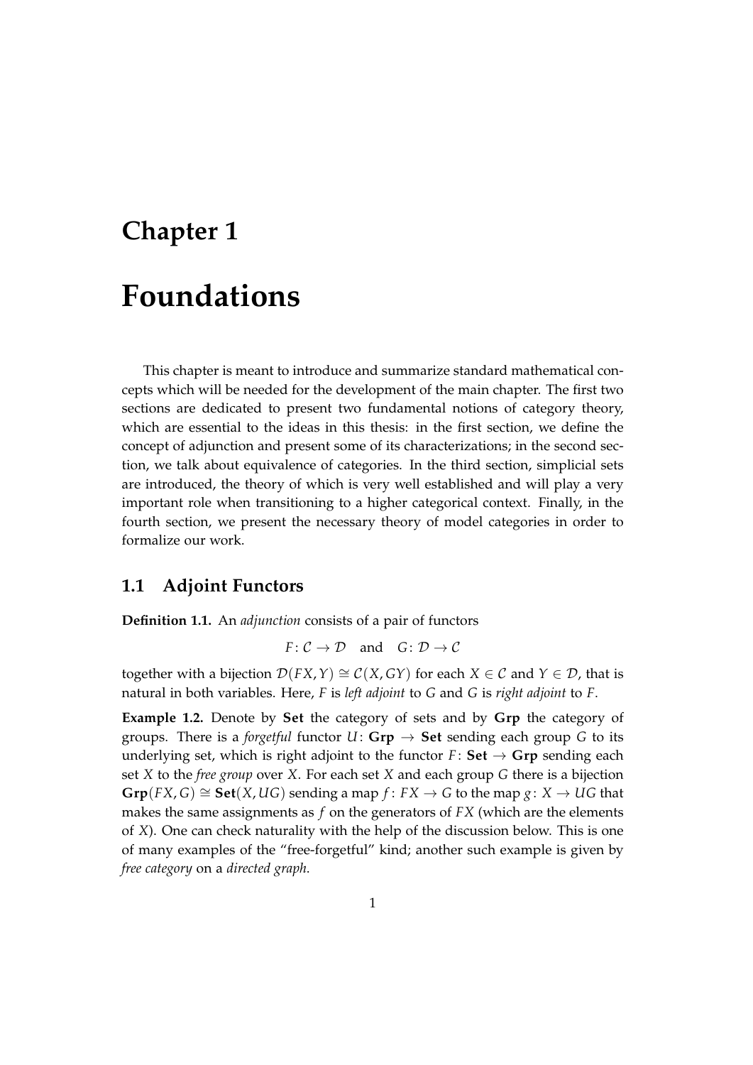# Chapter 1

# Foundations

This chapter is meant to introduce and summarize standard mathematical concepts which will be needed for the development of the main chapter. The first two sections are dedicated to present two fundamental notions of category theory, which are essential to the ideas in this thesis: in the first section, we define the concept of adjunction and present some of its characterizations; in the second section, we talk about equivalence of categories. In the third section, simplicial sets are introduced, the theory of which is very well established and will play a very important role when transitioning to a higher categorical context. Finally, in the fourth section, we present the necessary theory of model categories in order to formalize our work.

## 1.1 Adjoint Functors

**Definition 1.1.** An *adjunction* consists of a pair of functors

$$F\colon \mathcal{C} \to \mathcal{D} \quad \text{and} \quad G\colon \mathcal{D} \to \mathcal{C}$$

together with a bijection $\mathcal{D}(FX, Y) \cong \mathcal{C}(X, GY)$ for each $X \in \mathcal{C}$ and $Y \in \mathcal{D}$, that is natural in both variables. Here, $F$ is *left adjoint* to $G$ and $G$ is *right adjoint* to $F$.

**Example 1.2.** Denote by **Set** the category of sets and by **Grp** the category of groups. There is a *forgetful* functor $U\colon \mathbf{Grp} \to \mathbf{Set}$ sending each group $G$ to its underlying set, which is right adjoint to the functor $F\colon \mathbf{Set} \to \mathbf{Grp}$ sending each set $X$ to the *free group* over $X$. For each set $X$ and each group $G$ there is a bijection $\mathbf{Grp}(FX, G) \cong \mathbf{Set}(X, UG)$ sending a map $f\colon FX \to G$ to the map $g\colon X \to UG$ that makes the same assignments as $f$ on the generators of $FX$ (which are the elements of $X$). One can check naturality with the help of the discussion below. This is one of many examples of the "free-forgetful" kind; another such example is given by *free category* on a *directed graph*.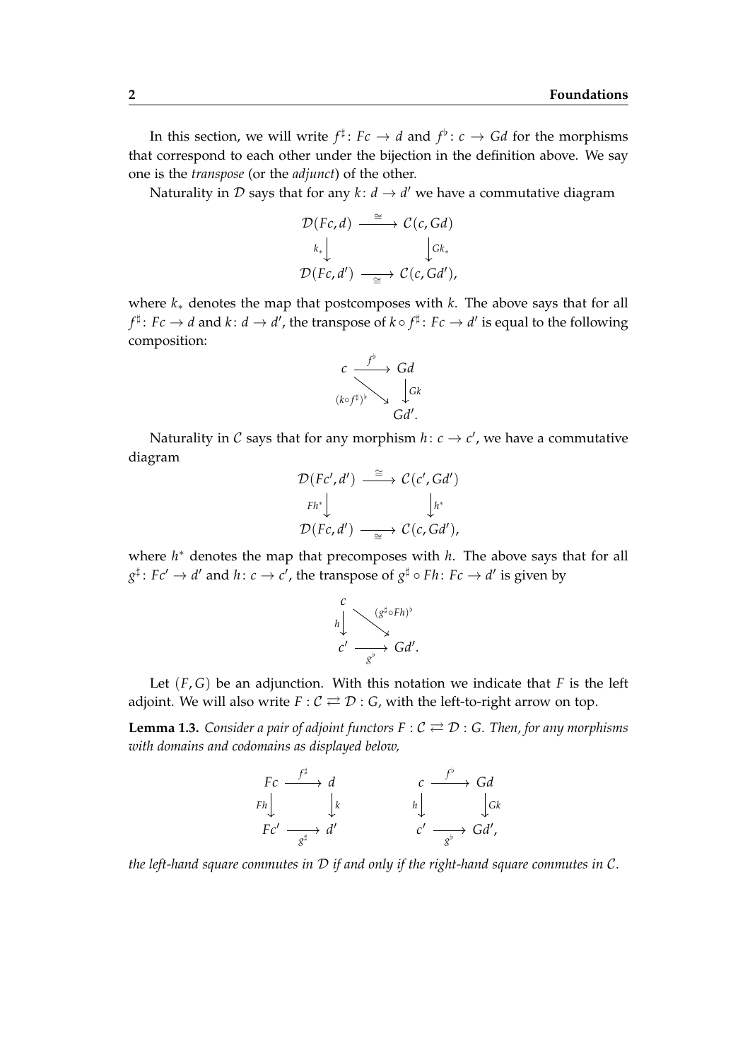In this section, we will write $f^\sharp \colon Fc \to d$ and $f^\flat \colon c \to Gd$ for the morphisms that correspond to each other under the bijection in the definition above. We say one is the *transpose* (or the *adjunct*) of the other.

Naturality in $\mathcal{D}$ says that for any $k \colon d \to d'$ we have a commutative diagram

$$\begin{array}{ccc}
\mathcal{D}(Fc, d) & \xrightarrow{\cong} & \mathcal{C}(c, Gd) \\
{\scriptstyle k_*}\downarrow & & \downarrow{\scriptstyle Gk_*} \\
\mathcal{D}(Fc, d') & \xrightarrow[\cong]{} & \mathcal{C}(c, Gd'),
\end{array}$$

where $k_*$ denotes the map that postcomposes with $k$. The above says that for all $f^\sharp \colon Fc \to d$ and $k \colon d \to d'$, the transpose of $k \circ f^\sharp \colon Fc \to d'$ is equal to the following composition:

$$\begin{array}{ccc}
c & \xrightarrow{f^\flat} & Gd \\
& {\scriptstyle (k \circ f^\sharp)^\flat}\searrow & \downarrow{\scriptstyle Gk} \\
& & Gd'.
\end{array}$$

Naturality in $\mathcal{C}$ says that for any morphism $h \colon c \to c'$, we have a commutative diagram

$$\begin{array}{ccc}
\mathcal{D}(Fc', d') & \xrightarrow{\cong} & \mathcal{C}(c', Gd') \\
{\scriptstyle Fh^*}\downarrow & & \downarrow{\scriptstyle h^*} \\
\mathcal{D}(Fc, d') & \xrightarrow[\cong]{} & \mathcal{C}(c, Gd'),
\end{array}$$

where $h^*$ denotes the map that precomposes with $h$. The above says that for all $g^\sharp \colon Fc' \to d'$ and $h \colon c \to c'$, the transpose of $g^\sharp \circ Fh \colon Fc \to d'$ is given by

$$\begin{array}{ccc}
c & & \\
{\scriptstyle h}\downarrow & \searrow{\scriptstyle (g^\sharp \circ Fh)^\flat} & \\
c' & \xrightarrow[g^\flat]{} & Gd'.
\end{array}$$

Let $(F, G)$ be an adjunction. With this notation we indicate that $F$ is the left adjoint. We will also write $F : \mathcal{C} \rightleftarrows \mathcal{D} : G$, with the left-to-right arrow on top.

**Lemma 1.3.** *Consider a pair of adjoint functors $F : \mathcal{C} \rightleftarrows \mathcal{D} : G$. Then, for any morphisms with domains and codomains as displayed below,*

$$\begin{array}{ccc}
Fc & \xrightarrow{f^\sharp} & d \\
{\scriptstyle Fh}\downarrow & & \downarrow{\scriptstyle k} \\
Fc' & \xrightarrow[g^\sharp]{} & d'
\end{array}
\qquad\qquad
\begin{array}{ccc}
c & \xrightarrow{f^\flat} & Gd \\
{\scriptstyle h}\downarrow & & \downarrow{\scriptstyle Gk} \\
c' & \xrightarrow[g^\flat]{} & Gd',
\end{array}$$

*the left-hand square commutes in $\mathcal{D}$ if and only if the right-hand square commutes in $\mathcal{C}$.*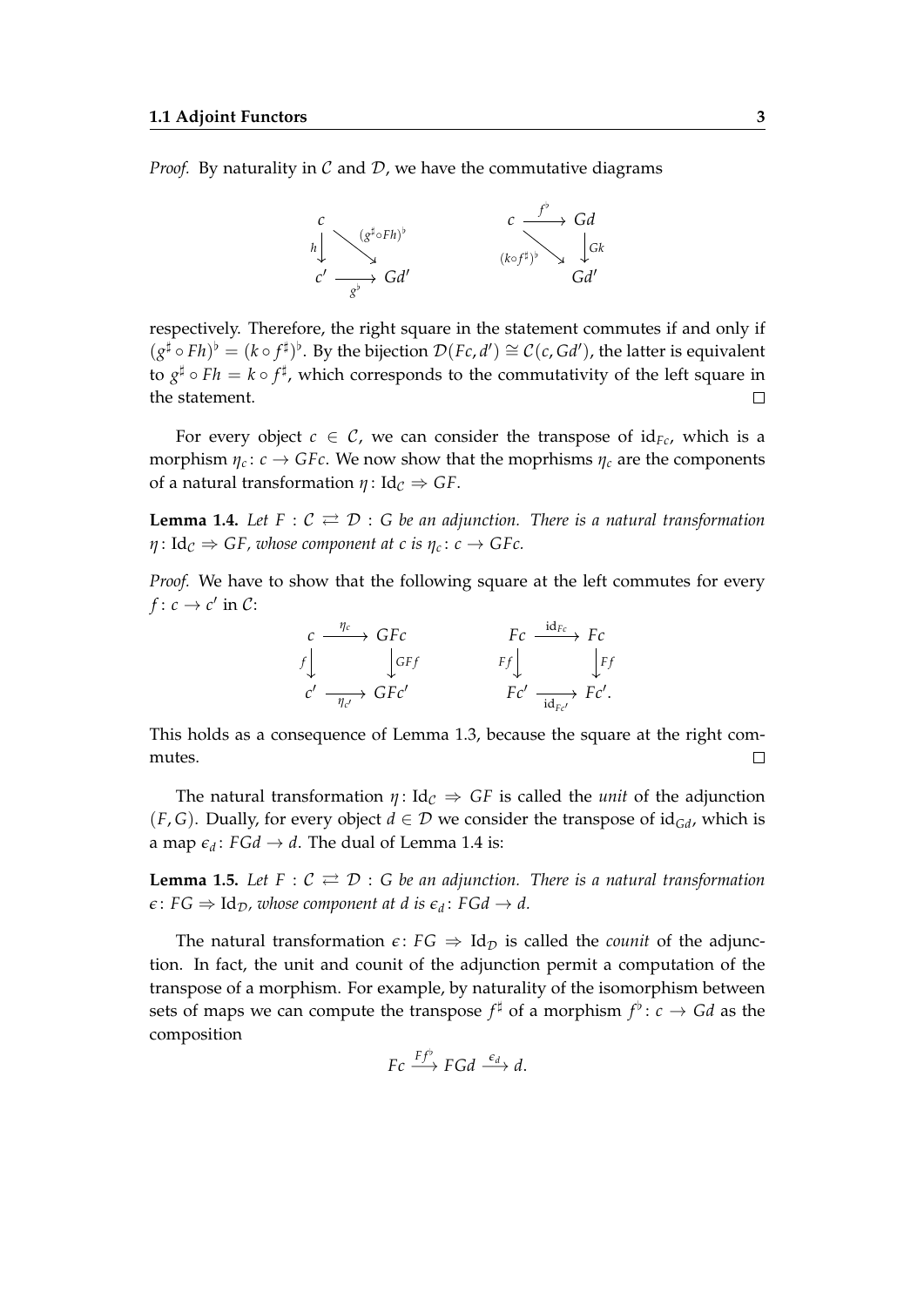*Proof.* By naturality in $\mathcal{C}$ and $\mathcal{D}$, we have the commutative diagrams

$$\begin{array}{ccc} c & & \\ {\scriptstyle h}\downarrow & \searrow^{(g^\sharp \circ Fh)^\flat} & \\ c' & \xrightarrow[g^\flat]{} & Gd' \end{array} \qquad\qquad \begin{array}{ccc} c & \xrightarrow{f^\flat} & Gd \\ & {\scriptstyle (k\circ f^\sharp)^\flat}\searrow & \downarrow{\scriptstyle Gk} \\ & & Gd' \end{array}$$

respectively. Therefore, the right square in the statement commutes if and only if $(g^\sharp \circ Fh)^\flat = (k \circ f^\sharp)^\flat$. By the bijection $\mathcal{D}(Fc, d') \cong \mathcal{C}(c, Gd')$, the latter is equivalent to $g^\sharp \circ Fh = k \circ f^\sharp$, which corresponds to the commutativity of the left square in the statement. $\square$

For every object $c \in \mathcal{C}$, we can consider the transpose of $\mathrm{id}_{Fc}$, which is a morphism $\eta_c \colon c \to GFc$. We now show that the moprhisms $\eta_c$ are the components of a natural transformation $\eta \colon \mathrm{Id}_\mathcal{C} \Rightarrow GF$.

**Lemma 1.4.** *Let $F : \mathcal{C} \rightleftarrows \mathcal{D} : G$ be an adjunction. There is a natural transformation $\eta \colon \mathrm{Id}_\mathcal{C} \Rightarrow GF$, whose component at $c$ is $\eta_c \colon c \to GFc$.*

*Proof.* We have to show that the following square at the left commutes for every $f \colon c \to c'$ in $\mathcal{C}$:

$$\begin{array}{ccc} c & \xrightarrow{\eta_c} & GFc \\ {\scriptstyle f}\downarrow & & \downarrow{\scriptstyle GFf} \\ c' & \xrightarrow[\eta_{c'}]{} & GFc' \end{array} \qquad\qquad \begin{array}{ccc} Fc & \xrightarrow{\mathrm{id}_{Fc}} & Fc \\ {\scriptstyle Ff}\downarrow & & \downarrow{\scriptstyle Ff} \\ Fc' & \xrightarrow[\mathrm{id}_{Fc'}]{} & Fc'. \end{array}$$

This holds as a consequence of Lemma 1.3, because the square at the right commutes. $\square$

The natural transformation $\eta \colon \mathrm{Id}_\mathcal{C} \Rightarrow GF$ is called the *unit* of the adjunction $(F, G)$. Dually, for every object $d \in \mathcal{D}$ we consider the transpose of $\mathrm{id}_{Gd}$, which is a map $\epsilon_d \colon FGd \to d$. The dual of Lemma 1.4 is:

**Lemma 1.5.** *Let $F : \mathcal{C} \rightleftarrows \mathcal{D} : G$ be an adjunction. There is a natural transformation $\epsilon \colon FG \Rightarrow \mathrm{Id}_\mathcal{D}$, whose component at $d$ is $\epsilon_d \colon FGd \to d$.*

The natural transformation $\epsilon \colon FG \Rightarrow \mathrm{Id}_\mathcal{D}$ is called the *counit* of the adjunction. In fact, the unit and counit of the adjunction permit a computation of the transpose of a morphism. For example, by naturality of the isomorphism between sets of maps we can compute the transpose $f^\sharp$ of a morphism $f^\flat \colon c \to Gd$ as the composition

$$Fc \xrightarrow{Ff^\flat} FGd \xrightarrow{\epsilon_d} d.$$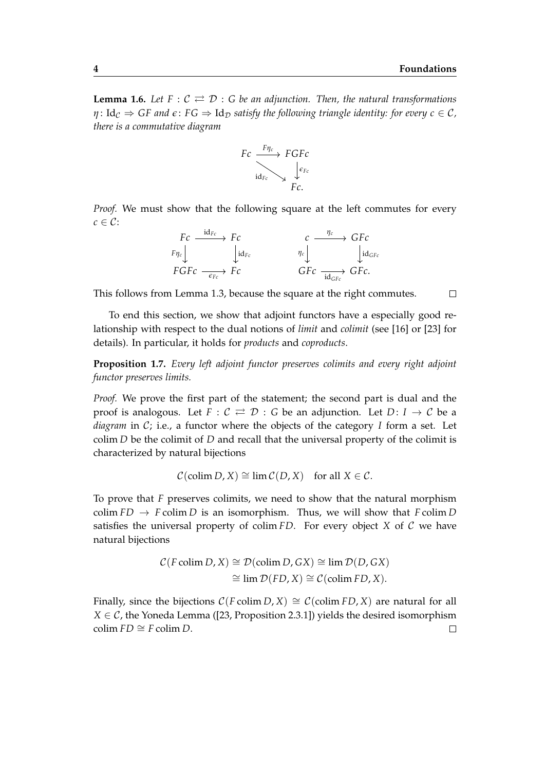**Lemma 1.6.** *Let $F : \mathcal{C} \rightleftarrows \mathcal{D} : G$ be an adjunction. Then, the natural transformations $\eta\colon \mathrm{Id}_\mathcal{C} \Rightarrow GF$ and $\epsilon\colon FG \Rightarrow \mathrm{Id}_\mathcal{D}$ satisfy the following triangle identity: for every $c \in \mathcal{C}$, there is a commutative diagram*

$$
\begin{array}{ccc}
Fc & \xrightarrow{F\eta_c} & FGFc \\
& \searrow^{\mathrm{id}_{Fc}} & \downarrow{\scriptstyle \epsilon_{Fc}} \\
& & Fc.
\end{array}
$$

*Proof.* We must show that the following square at the left commutes for every $c \in \mathcal{C}$:

$$
\begin{array}{ccc}
Fc & \xrightarrow{\mathrm{id}_{Fc}} & Fc \\
{\scriptstyle F\eta_c}\downarrow & & \downarrow{\scriptstyle \mathrm{id}_{Fc}} \\
FGFc & \xrightarrow[\epsilon_{Fc}]{} & Fc
\end{array}
\qquad\qquad
\begin{array}{ccc}
c & \xrightarrow{\eta_c} & GFc \\
{\scriptstyle \eta_c}\downarrow & & \downarrow{\scriptstyle \mathrm{id}_{GFc}} \\
GFc & \xrightarrow[\mathrm{id}_{GFc}]{} & GFc.
\end{array}
$$

This follows from Lemma 1.3, because the square at the right commutes. □

To end this section, we show that adjoint functors have a especially good relationship with respect to the dual notions of *limit* and *colimit* (see [16] or [23] for details). In particular, it holds for *products* and *coproducts*.

**Proposition 1.7.** *Every left adjoint functor preserves colimits and every right adjoint functor preserves limits.*

*Proof.* We prove the first part of the statement; the second part is dual and the proof is analogous. Let $F : \mathcal{C} \rightleftarrows \mathcal{D} : G$ be an adjunction. Let $D\colon I \to \mathcal{C}$ be a *diagram* in $\mathcal{C}$; i.e., a functor where the objects of the category $I$ form a set. Let $\operatorname{colim} D$ be the colimit of $D$ and recall that the universal property of the colimit is characterized by natural bijections

$$
\mathcal{C}(\operatorname{colim} D, X) \cong \lim \mathcal{C}(D, X) \quad \text{for all } X \in \mathcal{C}.
$$

To prove that $F$ preserves colimits, we need to show that the natural morphism $\operatorname{colim} FD \to F \operatorname{colim} D$ is an isomorphism. Thus, we will show that $F \operatorname{colim} D$ satisfies the universal property of $\operatorname{colim} FD$. For every object $X$ of $\mathcal{C}$ we have natural bijections

$$
\begin{aligned}
\mathcal{C}(F \operatorname{colim} D, X) &\cong \mathcal{D}(\operatorname{colim} D, GX) \cong \lim \mathcal{D}(D, GX) \\
&\cong \lim \mathcal{D}(FD, X) \cong \mathcal{C}(\operatorname{colim} FD, X).
\end{aligned}
$$

Finally, since the bijections $\mathcal{C}(F \operatorname{colim} D, X) \cong \mathcal{C}(\operatorname{colim} FD, X)$ are natural for all $X \in \mathcal{C}$, the Yoneda Lemma ([23, Proposition 2.3.1]) yields the desired isomorphism $\operatorname{colim} FD \cong F \operatorname{colim} D$. □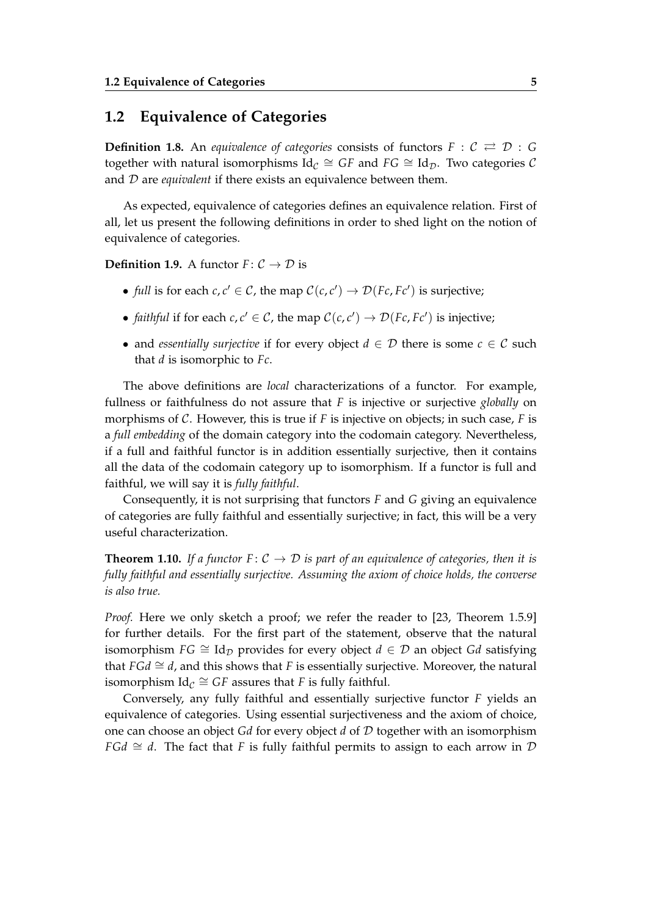## 1.2 Equivalence of Categories

**Definition 1.8.** An *equivalence of categories* consists of functors $F : \mathcal{C} \rightleftarrows \mathcal{D} : G$ together with natural isomorphisms $\mathrm{Id}_{\mathcal{C}} \cong GF$ and $FG \cong \mathrm{Id}_{\mathcal{D}}$. Two categories $\mathcal{C}$ and $\mathcal{D}$ are *equivalent* if there exists an equivalence between them.

As expected, equivalence of categories defines an equivalence relation. First of all, let us present the following definitions in order to shed light on the notion of equivalence of categories.

**Definition 1.9.** A functor $F\colon \mathcal{C} \to \mathcal{D}$ is

- *full* is for each $c, c' \in \mathcal{C}$, the map $\mathcal{C}(c, c') \to \mathcal{D}(Fc, Fc')$ is surjective;
- *faithful* if for each $c, c' \in \mathcal{C}$, the map $\mathcal{C}(c, c') \to \mathcal{D}(Fc, Fc')$ is injective;
- and *essentially surjective* if for every object $d \in \mathcal{D}$ there is some $c \in \mathcal{C}$ such that $d$ is isomorphic to $Fc$.

The above definitions are *local* characterizations of a functor. For example, fullness or faithfulness do not assure that $F$ is injective or surjective *globally* on morphisms of $\mathcal{C}$. However, this is true if $F$ is injective on objects; in such case, $F$ is a *full embedding* of the domain category into the codomain category. Nevertheless, if a full and faithful functor is in addition essentially surjective, then it contains all the data of the codomain category up to isomorphism. If a functor is full and faithful, we will say it is *fully faithful*.

Consequently, it is not surprising that functors $F$ and $G$ giving an equivalence of categories are fully faithful and essentially surjective; in fact, this will be a very useful characterization.

**Theorem 1.10.** *If a functor $F\colon \mathcal{C} \to \mathcal{D}$ is part of an equivalence of categories, then it is fully faithful and essentially surjective. Assuming the axiom of choice holds, the converse is also true.*

*Proof.* Here we only sketch a proof; we refer the reader to [23, Theorem 1.5.9] for further details. For the first part of the statement, observe that the natural isomorphism $FG \cong \mathrm{Id}_{\mathcal{D}}$ provides for every object $d \in \mathcal{D}$ an object $Gd$ satisfying that $FGd \cong d$, and this shows that $F$ is essentially surjective. Moreover, the natural isomorphism $\mathrm{Id}_{\mathcal{C}} \cong GF$ assures that $F$ is fully faithful.

Conversely, any fully faithful and essentially surjective functor $F$ yields an equivalence of categories. Using essential surjectiveness and the axiom of choice, one can choose an object $Gd$ for every object $d$ of $\mathcal{D}$ together with an isomorphism $FGd \cong d$. The fact that $F$ is fully faithful permits to assign to each arrow in $\mathcal{D}$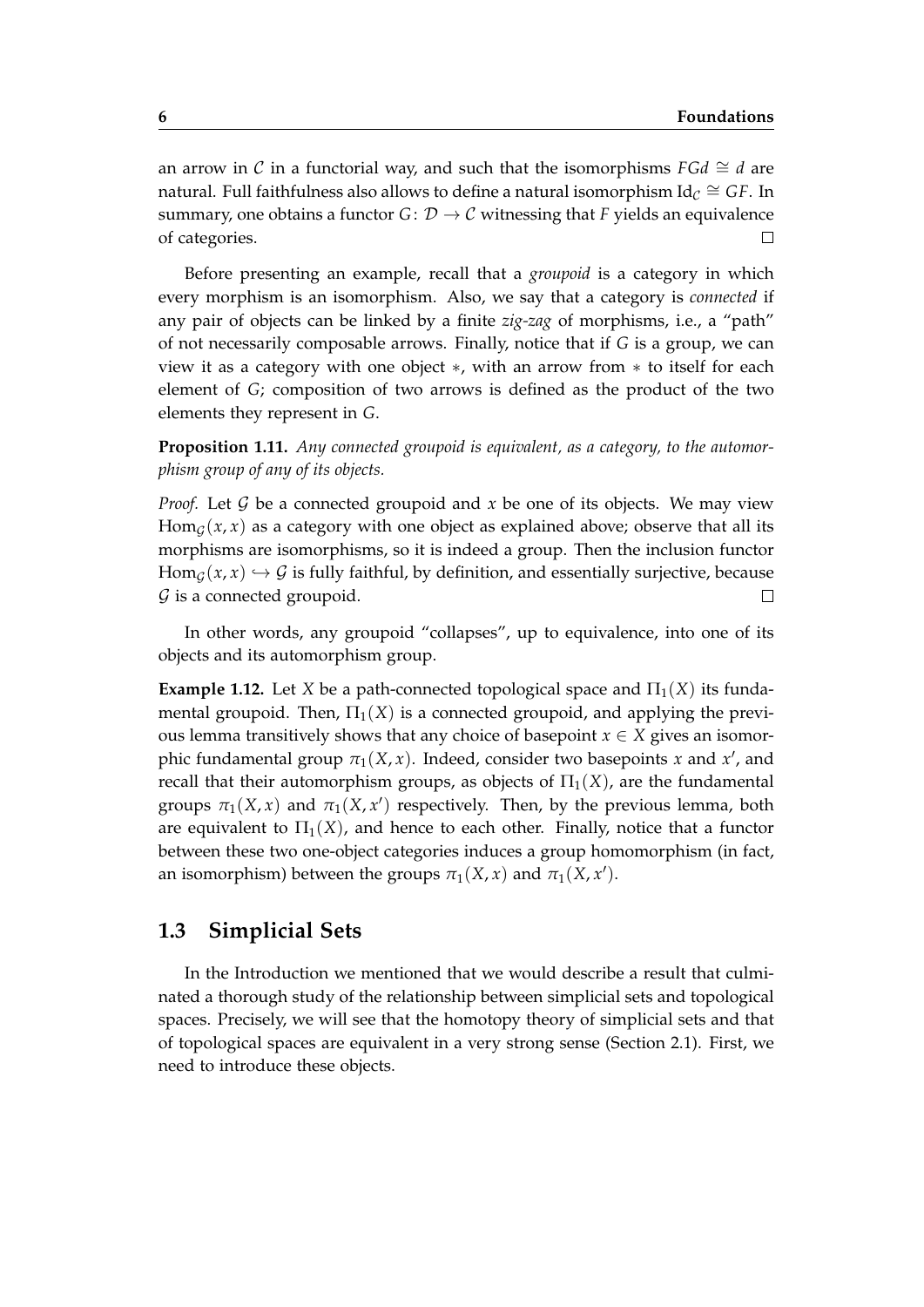an arrow in $\mathcal{C}$ in a functorial way, and such that the isomorphisms $FGd \cong d$ are natural. Full faithfulness also allows to define a natural isomorphism $\mathrm{Id}_{\mathcal{C}} \cong GF$. In summary, one obtains a functor $G\colon \mathcal{D} \to \mathcal{C}$ witnessing that $F$ yields an equivalence of categories. $\square$

Before presenting an example, recall that a *groupoid* is a category in which every morphism is an isomorphism. Also, we say that a category is *connected* if any pair of objects can be linked by a finite *zig-zag* of morphisms, i.e., a "path" of not necessarily composable arrows. Finally, notice that if $G$ is a group, we can view it as a category with one object $*$, with an arrow from $*$ to itself for each element of $G$; composition of two arrows is defined as the product of the two elements they represent in $G$.

**Proposition 1.11.** *Any connected groupoid is equivalent, as a category, to the automorphism group of any of its objects.*

*Proof.* Let $\mathcal{G}$ be a connected groupoid and $x$ be one of its objects. We may view $\mathrm{Hom}_{\mathcal{G}}(x, x)$ as a category with one object as explained above; observe that all its morphisms are isomorphisms, so it is indeed a group. Then the inclusion functor $\mathrm{Hom}_{\mathcal{G}}(x, x) \hookrightarrow \mathcal{G}$ is fully faithful, by definition, and essentially surjective, because $\mathcal{G}$ is a connected groupoid. $\square$

In other words, any groupoid "collapses", up to equivalence, into one of its objects and its automorphism group.

**Example 1.12.** Let $X$ be a path-connected topological space and $\Pi_1(X)$ its fundamental groupoid. Then, $\Pi_1(X)$ is a connected groupoid, and applying the previous lemma transitively shows that any choice of basepoint $x \in X$ gives an isomorphic fundamental group $\pi_1(X, x)$. Indeed, consider two basepoints $x$ and $x'$, and recall that their automorphism groups, as objects of $\Pi_1(X)$, are the fundamental groups $\pi_1(X, x)$ and $\pi_1(X, x')$ respectively. Then, by the previous lemma, both are equivalent to $\Pi_1(X)$, and hence to each other. Finally, notice that a functor between these two one-object categories induces a group homomorphism (in fact, an isomorphism) between the groups $\pi_1(X, x)$ and $\pi_1(X, x')$.

## 1.3 Simplicial Sets

In the Introduction we mentioned that we would describe a result that culminated a thorough study of the relationship between simplicial sets and topological spaces. Precisely, we will see that the homotopy theory of simplicial sets and that of topological spaces are equivalent in a very strong sense (Section 2.1). First, we need to introduce these objects.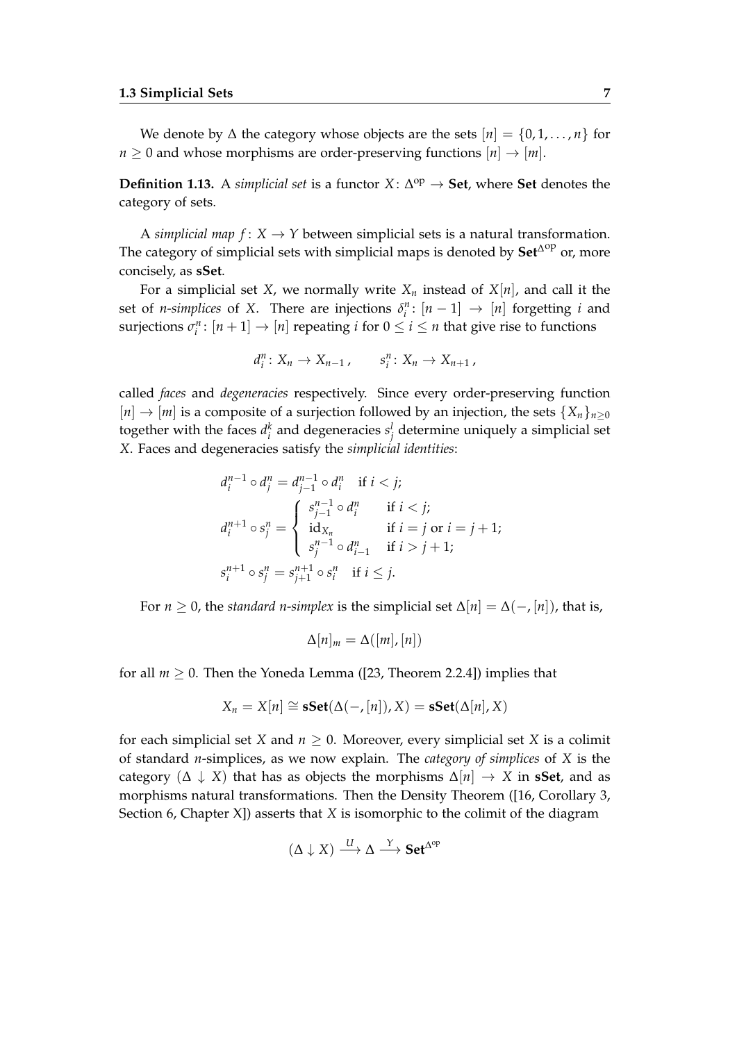We denote by $\Delta$ the category whose objects are the sets $[n] = \{0, 1, \ldots, n\}$ for $n \geq 0$ and whose morphisms are order-preserving functions $[n] \to [m]$.

**Definition 1.13.** A *simplicial set* is a functor $X\colon \Delta^{\mathrm{op}} \to \mathbf{Set}$, where $\mathbf{Set}$ denotes the category of sets.

A *simplicial map* $f\colon X \to Y$ between simplicial sets is a natural transformation. The category of simplicial sets with simplicial maps is denoted by $\mathbf{Set}^{\Delta^{\mathrm{op}}}$ or, more concisely, as $\mathbf{sSet}$.

For a simplicial set $X$, we normally write $X_n$ instead of $X[n]$, and call it the set of *n-simplices* of $X$. There are injections $\delta_i^n\colon [n-1] \to [n]$ forgetting $i$ and surjections $\sigma_i^n\colon [n+1] \to [n]$ repeating $i$ for $0 \leq i \leq n$ that give rise to functions

$$d_i^n\colon X_n \to X_{n-1}\,, \qquad s_i^n\colon X_n \to X_{n+1}\,,$$

called *faces* and *degeneracies* respectively. Since every order-preserving function $[n] \to [m]$ is a composite of a surjection followed by an injection, the sets $\{X_n\}_{n\geq 0}$ together with the faces $d_i^k$ and degeneracies $s_j^l$ determine uniquely a simplicial set $X$. Faces and degeneracies satisfy the *simplicial identities*:

$$d_i^{n-1} \circ d_j^n = d_{j-1}^{n-1} \circ d_i^n \quad \text{if } i < j;$$

$$d_i^{n+1} \circ s_j^n = \begin{cases} s_{j-1}^{n-1} \circ d_i^n & \text{if } i < j; \\ \mathrm{id}_{X_n} & \text{if } i = j \text{ or } i = j+1; \\ s_j^{n-1} \circ d_{i-1}^n & \text{if } i > j+1; \end{cases}$$

$$s_i^{n+1} \circ s_j^n = s_{j+1}^{n+1} \circ s_i^n \quad \text{if } i \leq j.$$

For $n \geq 0$, the *standard n-simplex* is the simplicial set $\Delta[n] = \Delta(-, [n])$, that is,

$$\Delta[n]_m = \Delta([m], [n])$$

for all $m \geq 0$. Then the Yoneda Lemma ([23, Theorem 2.2.4]) implies that

$$X_n = X[n] \cong \mathbf{sSet}(\Delta(-, [n]), X) = \mathbf{sSet}(\Delta[n], X)$$

for each simplicial set $X$ and $n \geq 0$. Moreover, every simplicial set $X$ is a colimit of standard $n$-simplices, as we now explain. The *category of simplices* of $X$ is the category $(\Delta \downarrow X)$ that has as objects the morphisms $\Delta[n] \to X$ in $\mathbf{sSet}$, and as morphisms natural transformations. Then the Density Theorem ([16, Corollary 3, Section 6, Chapter X]) asserts that $X$ is isomorphic to the colimit of the diagram

$$(\Delta \downarrow X) \xrightarrow{\;U\;} \Delta \xrightarrow{\;Y\;} \mathbf{Set}^{\Delta^{\mathrm{op}}}$$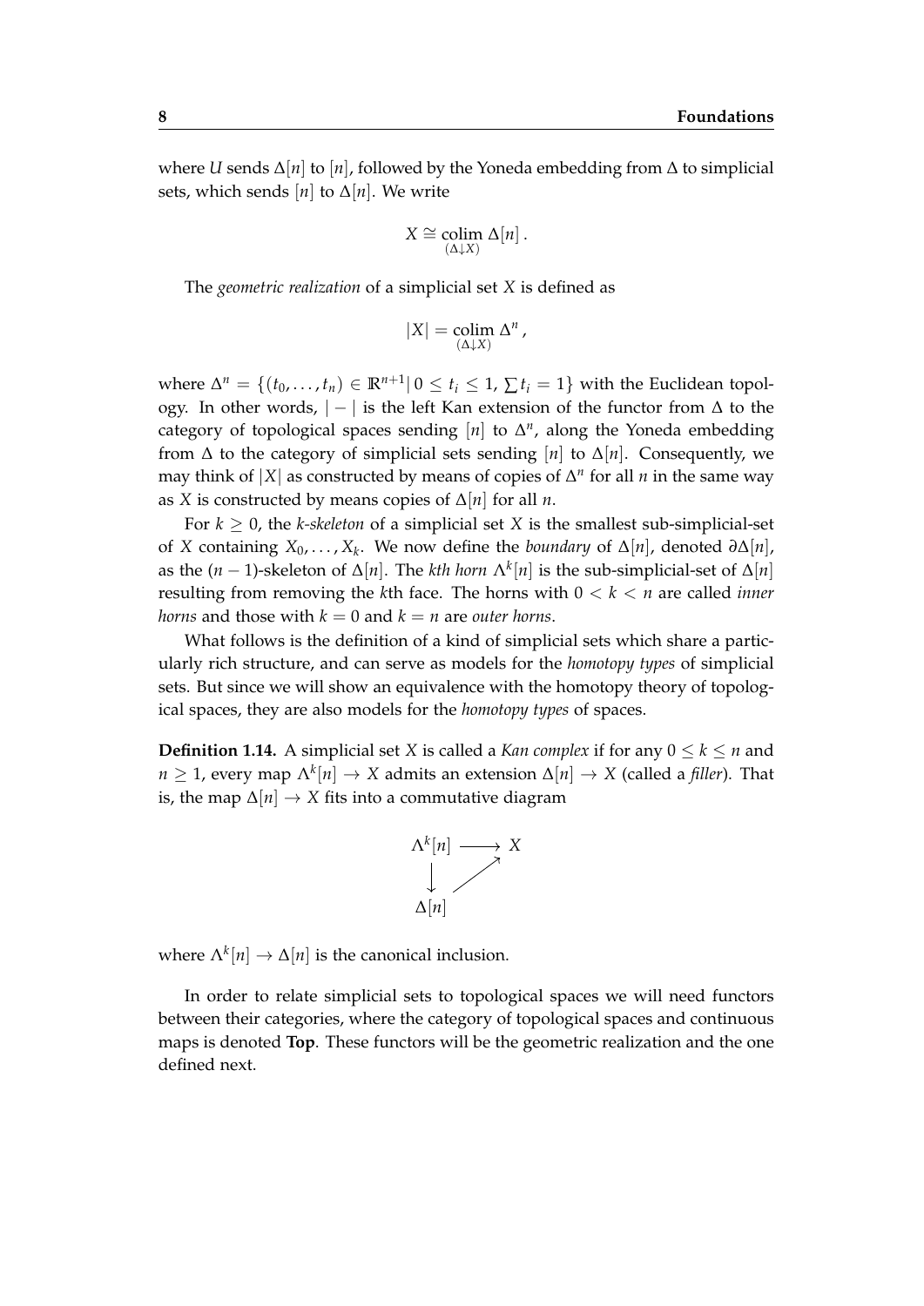where $U$ sends $\Delta[n]$ to $[n]$, followed by the Yoneda embedding from $\Delta$ to simplicial sets, which sends $[n]$ to $\Delta[n]$. We write

$$X \cong \operatorname*{colim}_{(\Delta \downarrow X)} \Delta[n] \, .$$

The *geometric realization* of a simplicial set $X$ is defined as

$$|X| = \operatorname*{colim}_{(\Delta \downarrow X)} \Delta^n \, ,$$

where $\Delta^n = \{(t_0, \ldots, t_n) \in \mathbb{R}^{n+1} | \, 0 \leq t_i \leq 1, \, \sum t_i = 1\}$ with the Euclidean topology. In other words, $| - |$ is the left Kan extension of the functor from $\Delta$ to the category of topological spaces sending $[n]$ to $\Delta^n$, along the Yoneda embedding from $\Delta$ to the category of simplicial sets sending $[n]$ to $\Delta[n]$. Consequently, we may think of $|X|$ as constructed by means of copies of $\Delta^n$ for all $n$ in the same way as $X$ is constructed by means copies of $\Delta[n]$ for all $n$.

For $k \geq 0$, the *k-skeleton* of a simplicial set $X$ is the smallest sub-simplicial-set of $X$ containing $X_0, \ldots, X_k$. We now define the *boundary* of $\Delta[n]$, denoted $\partial \Delta[n]$, as the $(n-1)$-skeleton of $\Delta[n]$. The *kth horn* $\Lambda^k[n]$ is the sub-simplicial-set of $\Delta[n]$ resulting from removing the $k$th face. The horns with $0 < k < n$ are called *inner horns* and those with $k = 0$ and $k = n$ are *outer horns*.

What follows is the definition of a kind of simplicial sets which share a particularly rich structure, and can serve as models for the *homotopy types* of simplicial sets. But since we will show an equivalence with the homotopy theory of topological spaces, they are also models for the *homotopy types* of spaces.

**Definition 1.14.** A simplicial set $X$ is called a *Kan complex* if for any $0 \leq k \leq n$ and $n \geq 1$, every map $\Lambda^k[n] \to X$ admits an extension $\Delta[n] \to X$ (called a *filler*). That is, the map $\Delta[n] \to X$ fits into a commutative diagram

$$\begin{array}{ccc} \Lambda^k[n] & \longrightarrow & X \\ \downarrow & \nearrow & \\ \Delta[n] & & \end{array}$$

where $\Lambda^k[n] \to \Delta[n]$ is the canonical inclusion.

In order to relate simplicial sets to topological spaces we will need functors between their categories, where the category of topological spaces and continuous maps is denoted **Top**. These functors will be the geometric realization and the one defined next.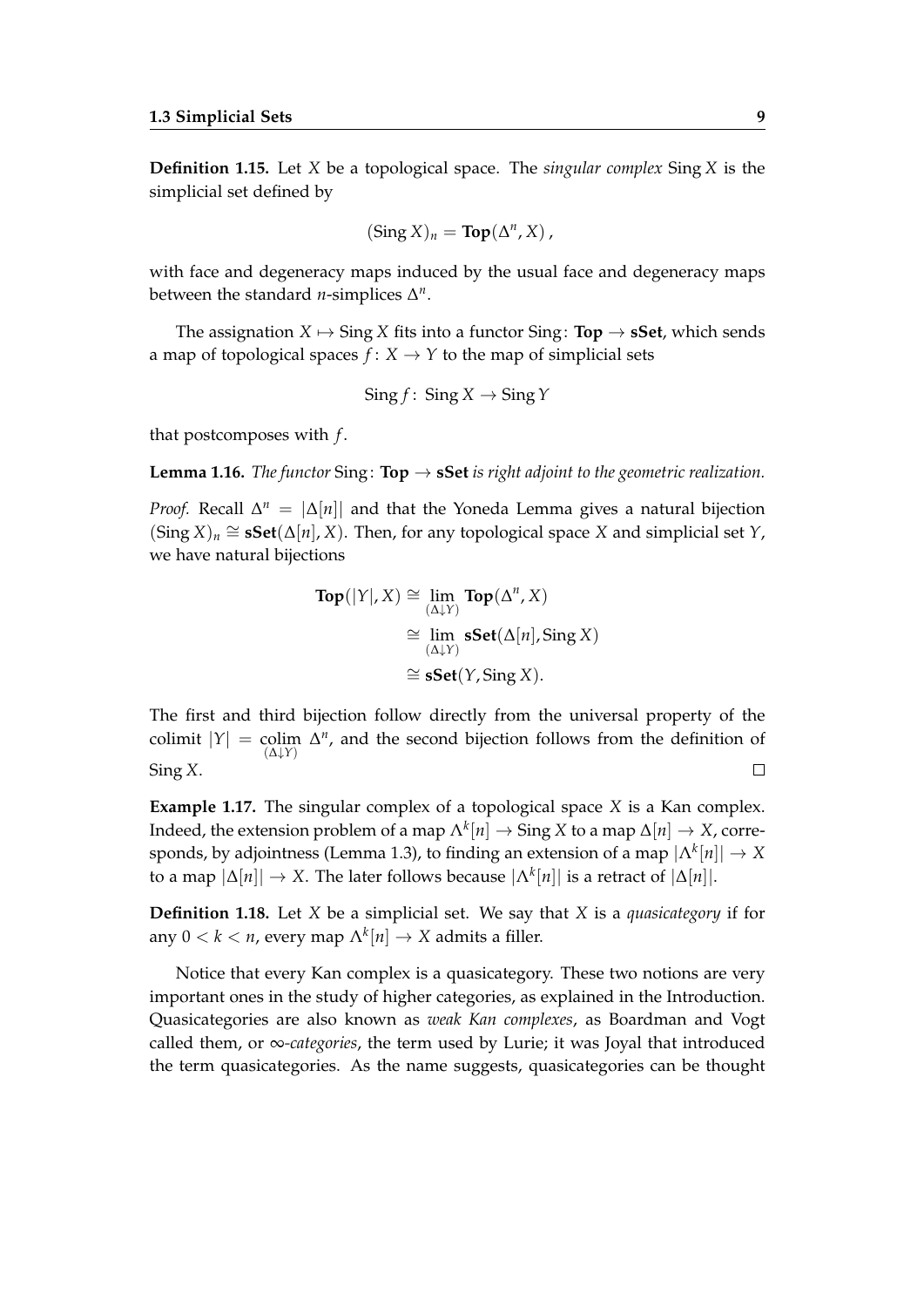**Definition 1.15.** Let $X$ be a topological space. The *singular complex* $\operatorname{Sing} X$ is the simplicial set defined by

$$(\operatorname{Sing} X)_n = \mathbf{Top}(\Delta^n, X)\,,$$

with face and degeneracy maps induced by the usual face and degeneracy maps between the standard $n$-simplices $\Delta^n$.

The assignation $X \mapsto \operatorname{Sing} X$ fits into a functor $\operatorname{Sing}\colon \mathbf{Top} \to \mathbf{sSet}$, which sends a map of topological spaces $f\colon X \to Y$ to the map of simplicial sets

$$\operatorname{Sing} f\colon \operatorname{Sing} X \to \operatorname{Sing} Y$$

that postcomposes with $f$.

**Lemma 1.16.** *The functor* $\operatorname{Sing}\colon \mathbf{Top} \to \mathbf{sSet}$ *is right adjoint to the geometric realization.*

*Proof.* Recall $\Delta^n = |\Delta[n]|$ and that the Yoneda Lemma gives a natural bijection $(\operatorname{Sing} X)_n \cong \mathbf{sSet}(\Delta[n], X)$. Then, for any topological space $X$ and simplicial set $Y$, we have natural bijections

$$\begin{aligned}
\mathbf{Top}(|Y|, X) &\cong \lim_{(\Delta\downarrow Y)} \mathbf{Top}(\Delta^n, X) \\
&\cong \lim_{(\Delta\downarrow Y)} \mathbf{sSet}(\Delta[n], \operatorname{Sing} X) \\
&\cong \mathbf{sSet}(Y, \operatorname{Sing} X).
\end{aligned}$$

The first and third bijection follow directly from the universal property of the colimit $|Y| = \operatorname*{colim}_{(\Delta\downarrow Y)} \Delta^n$, and the second bijection follows from the definition of $\operatorname{Sing} X$. $\square$

**Example 1.17.** The singular complex of a topological space $X$ is a Kan complex. Indeed, the extension problem of a map $\Lambda^k[n] \to \operatorname{Sing} X$ to a map $\Delta[n] \to X$, corresponds, by adjointness (Lemma 1.3), to finding an extension of a map $|\Lambda^k[n]| \to X$ to a map $|\Delta[n]| \to X$. The later follows because $|\Lambda^k[n]|$ is a retract of $|\Delta[n]|$.

**Definition 1.18.** Let $X$ be a simplicial set. We say that $X$ is a *quasicategory* if for any $0 < k < n$, every map $\Lambda^k[n] \to X$ admits a filler.

Notice that every Kan complex is a quasicategory. These two notions are very important ones in the study of higher categories, as explained in the Introduction. Quasicategories are also known as *weak Kan complexes*, as Boardman and Vogt called them, or $\infty$*-categories*, the term used by Lurie; it was Joyal that introduced the term quasicategories. As the name suggests, quasicategories can be thought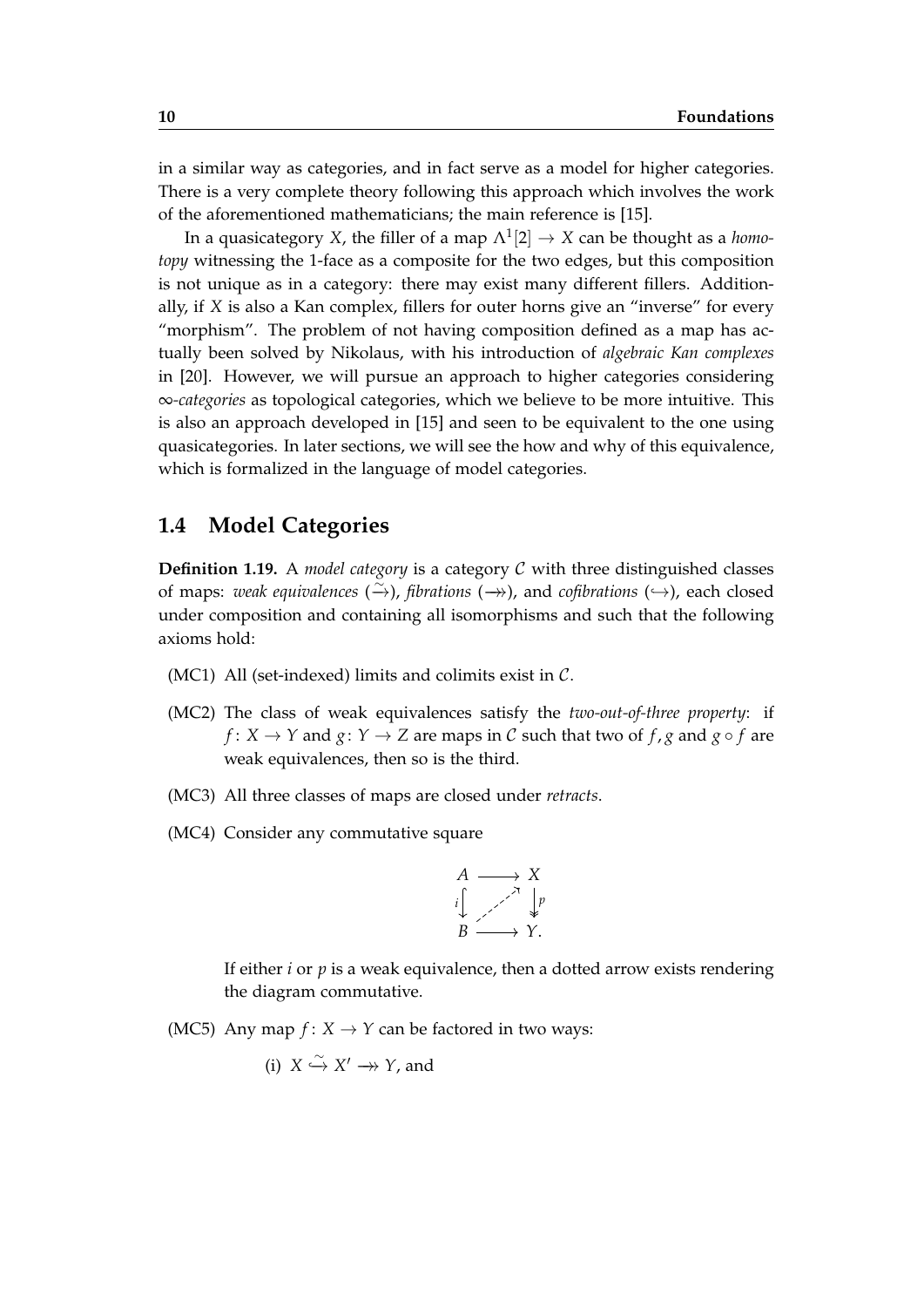in a similar way as categories, and in fact serve as a model for higher categories. There is a very complete theory following this approach which involves the work of the aforementioned mathematicians; the main reference is [15].

In a quasicategory $X$, the filler of a map $\Lambda^1[2] \to X$ can be thought as a *homotopy* witnessing the 1-face as a composite for the two edges, but this composition is not unique as in a category: there may exist many different fillers. Additionally, if $X$ is also a Kan complex, fillers for outer horns give an "inverse" for every "morphism". The problem of not having composition defined as a map has actually been solved by Nikolaus, with his introduction of *algebraic Kan complexes* in [20]. However, we will pursue an approach to higher categories considering $\infty$-*categories* as topological categories, which we believe to be more intuitive. This is also an approach developed in [15] and seen to be equivalent to the one using quasicategories. In later sections, we will see the how and why of this equivalence, which is formalized in the language of model categories.

## 1.4 Model Categories

**Definition 1.19.** A *model category* is a category $\mathcal{C}$ with three distinguished classes of maps: *weak equivalences* ($\xrightarrow{\sim}$), *fibrations* ($\twoheadrightarrow$), and *cofibrations* ($\hookrightarrow$), each closed under composition and containing all isomorphisms and such that the following axioms hold:

(MC1) All (set-indexed) limits and colimits exist in $\mathcal{C}$.

(MC2) The class of weak equivalences satisfy the *two-out-of-three property*: if $f \colon X \to Y$ and $g \colon Y \to Z$ are maps in $\mathcal{C}$ such that two of $f, g$ and $g \circ f$ are weak equivalences, then so is the third.

(MC3) All three classes of maps are closed under *retracts*.

(MC4) Consider any commutative square

$$\begin{array}{ccc} A & \longrightarrow & X \\ {\scriptstyle i}\big\downarrow & \nearrow & \big\downarrow{\scriptstyle p} \\ B & \longrightarrow & Y. \end{array}$$

If either $i$ or $p$ is a weak equivalence, then a dotted arrow exists rendering the diagram commutative.

(MC5) Any map $f \colon X \to Y$ can be factored in two ways:

(i) $X \overset{\sim}{\hookrightarrow} X' \twoheadrightarrow Y$, and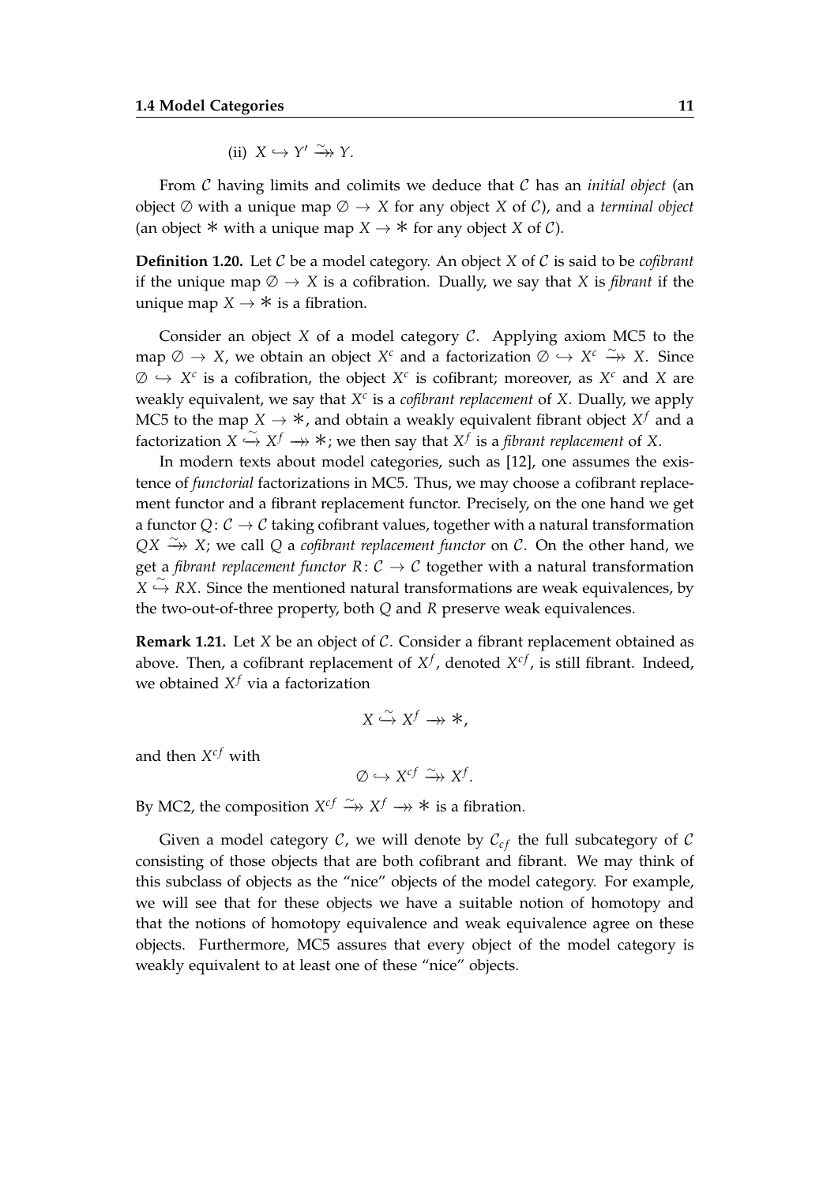(ii) $X \hookrightarrow Y' \xrightarrow{\sim}\!\!\!\!\rightarrow Y$.

From $\mathcal{C}$ having limits and colimits we deduce that $\mathcal{C}$ has an *initial object* (an object $\emptyset$ with a unique map $\emptyset \to X$ for any object $X$ of $\mathcal{C}$), and a *terminal object* (an object $*$ with a unique map $X \to *$ for any object $X$ of $\mathcal{C}$).

**Definition 1.20.** Let $\mathcal{C}$ be a model category. An object $X$ of $\mathcal{C}$ is said to be *cofibrant* if the unique map $\emptyset \to X$ is a cofibration. Dually, we say that $X$ is *fibrant* if the unique map $X \to *$ is a fibration.

Consider an object $X$ of a model category $\mathcal{C}$. Applying axiom MC5 to the map $\emptyset \to X$, we obtain an object $X^c$ and a factorization $\emptyset \hookrightarrow X^c \xrightarrow{\sim}\!\!\!\!\rightarrow X$. Since $\emptyset \hookrightarrow X^c$ is a cofibration, the object $X^c$ is cofibrant; moreover, as $X^c$ and $X$ are weakly equivalent, we say that $X^c$ is a *cofibrant replacement* of $X$. Dually, we apply MC5 to the map $X \to *$, and obtain a weakly equivalent fibrant object $X^f$ and a factorization $X \overset{\sim}{\hookrightarrow} X^f \twoheadrightarrow *$; we then say that $X^f$ is a *fibrant replacement* of $X$.

In modern texts about model categories, such as [12], one assumes the existence of *functorial* factorizations in MC5. Thus, we may choose a cofibrant replacement functor and a fibrant replacement functor. Precisely, on the one hand we get a functor $Q\colon \mathcal{C} \to \mathcal{C}$ taking cofibrant values, together with a natural transformation $QX \xrightarrow{\sim}\!\!\!\!\rightarrow X$; we call $Q$ a *cofibrant replacement functor* on $\mathcal{C}$. On the other hand, we get a *fibrant replacement functor* $R\colon \mathcal{C} \to \mathcal{C}$ together with a natural transformation $X \overset{\sim}{\hookrightarrow} RX$. Since the mentioned natural transformations are weak equivalences, by the two-out-of-three property, both $Q$ and $R$ preserve weak equivalences.

**Remark 1.21.** Let $X$ be an object of $\mathcal{C}$. Consider a fibrant replacement obtained as above. Then, a cofibrant replacement of $X^f$, denoted $X^{cf}$, is still fibrant. Indeed, we obtained $X^f$ via a factorization

$$X \overset{\sim}{\hookrightarrow} X^f \twoheadrightarrow *,$$

and then $X^{cf}$ with

$$\emptyset \hookrightarrow X^{cf} \xrightarrow{\sim}\!\!\!\!\rightarrow X^f.$$

By MC2, the composition $X^{cf} \xrightarrow{\sim}\!\!\!\!\rightarrow X^f \twoheadrightarrow *$ is a fibration.

Given a model category $\mathcal{C}$, we will denote by $\mathcal{C}_{cf}$ the full subcategory of $\mathcal{C}$ consisting of those objects that are both cofibrant and fibrant. We may think of this subclass of objects as the "nice" objects of the model category. For example, we will see that for these objects we have a suitable notion of homotopy and that the notions of homotopy equivalence and weak equivalence agree on these objects. Furthermore, MC5 assures that every object of the model category is weakly equivalent to at least one of these "nice" objects.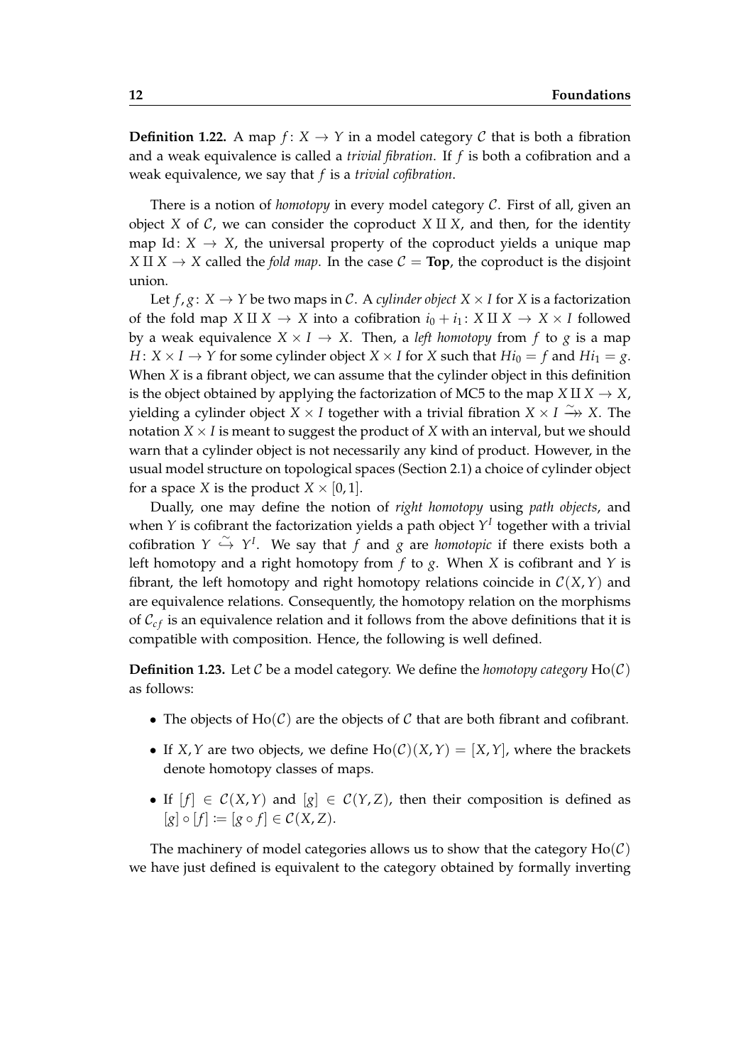**Definition 1.22.** A map $f \colon X \to Y$ in a model category $\mathcal{C}$ that is both a fibration and a weak equivalence is called a *trivial fibration*. If $f$ is both a cofibration and a weak equivalence, we say that $f$ is a *trivial cofibration*.

There is a notion of *homotopy* in every model category $\mathcal{C}$. First of all, given an object $X$ of $\mathcal{C}$, we can consider the coproduct $X \amalg X$, and then, for the identity map $\mathrm{Id} \colon X \to X$, the universal property of the coproduct yields a unique map $X \amalg X \to X$ called the *fold map*. In the case $\mathcal{C} = \mathbf{Top}$, the coproduct is the disjoint union.

Let $f, g \colon X \to Y$ be two maps in $\mathcal{C}$. A *cylinder object* $X \times I$ for $X$ is a factorization of the fold map $X \amalg X \to X$ into a cofibration $i_0 + i_1 \colon X \amalg X \to X \times I$ followed by a weak equivalence $X \times I \to X$. Then, a *left homotopy* from $f$ to $g$ is a map $H \colon X \times I \to Y$ for some cylinder object $X \times I$ for $X$ such that $Hi_0 = f$ and $Hi_1 = g$. When $X$ is a fibrant object, we can assume that the cylinder object in this definition is the object obtained by applying the factorization of MC5 to the map $X \amalg X \to X$, yielding a cylinder object $X \times I$ together with a trivial fibration $X \times I \xrightarrow{\sim} X$. The notation $X \times I$ is meant to suggest the product of $X$ with an interval, but we should warn that a cylinder object is not necessarily any kind of product. However, in the usual model structure on topological spaces (Section 2.1) a choice of cylinder object for a space $X$ is the product $X \times [0, 1]$.

Dually, one may define the notion of *right homotopy* using *path objects*, and when $Y$ is cofibrant the factorization yields a path object $Y^I$ together with a trivial cofibration $Y \overset{\sim}{\hookrightarrow} Y^I$. We say that $f$ and $g$ are *homotopic* if there exists both a left homotopy and a right homotopy from $f$ to $g$. When $X$ is cofibrant and $Y$ is fibrant, the left homotopy and right homotopy relations coincide in $\mathcal{C}(X, Y)$ and are equivalence relations. Consequently, the homotopy relation on the morphisms of $\mathcal{C}_{cf}$ is an equivalence relation and it follows from the above definitions that it is compatible with composition. Hence, the following is well defined.

**Definition 1.23.** Let $\mathcal{C}$ be a model category. We define the *homotopy category* $\mathrm{Ho}(\mathcal{C})$ as follows:

- The objects of $\mathrm{Ho}(\mathcal{C})$ are the objects of $\mathcal{C}$ that are both fibrant and cofibrant.
- If $X, Y$ are two objects, we define $\mathrm{Ho}(\mathcal{C})(X, Y) = [X, Y]$, where the brackets denote homotopy classes of maps.
- If $[f] \in \mathcal{C}(X, Y)$ and $[g] \in \mathcal{C}(Y, Z)$, then their composition is defined as $[g] \circ [f] \coloneqq [g \circ f] \in \mathcal{C}(X, Z)$.

The machinery of model categories allows us to show that the category $\mathrm{Ho}(\mathcal{C})$ we have just defined is equivalent to the category obtained by formally inverting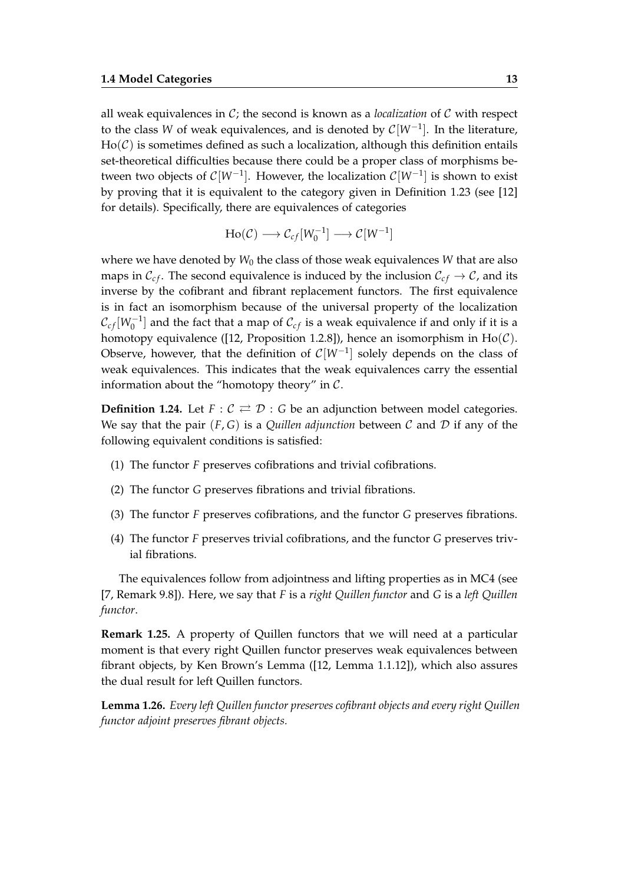all weak equivalences in $\mathcal{C}$; the second is known as a *localization* of $\mathcal{C}$ with respect to the class $W$ of weak equivalences, and is denoted by $\mathcal{C}[W^{-1}]$. In the literature, $\mathrm{Ho}(\mathcal{C})$ is sometimes defined as such a localization, although this definition entails set-theoretical difficulties because there could be a proper class of morphisms between two objects of $\mathcal{C}[W^{-1}]$. However, the localization $\mathcal{C}[W^{-1}]$ is shown to exist by proving that it is equivalent to the category given in Definition 1.23 (see [12] for details). Specifically, there are equivalences of categories

$$\mathrm{Ho}(\mathcal{C}) \longrightarrow \mathcal{C}_{cf}[W_0^{-1}] \longrightarrow \mathcal{C}[W^{-1}]$$

where we have denoted by $W_0$ the class of those weak equivalences $W$ that are also maps in $\mathcal{C}_{cf}$. The second equivalence is induced by the inclusion $\mathcal{C}_{cf} \to \mathcal{C}$, and its inverse by the cofibrant and fibrant replacement functors. The first equivalence is in fact an isomorphism because of the universal property of the localization $\mathcal{C}_{cf}[W_0^{-1}]$ and the fact that a map of $\mathcal{C}_{cf}$ is a weak equivalence if and only if it is a homotopy equivalence ([12, Proposition 1.2.8]), hence an isomorphism in $\mathrm{Ho}(\mathcal{C})$. Observe, however, that the definition of $\mathcal{C}[W^{-1}]$ solely depends on the class of weak equivalences. This indicates that the weak equivalences carry the essential information about the "homotopy theory" in $\mathcal{C}$.

**Definition 1.24.** Let $F : \mathcal{C} \rightleftarrows \mathcal{D} : G$ be an adjunction between model categories. We say that the pair $(F, G)$ is a *Quillen adjunction* between $\mathcal{C}$ and $\mathcal{D}$ if any of the following equivalent conditions is satisfied:

(1) The functor $F$ preserves cofibrations and trivial cofibrations.

(2) The functor $G$ preserves fibrations and trivial fibrations.

(3) The functor $F$ preserves cofibrations, and the functor $G$ preserves fibrations.

(4) The functor $F$ preserves trivial cofibrations, and the functor $G$ preserves trivial fibrations.

The equivalences follow from adjointness and lifting properties as in MC4 (see [7, Remark 9.8]). Here, we say that $F$ is a *right Quillen functor* and $G$ is a *left Quillen functor*.

**Remark 1.25.** A property of Quillen functors that we will need at a particular moment is that every right Quillen functor preserves weak equivalences between fibrant objects, by Ken Brown's Lemma ([12, Lemma 1.1.12]), which also assures the dual result for left Quillen functors.

**Lemma 1.26.** *Every left Quillen functor preserves cofibrant objects and every right Quillen functor adjoint preserves fibrant objects.*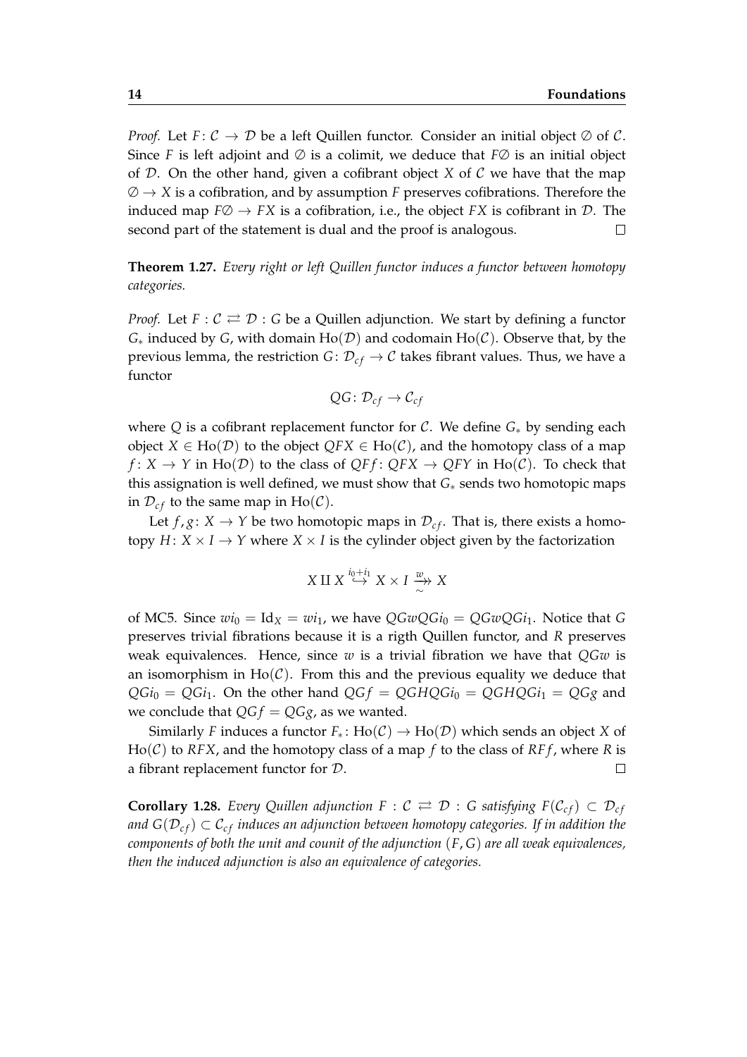*Proof.* Let $F\colon \mathcal{C} \to \mathcal{D}$ be a left Quillen functor. Consider an initial object $\varnothing$ of $\mathcal{C}$. Since $F$ is left adjoint and $\varnothing$ is a colimit, we deduce that $F\varnothing$ is an initial object of $\mathcal{D}$. On the other hand, given a cofibrant object $X$ of $\mathcal{C}$ we have that the map $\varnothing \to X$ is a cofibration, and by assumption $F$ preserves cofibrations. Therefore the induced map $F\varnothing \to FX$ is a cofibration, i.e., the object $FX$ is cofibrant in $\mathcal{D}$. The second part of the statement is dual and the proof is analogous. $\square$

**Theorem 1.27.** *Every right or left Quillen functor induces a functor between homotopy categories.*

*Proof.* Let $F : \mathcal{C} \rightleftarrows \mathcal{D} : G$ be a Quillen adjunction. We start by defining a functor $G_*$ induced by $G$, with domain $\mathrm{Ho}(\mathcal{D})$ and codomain $\mathrm{Ho}(\mathcal{C})$. Observe that, by the previous lemma, the restriction $G\colon \mathcal{D}_{cf} \to \mathcal{C}$ takes fibrant values. Thus, we have a functor

$$QG\colon \mathcal{D}_{cf} \to \mathcal{C}_{cf}$$

where $Q$ is a cofibrant replacement functor for $\mathcal{C}$. We define $G_*$ by sending each object $X \in \mathrm{Ho}(\mathcal{D})$ to the object $QFX \in \mathrm{Ho}(\mathcal{C})$, and the homotopy class of a map $f\colon X \to Y$ in $\mathrm{Ho}(\mathcal{D})$ to the class of $QFf\colon QFX \to QFY$ in $\mathrm{Ho}(\mathcal{C})$. To check that this assignation is well defined, we must show that $G_*$ sends two homotopic maps in $\mathcal{D}_{cf}$ to the same map in $\mathrm{Ho}(\mathcal{C})$.

Let $f, g\colon X \to Y$ be two homotopic maps in $\mathcal{D}_{cf}$. That is, there exists a homotopy $H\colon X \times I \to Y$ where $X \times I$ is the cylinder object given by the factorization

$$X \amalg X \overset{i_0+i_1}{\hookrightarrow} X \times I \underset{\sim}{\overset{w}{\twoheadrightarrow}} X$$

of MC5. Since $wi_0 = \mathrm{Id}_X = wi_1$, we have $QGwQGi_0 = QGwQGi_1$. Notice that $G$ preserves trivial fibrations because it is a rigth Quillen functor, and $R$ preserves weak equivalences. Hence, since $w$ is a trivial fibration we have that $QGw$ is an isomorphism in $\mathrm{Ho}(\mathcal{C})$. From this and the previous equality we deduce that $QGi_0 = QGi_1$. On the other hand $QGf = QGHQGi_0 = QGHQGi_1 = QGg$ and we conclude that $QGf = QGg$, as we wanted.

Similarly $F$ induces a functor $F_*\colon \mathrm{Ho}(\mathcal{C}) \to \mathrm{Ho}(\mathcal{D})$ which sends an object $X$ of $\mathrm{Ho}(\mathcal{C})$ to $RFX$, and the homotopy class of a map $f$ to the class of $RFf$, where $R$ is a fibrant replacement functor for $\mathcal{D}$. $\square$

**Corollary 1.28.** *Every Quillen adjunction $F : \mathcal{C} \rightleftarrows \mathcal{D} : G$ satisfying $F(\mathcal{C}_{cf}) \subset \mathcal{D}_{cf}$ and $G(\mathcal{D}_{cf}) \subset \mathcal{C}_{cf}$ induces an adjunction between homotopy categories. If in addition the components of both the unit and counit of the adjunction $(F, G)$ are all weak equivalences, then the induced adjunction is also an equivalence of categories.*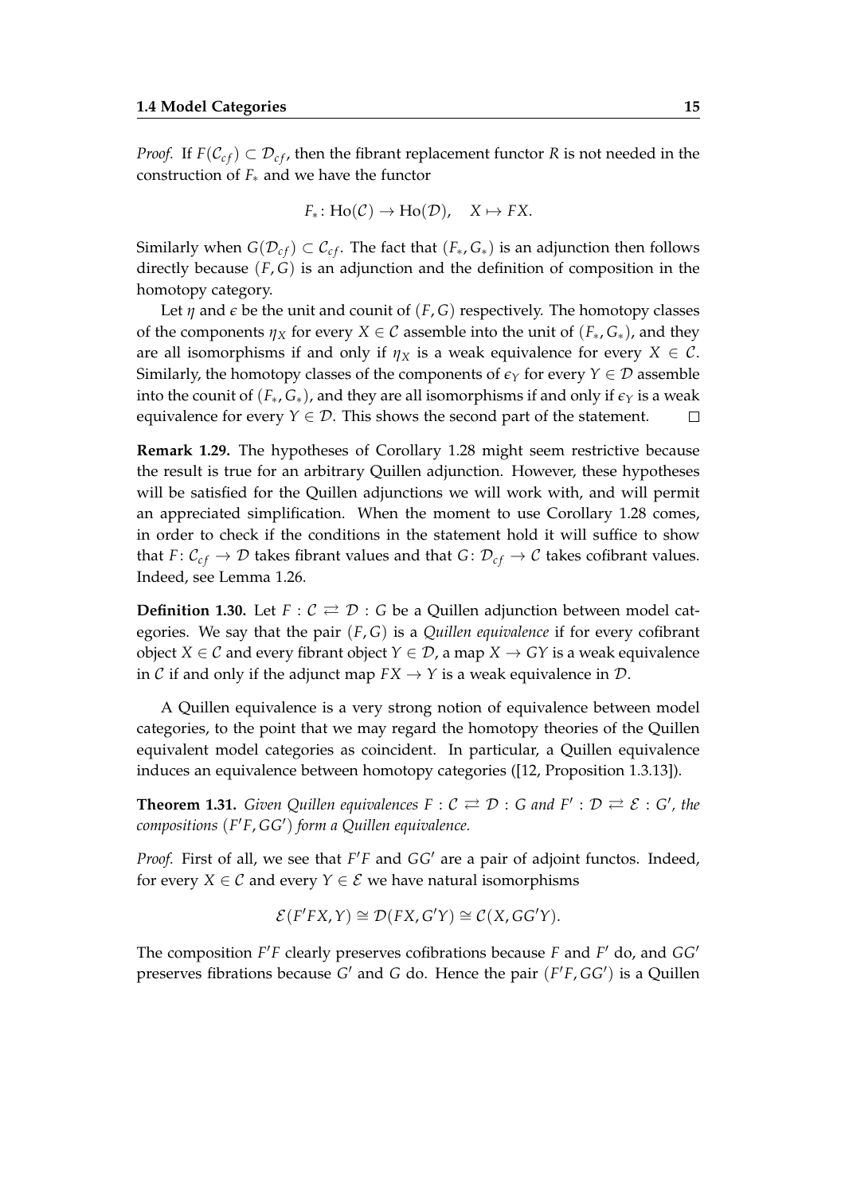*Proof.* If $F(\mathcal{C}_{cf}) \subset \mathcal{D}_{cf}$, then the fibrant replacement functor $R$ is not needed in the construction of $F_*$ and we have the functor

$$F_* \colon \mathrm{Ho}(\mathcal{C}) \to \mathrm{Ho}(\mathcal{D}), \quad X \mapsto FX.$$

Similarly when $G(\mathcal{D}_{cf}) \subset \mathcal{C}_{cf}$. The fact that $(F_*, G_*)$ is an adjunction then follows directly because $(F, G)$ is an adjunction and the definition of composition in the homotopy category.

Let $\eta$ and $\epsilon$ be the unit and counit of $(F, G)$ respectively. The homotopy classes of the components $\eta_X$ for every $X \in \mathcal{C}$ assemble into the unit of $(F_*, G_*)$, and they are all isomorphisms if and only if $\eta_X$ is a weak equivalence for every $X \in \mathcal{C}$. Similarly, the homotopy classes of the components of $\epsilon_Y$ for every $Y \in \mathcal{D}$ assemble into the counit of $(F_*, G_*)$, and they are all isomorphisms if and only if $\epsilon_Y$ is a weak equivalence for every $Y \in \mathcal{D}$. This shows the second part of the statement. □

**Remark 1.29.** The hypotheses of Corollary 1.28 might seem restrictive because the result is true for an arbitrary Quillen adjunction. However, these hypotheses will be satisfied for the Quillen adjunctions we will work with, and will permit an appreciated simplification. When the moment to use Corollary 1.28 comes, in order to check if the conditions in the statement hold it will suffice to show that $F \colon \mathcal{C}_{cf} \to \mathcal{D}$ takes fibrant values and that $G \colon \mathcal{D}_{cf} \to \mathcal{C}$ takes cofibrant values. Indeed, see Lemma 1.26.

**Definition 1.30.** Let $F : \mathcal{C} \rightleftarrows \mathcal{D} : G$ be a Quillen adjunction between model categories. We say that the pair $(F, G)$ is a *Quillen equivalence* if for every cofibrant object $X \in \mathcal{C}$ and every fibrant object $Y \in \mathcal{D}$, a map $X \to GY$ is a weak equivalence in $\mathcal{C}$ if and only if the adjunct map $FX \to Y$ is a weak equivalence in $\mathcal{D}$.

A Quillen equivalence is a very strong notion of equivalence between model categories, to the point that we may regard the homotopy theories of the Quillen equivalent model categories as coincident. In particular, a Quillen equivalence induces an equivalence between homotopy categories ([12, Proposition 1.3.13]).

**Theorem 1.31.** *Given Quillen equivalences $F : \mathcal{C} \rightleftarrows \mathcal{D} : G$ and $F' : \mathcal{D} \rightleftarrows \mathcal{E} : G'$, the compositions $(F'F, GG')$ form a Quillen equivalence.*

*Proof.* First of all, we see that $F'F$ and $GG'$ are a pair of adjoint functos. Indeed, for every $X \in \mathcal{C}$ and every $Y \in \mathcal{E}$ we have natural isomorphisms

$$\mathcal{E}(F'FX, Y) \cong \mathcal{D}(FX, G'Y) \cong \mathcal{C}(X, GG'Y).$$

The composition $F'F$ clearly preserves cofibrations because $F$ and $F'$ do, and $GG'$ preserves fibrations because $G'$ and $G$ do. Hence the pair $(F'F, GG')$ is a Quillen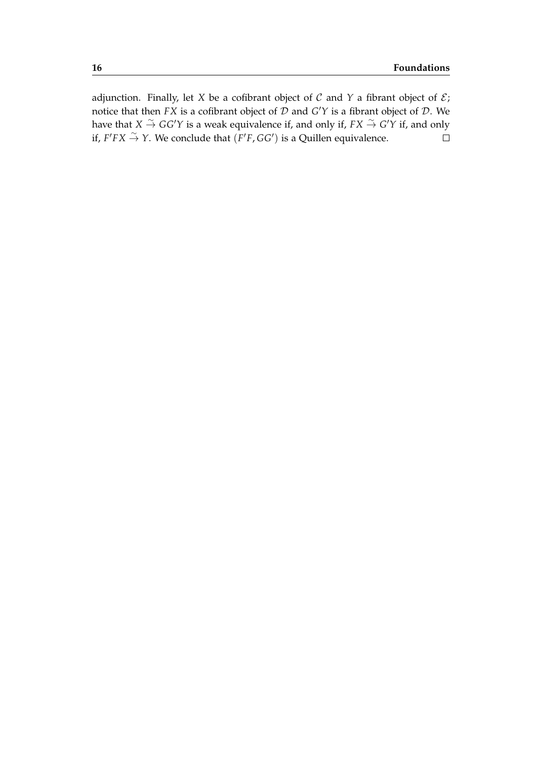adjunction. Finally, let $X$ be a cofibrant object of $\mathcal{C}$ and $Y$ a fibrant object of $\mathcal{E}$; notice that then $FX$ is a cofibrant object of $\mathcal{D}$ and $G'Y$ is a fibrant object of $\mathcal{D}$. We have that $X \overset{\sim}{\to} GG'Y$ is a weak equivalence if, and only if, $FX \overset{\sim}{\to} G'Y$ if, and only if, $F'FX \overset{\sim}{\to} Y$. We conclude that $(F'F, GG')$ is a Quillen equivalence. □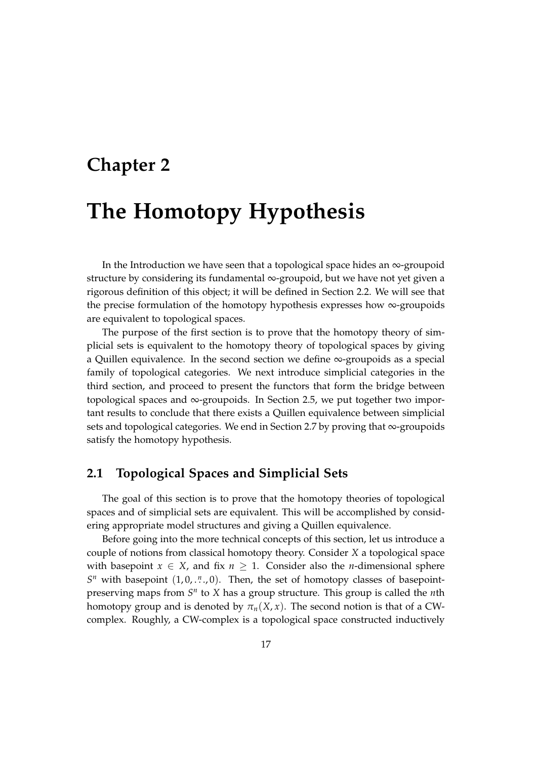# Chapter 2

# The Homotopy Hypothesis

In the Introduction we have seen that a topological space hides an $\infty$-groupoid structure by considering its fundamental $\infty$-groupoid, but we have not yet given a rigorous definition of this object; it will be defined in Section 2.2. We will see that the precise formulation of the homotopy hypothesis expresses how $\infty$-groupoids are equivalent to topological spaces.

The purpose of the first section is to prove that the homotopy theory of simplicial sets is equivalent to the homotopy theory of topological spaces by giving a Quillen equivalence. In the second section we define $\infty$-groupoids as a special family of topological categories. We next introduce simplicial categories in the third section, and proceed to present the functors that form the bridge between topological spaces and $\infty$-groupoids. In Section 2.5, we put together two important results to conclude that there exists a Quillen equivalence between simplicial sets and topological categories. We end in Section 2.7 by proving that $\infty$-groupoids satisfy the homotopy hypothesis.

## 2.1 Topological Spaces and Simplicial Sets

The goal of this section is to prove that the homotopy theories of topological spaces and of simplicial sets are equivalent. This will be accomplished by considering appropriate model structures and giving a Quillen equivalence.

Before going into the more technical concepts of this section, let us introduce a couple of notions from classical homotopy theory. Consider $X$ a topological space with basepoint $x \in X$, and fix $n \geq 1$. Consider also the $n$-dimensional sphere $S^n$ with basepoint $(1, 0, \overset{n}{\ldots}, 0)$. Then, the set of homotopy classes of basepoint-preserving maps from $S^n$ to $X$ has a group structure. This group is called the $n$th homotopy group and is denoted by $\pi_n(X, x)$. The second notion is that of a CW-complex. Roughly, a CW-complex is a topological space constructed inductively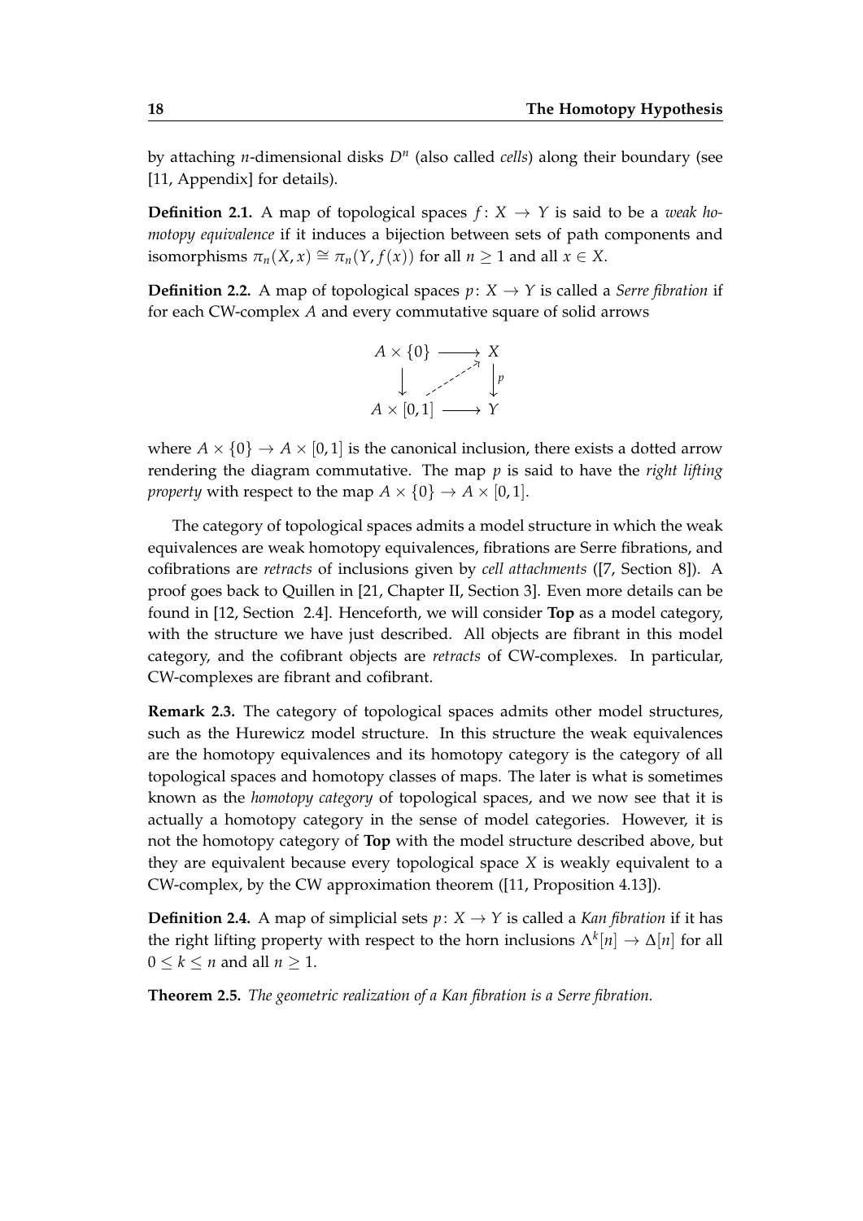by attaching $n$-dimensional disks $D^n$ (also called *cells*) along their boundary (see [11, Appendix] for details).

**Definition 2.1.** A map of topological spaces $f\colon X \to Y$ is said to be a *weak homotopy equivalence* if it induces a bijection between sets of path components and isomorphisms $\pi_n(X, x) \cong \pi_n(Y, f(x))$ for all $n \geq 1$ and all $x \in X$.

**Definition 2.2.** A map of topological spaces $p\colon X \to Y$ is called a *Serre fibration* if for each CW-complex $A$ and every commutative square of solid arrows

$$\begin{array}{ccc} A \times \{0\} & \longrightarrow & X \\ \big\downarrow & \nearrow & \big\downarrow p \\ A \times [0,1] & \longrightarrow & Y \end{array}$$

where $A \times \{0\} \to A \times [0,1]$ is the canonical inclusion, there exists a dotted arrow rendering the diagram commutative. The map $p$ is said to have the *right lifting property* with respect to the map $A \times \{0\} \to A \times [0,1]$.

The category of topological spaces admits a model structure in which the weak equivalences are weak homotopy equivalences, fibrations are Serre fibrations, and cofibrations are *retracts* of inclusions given by *cell attachments* ([7, Section 8]). A proof goes back to Quillen in [21, Chapter II, Section 3]. Even more details can be found in [12, Section 2.4]. Henceforth, we will consider **Top** as a model category, with the structure we have just described. All objects are fibrant in this model category, and the cofibrant objects are *retracts* of CW-complexes. In particular, CW-complexes are fibrant and cofibrant.

**Remark 2.3.** The category of topological spaces admits other model structures, such as the Hurewicz model structure. In this structure the weak equivalences are the homotopy equivalences and its homotopy category is the category of all topological spaces and homotopy classes of maps. The later is what is sometimes known as the *homotopy category* of topological spaces, and we now see that it is actually a homotopy category in the sense of model categories. However, it is not the homotopy category of **Top** with the model structure described above, but they are equivalent because every topological space $X$ is weakly equivalent to a CW-complex, by the CW approximation theorem ([11, Proposition 4.13]).

**Definition 2.4.** A map of simplicial sets $p\colon X \to Y$ is called a *Kan fibration* if it has the right lifting property with respect to the horn inclusions $\Lambda^k[n] \to \Delta[n]$ for all $0 \leq k \leq n$ and all $n \geq 1$.

**Theorem 2.5.** *The geometric realization of a Kan fibration is a Serre fibration.*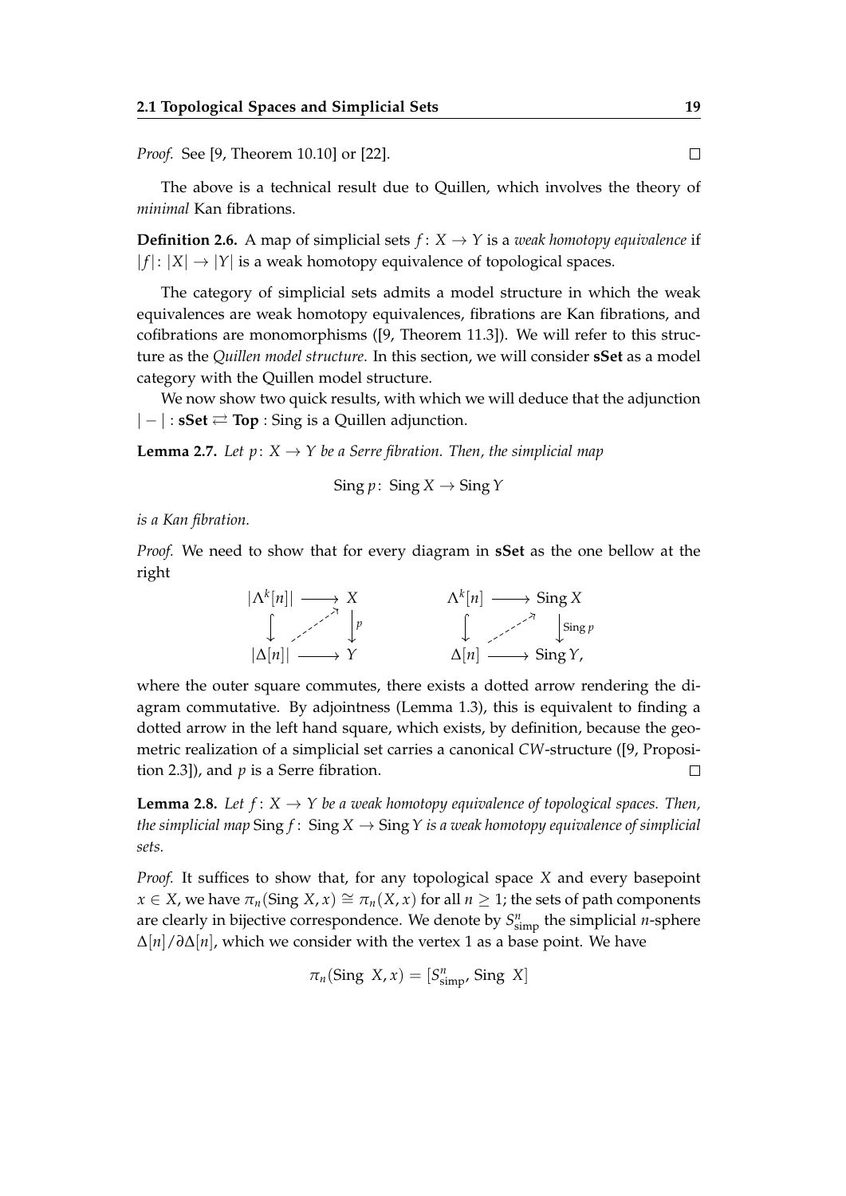*Proof.* See [9, Theorem 10.10] or [22]. □

The above is a technical result due to Quillen, which involves the theory of *minimal* Kan fibrations.

**Definition 2.6.** A map of simplicial sets $f\colon X \to Y$ is a *weak homotopy equivalence* if $|f|\colon |X| \to |Y|$ is a weak homotopy equivalence of topological spaces.

The category of simplicial sets admits a model structure in which the weak equivalences are weak homotopy equivalences, fibrations are Kan fibrations, and cofibrations are monomorphisms ([9, Theorem 11.3]). We will refer to this structure as the *Quillen model structure*. In this section, we will consider **sSet** as a model category with the Quillen model structure.

We now show two quick results, with which we will deduce that the adjunction $|-|: \mathbf{sSet} \rightleftarrows \mathbf{Top} : \mathrm{Sing}$ is a Quillen adjunction.

**Lemma 2.7.** *Let $p\colon X \to Y$ be a Serre fibration. Then, the simplicial map*

$$\mathrm{Sing}\, p\colon \mathrm{Sing}\, X \to \mathrm{Sing}\, Y$$

*is a Kan fibration.*

*Proof.* We need to show that for every diagram in **sSet** as the one bellow at the right

$$\begin{array}{ccc} |\Lambda^k[n]| & \longrightarrow & X \\ \big\downarrow & \nearrow & \big\downarrow p \\ |\Delta[n]| & \longrightarrow & Y \end{array} \qquad\qquad \begin{array}{ccc} \Lambda^k[n] & \longrightarrow & \mathrm{Sing}\, X \\ \big\downarrow & \nearrow & \big\downarrow \mathrm{Sing}\, p \\ \Delta[n] & \longrightarrow & \mathrm{Sing}\, Y, \end{array}$$

where the outer square commutes, there exists a dotted arrow rendering the diagram commutative. By adjointness (Lemma 1.3), this is equivalent to finding a dotted arrow in the left hand square, which exists, by definition, because the geometric realization of a simplicial set carries a canonical $CW$-structure ([9, Proposition 2.3]), and $p$ is a Serre fibration. □

**Lemma 2.8.** *Let $f\colon X \to Y$ be a weak homotopy equivalence of topological spaces. Then, the simplicial map $\mathrm{Sing}\, f\colon \mathrm{Sing}\, X \to \mathrm{Sing}\, Y$ is a weak homotopy equivalence of simplicial sets.*

*Proof.* It suffices to show that, for any topological space $X$ and every basepoint $x \in X$, we have $\pi_n(\mathrm{Sing}\, X, x) \cong \pi_n(X, x)$ for all $n \geq 1$; the sets of path components are clearly in bijective correspondence. We denote by $S^n_{\mathrm{simp}}$ the simplicial $n$-sphere $\Delta[n]/\partial\Delta[n]$, which we consider with the vertex 1 as a base point. We have

$$\pi_n(\mathrm{Sing}\ X, x) = [S^n_{\mathrm{simp}}, \mathrm{Sing}\ X]$$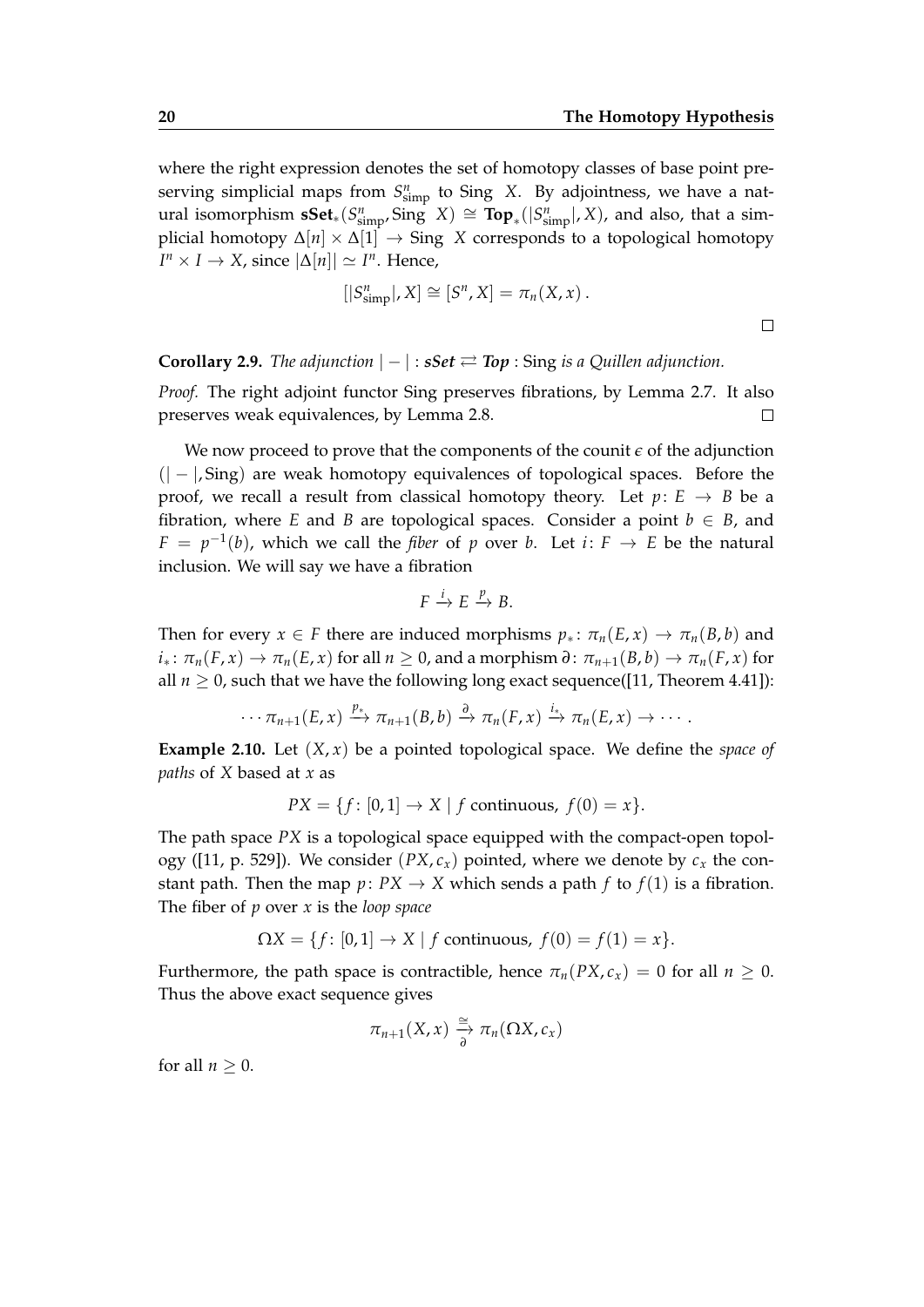where the right expression denotes the set of homotopy classes of base point preserving simplicial maps from $S^n_{\text{simp}}$ to Sing $X$. By adjointness, we have a natural isomorphism $\mathbf{sSet}_*(S^n_{\text{simp}}, \text{Sing } X) \cong \mathbf{Top}_*(|S^n_{\text{simp}}|, X)$, and also, that a simplicial homotopy $\Delta[n] \times \Delta[1] \to \text{Sing } X$ corresponds to a topological homotopy $I^n \times I \to X$, since $|\Delta[n]| \simeq I^n$. Hence,

$$[|S^n_{\text{simp}}|, X] \cong [S^n, X] = \pi_n(X, x).$$

□

**Corollary 2.9.** *The adjunction* $|-| : \mathbf{sSet} \rightleftarrows \mathbf{Top} : \text{Sing}$ *is a Quillen adjunction.*

*Proof.* The right adjoint functor Sing preserves fibrations, by Lemma 2.7. It also preserves weak equivalences, by Lemma 2.8. □

We now proceed to prove that the components of the counit $\epsilon$ of the adjunction $(|-|, \text{Sing})$ are weak homotopy equivalences of topological spaces. Before the proof, we recall a result from classical homotopy theory. Let $p \colon E \to B$ be a fibration, where $E$ and $B$ are topological spaces. Consider a point $b \in B$, and $F = p^{-1}(b)$, which we call the *fiber* of $p$ over $b$. Let $i \colon F \to E$ be the natural inclusion. We will say we have a fibration

$$F \xrightarrow{i} E \xrightarrow{p} B.$$

Then for every $x \in F$ there are induced morphisms $p_* \colon \pi_n(E, x) \to \pi_n(B, b)$ and $i_* \colon \pi_n(F, x) \to \pi_n(E, x)$ for all $n \geq 0$, and a morphism $\partial \colon \pi_{n+1}(B, b) \to \pi_n(F, x)$ for all $n \geq 0$, such that we have the following long exact sequence([11, Theorem 4.41]):

$$\cdots \pi_{n+1}(E, x) \xrightarrow{p_*} \pi_{n+1}(B, b) \xrightarrow{\partial} \pi_n(F, x) \xrightarrow{i_*} \pi_n(E, x) \to \cdots.$$

**Example 2.10.** Let $(X, x)$ be a pointed topological space. We define the *space of paths* of $X$ based at $x$ as

$$PX = \{f \colon [0, 1] \to X \mid f \text{ continuous}, \ f(0) = x\}.$$

The path space $PX$ is a topological space equipped with the compact-open topology ([11, p. 529]). We consider $(PX, c_x)$ pointed, where we denote by $c_x$ the constant path. Then the map $p \colon PX \to X$ which sends a path $f$ to $f(1)$ is a fibration. The fiber of $p$ over $x$ is the *loop space*

$$\Omega X = \{f \colon [0, 1] \to X \mid f \text{ continuous}, \ f(0) = f(1) = x\}.$$

Furthermore, the path space is contractible, hence $\pi_n(PX, c_x) = 0$ for all $n \geq 0$. Thus the above exact sequence gives

$$\pi_{n+1}(X, x) \underset{\partial}{\xrightarrow{\cong}} \pi_n(\Omega X, c_x)$$

for all $n \geq 0$.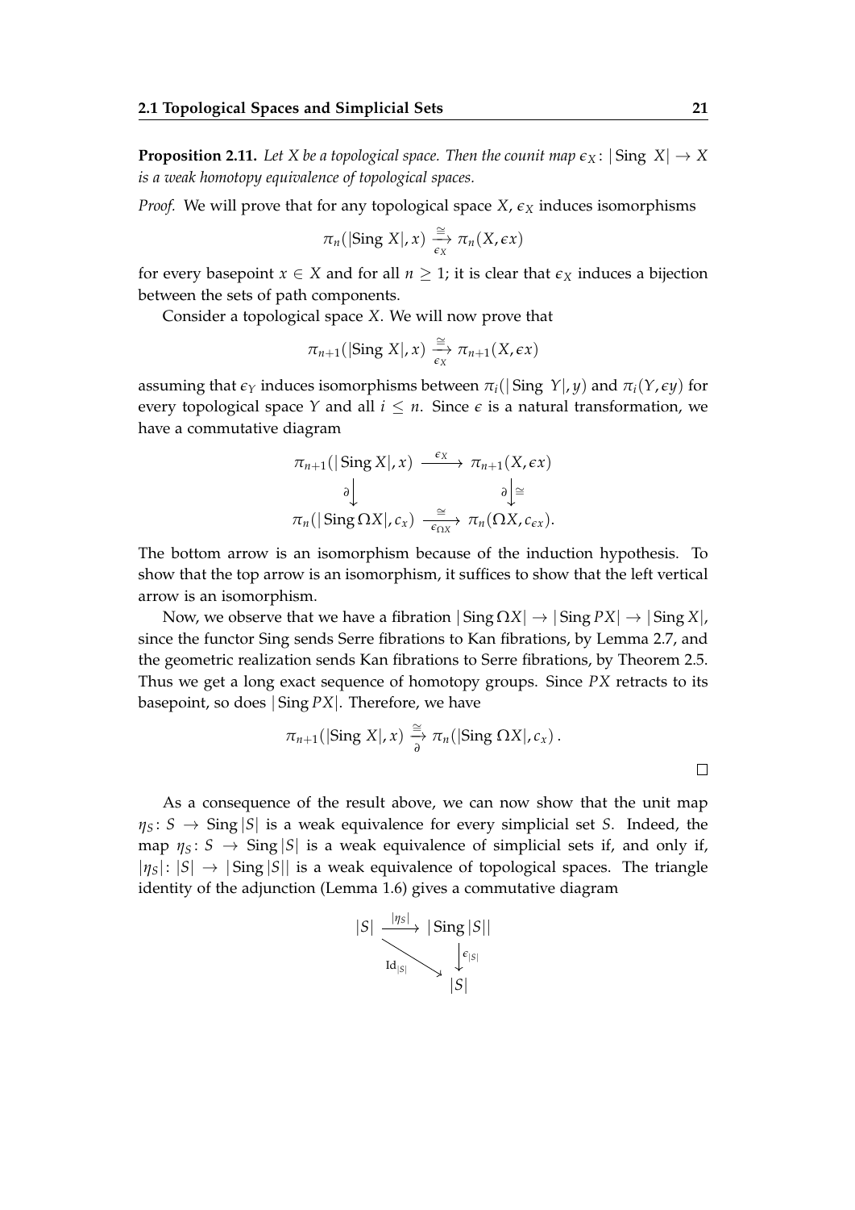**Proposition 2.11.** *Let $X$ be a topological space. Then the counit map $\epsilon_X \colon |\operatorname{Sing} X| \to X$ is a weak homotopy equivalence of topological spaces.*

*Proof.* We will prove that for any topological space $X$, $\epsilon_X$ induces isomorphisms

$$\pi_n(|\text{Sing } X|, x) \xrightarrow[\epsilon_X]{\cong} \pi_n(X, \epsilon x)$$

for every basepoint $x \in X$ and for all $n \geq 1$; it is clear that $\epsilon_X$ induces a bijection between the sets of path components.

Consider a topological space $X$. We will now prove that

$$\pi_{n+1}(|\text{Sing } X|, x) \xrightarrow[\epsilon_X]{\cong} \pi_{n+1}(X, \epsilon x)$$

assuming that $\epsilon_Y$ induces isomorphisms between $\pi_i(|\operatorname{Sing} Y|, y)$ and $\pi_i(Y, \epsilon y)$ for every topological space $Y$ and all $i \leq n$. Since $\epsilon$ is a natural transformation, we have a commutative diagram

$$\begin{array}{ccc}
\pi_{n+1}(|\operatorname{Sing} X|, x) & \xrightarrow{\epsilon_X} & \pi_{n+1}(X, \epsilon x) \\
\partial\big\downarrow & & \partial\big\downarrow\cong \\
\pi_n(|\operatorname{Sing} \Omega X|, c_x) & \xrightarrow[\epsilon_{\Omega X}]{\cong} & \pi_n(\Omega X, c_{\epsilon x}).
\end{array}$$

The bottom arrow is an isomorphism because of the induction hypothesis. To show that the top arrow is an isomorphism, it suffices to show that the left vertical arrow is an isomorphism.

Now, we observe that we have a fibration $|\operatorname{Sing} \Omega X| \to |\operatorname{Sing} PX| \to |\operatorname{Sing} X|$, since the functor Sing sends Serre fibrations to Kan fibrations, by Lemma 2.7, and the geometric realization sends Kan fibrations to Serre fibrations, by Theorem 2.5. Thus we get a long exact sequence of homotopy groups. Since $PX$ retracts to its basepoint, so does $|\operatorname{Sing} PX|$. Therefore, we have

$$\pi_{n+1}(|\text{Sing } X|, x) \xrightarrow[\partial]{\cong} \pi_n(|\text{Sing } \Omega X|, c_x)\,.$$

□

As a consequence of the result above, we can now show that the unit map $\eta_S \colon S \to \operatorname{Sing}|S|$ is a weak equivalence for every simplicial set $S$. Indeed, the map $\eta_S \colon S \to \operatorname{Sing}|S|$ is a weak equivalence of simplicial sets if, and only if, $|\eta_S| \colon |S| \to |\operatorname{Sing}|S||$ is a weak equivalence of topological spaces. The triangle identity of the adjunction (Lemma 1.6) gives a commutative diagram

$$\begin{array}{ccc}
|S| & \xrightarrow{|\eta_S|} & |\operatorname{Sing}|S|| \\
& {\scriptstyle \operatorname{Id}_{|S|}} \searrow & \big\downarrow \epsilon_{|S|} \\
& & |S|
\end{array}$$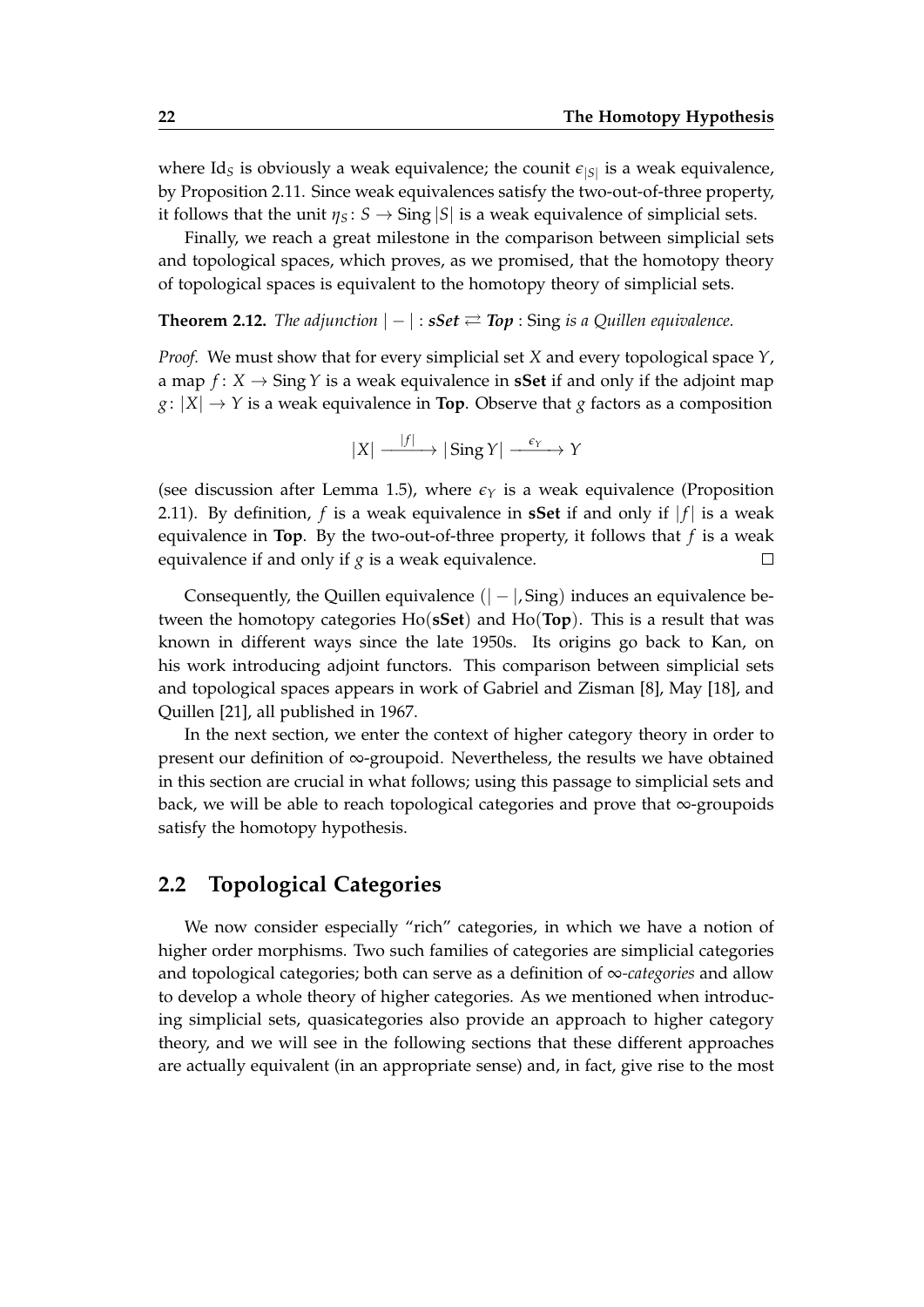where $\mathrm{Id}_S$ is obviously a weak equivalence; the counit $\epsilon_{|S|}$ is a weak equivalence, by Proposition 2.11. Since weak equivalences satisfy the two-out-of-three property, it follows that the unit $\eta_S \colon S \to \mathrm{Sing}\,|S|$ is a weak equivalence of simplicial sets.

Finally, we reach a great milestone in the comparison between simplicial sets and topological spaces, which proves, as we promised, that the homotopy theory of topological spaces is equivalent to the homotopy theory of simplicial sets.

**Theorem 2.12.** *The adjunction $|-| : \boldsymbol{sSet} \rightleftarrows \boldsymbol{Top} : \mathrm{Sing}$ is a Quillen equivalence.*

*Proof.* We must show that for every simplicial set $X$ and every topological space $Y$, a map $f \colon X \to \mathrm{Sing}\,Y$ is a weak equivalence in **sSet** if and only if the adjoint map $g \colon |X| \to Y$ is a weak equivalence in **Top**. Observe that $g$ factors as a composition

$$|X| \xrightarrow{\;|f|\;} |\mathrm{Sing}\,Y| \xrightarrow{\;\epsilon_Y\;} Y$$

(see discussion after Lemma 1.5), where $\epsilon_Y$ is a weak equivalence (Proposition 2.11). By definition, $f$ is a weak equivalence in **sSet** if and only if $|f|$ is a weak equivalence in **Top**. By the two-out-of-three property, it follows that $f$ is a weak equivalence if and only if $g$ is a weak equivalence. $\square$

Consequently, the Quillen equivalence $(|-|, \mathrm{Sing})$ induces an equivalence between the homotopy categories $\mathrm{Ho}(\mathbf{sSet})$ and $\mathrm{Ho}(\mathbf{Top})$. This is a result that was known in different ways since the late 1950s. Its origins go back to Kan, on his work introducing adjoint functors. This comparison between simplicial sets and topological spaces appears in work of Gabriel and Zisman [8], May [18], and Quillen [21], all published in 1967.

In the next section, we enter the context of higher category theory in order to present our definition of $\infty$-groupoid. Nevertheless, the results we have obtained in this section are crucial in what follows; using this passage to simplicial sets and back, we will be able to reach topological categories and prove that $\infty$-groupoids satisfy the homotopy hypothesis.

## 2.2 Topological Categories

We now consider especially "rich" categories, in which we have a notion of higher order morphisms. Two such families of categories are simplicial categories and topological categories; both can serve as a definition of *$\infty$-categories* and allow to develop a whole theory of higher categories. As we mentioned when introducing simplicial sets, quasicategories also provide an approach to higher category theory, and we will see in the following sections that these different approaches are actually equivalent (in an appropriate sense) and, in fact, give rise to the most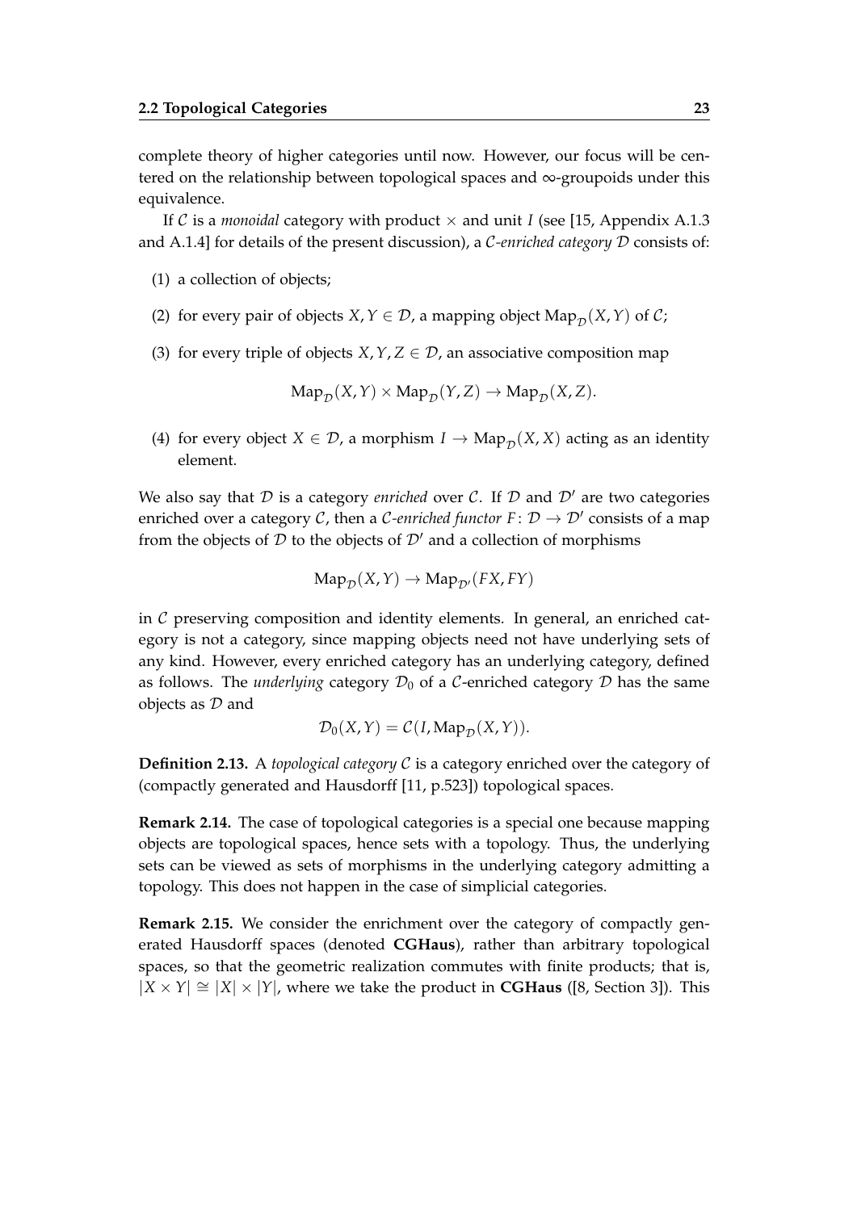complete theory of higher categories until now. However, our focus will be centered on the relationship between topological spaces and ∞-groupoids under this equivalence.

If $\mathcal{C}$ is a *monoidal* category with product $\times$ and unit $I$ (see [15, Appendix A.1.3 and A.1.4] for details of the present discussion), a *$\mathcal{C}$-enriched category $\mathcal{D}$* consists of:

(1) a collection of objects;

(2) for every pair of objects $X, Y \in \mathcal{D}$, a mapping object $\mathrm{Map}_{\mathcal{D}}(X, Y)$ of $\mathcal{C}$;

(3) for every triple of objects $X, Y, Z \in \mathcal{D}$, an associative composition map

$$\mathrm{Map}_{\mathcal{D}}(X, Y) \times \mathrm{Map}_{\mathcal{D}}(Y, Z) \to \mathrm{Map}_{\mathcal{D}}(X, Z).$$

(4) for every object $X \in \mathcal{D}$, a morphism $I \to \mathrm{Map}_{\mathcal{D}}(X, X)$ acting as an identity element.

We also say that $\mathcal{D}$ is a category *enriched* over $\mathcal{C}$. If $\mathcal{D}$ and $\mathcal{D}'$ are two categories enriched over a category $\mathcal{C}$, then a *$\mathcal{C}$-enriched functor* $F \colon \mathcal{D} \to \mathcal{D}'$ consists of a map from the objects of $\mathcal{D}$ to the objects of $\mathcal{D}'$ and a collection of morphisms

$$\mathrm{Map}_{\mathcal{D}}(X, Y) \to \mathrm{Map}_{\mathcal{D}'}(FX, FY)$$

in $\mathcal{C}$ preserving composition and identity elements. In general, an enriched category is not a category, since mapping objects need not have underlying sets of any kind. However, every enriched category has an underlying category, defined as follows. The *underlying* category $\mathcal{D}_0$ of a $\mathcal{C}$-enriched category $\mathcal{D}$ has the same objects as $\mathcal{D}$ and

$$\mathcal{D}_0(X, Y) = \mathcal{C}(I, \mathrm{Map}_{\mathcal{D}}(X, Y)).$$

**Definition 2.13.** A *topological category $\mathcal{C}$* is a category enriched over the category of (compactly generated and Hausdorff [11, p.523]) topological spaces.

**Remark 2.14.** The case of topological categories is a special one because mapping objects are topological spaces, hence sets with a topology. Thus, the underlying sets can be viewed as sets of morphisms in the underlying category admitting a topology. This does not happen in the case of simplicial categories.

**Remark 2.15.** We consider the enrichment over the category of compactly generated Hausdorff spaces (denoted **CGHaus**), rather than arbitrary topological spaces, so that the geometric realization commutes with finite products; that is, $|X \times Y| \cong |X| \times |Y|$, where we take the product in **CGHaus** ([8, Section 3]). This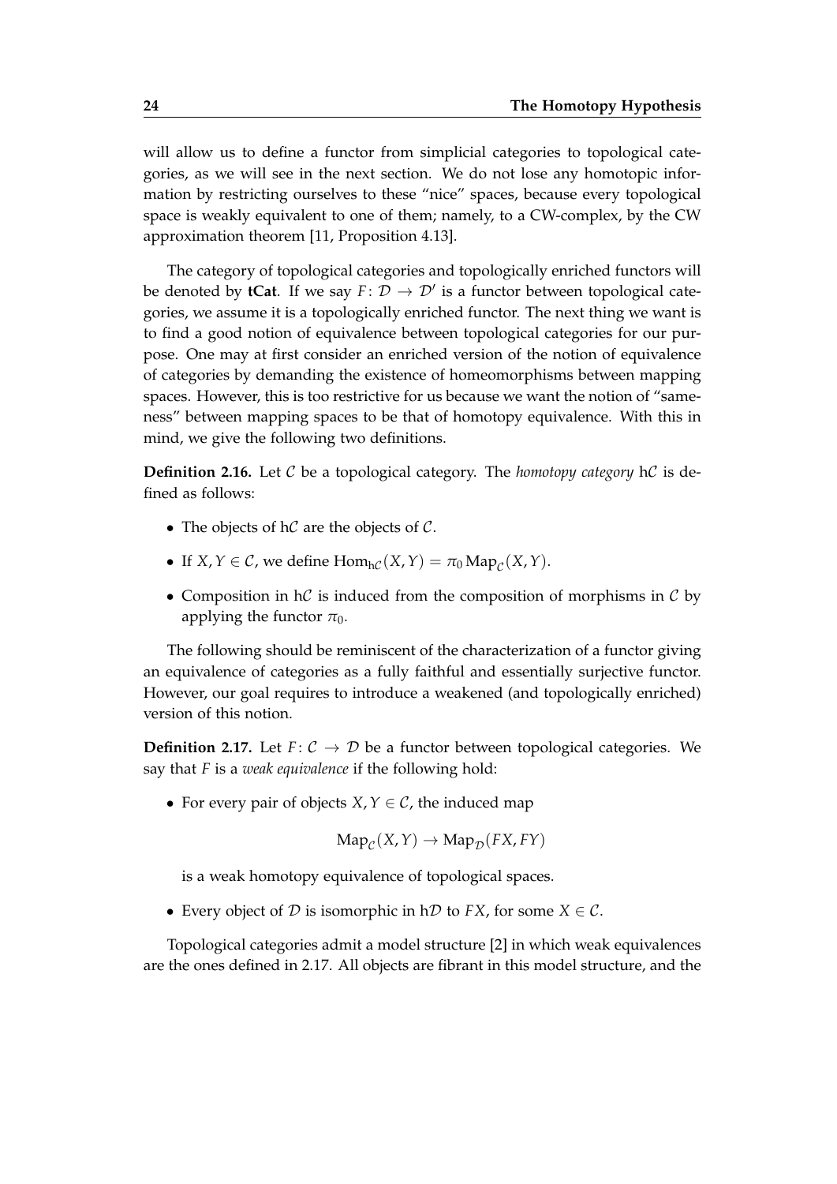will allow us to define a functor from simplicial categories to topological categories, as we will see in the next section. We do not lose any homotopic information by restricting ourselves to these "nice" spaces, because every topological space is weakly equivalent to one of them; namely, to a CW-complex, by the CW approximation theorem [11, Proposition 4.13].

The category of topological categories and topologically enriched functors will be denoted by **tCat**. If we say $F\colon \mathcal{D} \to \mathcal{D}'$ is a functor between topological categories, we assume it is a topologically enriched functor. The next thing we want is to find a good notion of equivalence between topological categories for our purpose. One may at first consider an enriched version of the notion of equivalence of categories by demanding the existence of homeomorphisms between mapping spaces. However, this is too restrictive for us because we want the notion of "sameness" between mapping spaces to be that of homotopy equivalence. With this in mind, we give the following two definitions.

**Definition 2.16.** Let $\mathcal{C}$ be a topological category. The *homotopy category* $\mathrm{h}\mathcal{C}$ is defined as follows:

- The objects of $\mathrm{h}\mathcal{C}$ are the objects of $\mathcal{C}$.
- If $X, Y \in \mathcal{C}$, we define $\mathrm{Hom}_{\mathrm{h}\mathcal{C}}(X, Y) = \pi_0 \mathrm{Map}_{\mathcal{C}}(X, Y)$.
- Composition in $\mathrm{h}\mathcal{C}$ is induced from the composition of morphisms in $\mathcal{C}$ by applying the functor $\pi_0$.

The following should be reminiscent of the characterization of a functor giving an equivalence of categories as a fully faithful and essentially surjective functor. However, our goal requires to introduce a weakened (and topologically enriched) version of this notion.

**Definition 2.17.** Let $F\colon \mathcal{C} \to \mathcal{D}$ be a functor between topological categories. We say that $F$ is a *weak equivalence* if the following hold:

- For every pair of objects $X, Y \in \mathcal{C}$, the induced map

$$\mathrm{Map}_{\mathcal{C}}(X, Y) \to \mathrm{Map}_{\mathcal{D}}(FX, FY)$$

  is a weak homotopy equivalence of topological spaces.
- Every object of $\mathcal{D}$ is isomorphic in $\mathrm{h}\mathcal{D}$ to $FX$, for some $X \in \mathcal{C}$.

Topological categories admit a model structure [2] in which weak equivalences are the ones defined in 2.17. All objects are fibrant in this model structure, and the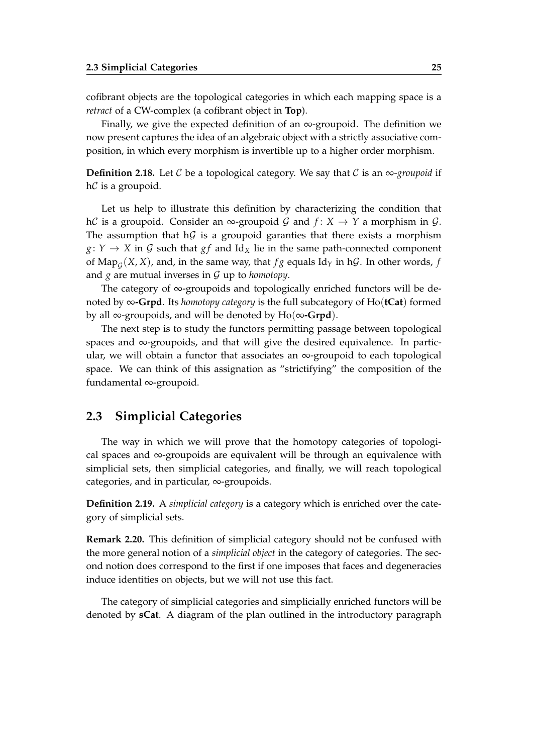cofibrant objects are the topological categories in which each mapping space is a *retract* of a CW-complex (a cofibrant object in **Top**).

Finally, we give the expected definition of an $\infty$-groupoid. The definition we now present captures the idea of an algebraic object with a strictly associative composition, in which every morphism is invertible up to a higher order morphism.

**Definition 2.18.** Let $\mathcal{C}$ be a topological category. We say that $\mathcal{C}$ is an *$\infty$-groupoid* if $\mathrm{h}\mathcal{C}$ is a groupoid.

Let us help to illustrate this definition by characterizing the condition that $\mathrm{h}\mathcal{C}$ is a groupoid. Consider an $\infty$-groupoid $\mathcal{G}$ and $f\colon X \to Y$ a morphism in $\mathcal{G}$. The assumption that $\mathrm{h}\mathcal{G}$ is a groupoid garanties that there exists a morphism $g\colon Y \to X$ in $\mathcal{G}$ such that $gf$ and $\mathrm{Id}_X$ lie in the same path-connected component of $\mathrm{Map}_{\mathcal{G}}(X, X)$, and, in the same way, that $fg$ equals $\mathrm{Id}_Y$ in $\mathrm{h}\mathcal{G}$. In other words, $f$ and $g$ are mutual inverses in $\mathcal{G}$ up to *homotopy*.

The category of $\infty$-groupoids and topologically enriched functors will be denoted by **$\infty$-Grpd**. Its *homotopy category* is the full subcategory of $\mathrm{Ho}(\textbf{tCat})$ formed by all $\infty$-groupoids, and will be denoted by $\mathrm{Ho}(\textbf{$\infty$-Grpd})$.

The next step is to study the functors permitting passage between topological spaces and $\infty$-groupoids, and that will give the desired equivalence. In particular, we will obtain a functor that associates an $\infty$-groupoid to each topological space. We can think of this assignation as "strictifying" the composition of the fundamental $\infty$-groupoid.

## 2.3 Simplicial Categories

The way in which we will prove that the homotopy categories of topological spaces and $\infty$-groupoids are equivalent will be through an equivalence with simplicial sets, then simplicial categories, and finally, we will reach topological categories, and in particular, $\infty$-groupoids.

**Definition 2.19.** A *simplicial category* is a category which is enriched over the category of simplicial sets.

**Remark 2.20.** This definition of simplicial category should not be confused with the more general notion of a *simplicial object* in the category of categories. The second notion does correspond to the first if one imposes that faces and degeneracies induce identities on objects, but we will not use this fact.

The category of simplicial categories and simplicially enriched functors will be denoted by **sCat**. A diagram of the plan outlined in the introductory paragraph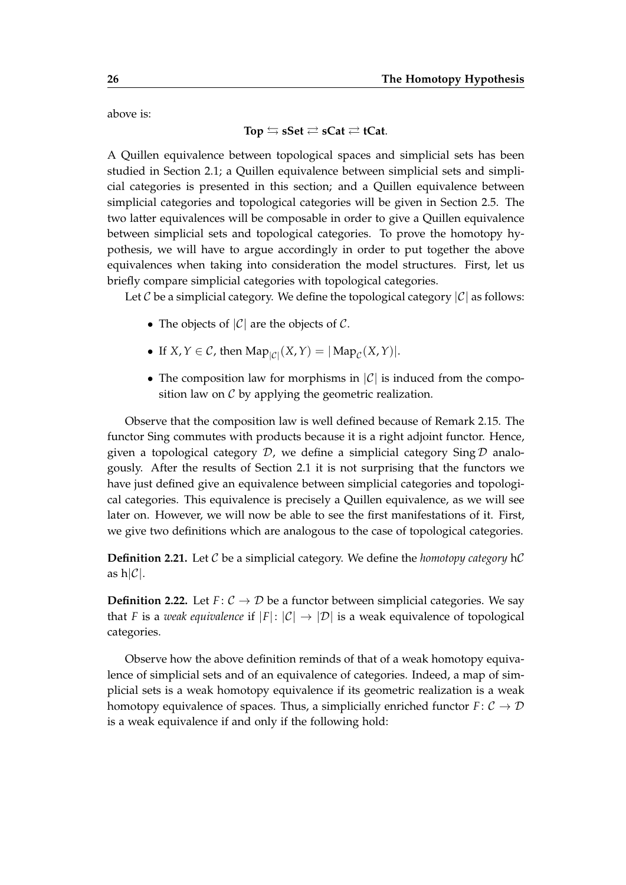above is:

$$\mathbf{Top} \leftrightarrows \mathbf{sSet} \rightleftarrows \mathbf{sCat} \rightleftarrows \mathbf{tCat}.$$

A Quillen equivalence between topological spaces and simplicial sets has been studied in Section 2.1; a Quillen equivalence between simplicial sets and simplicial categories is presented in this section; and a Quillen equivalence between simplicial categories and topological categories will be given in Section 2.5. The two latter equivalences will be composable in order to give a Quillen equivalence between simplicial sets and topological categories. To prove the homotopy hypothesis, we will have to argue accordingly in order to put together the above equivalences when taking into consideration the model structures. First, let us briefly compare simplicial categories with topological categories.

Let $\mathcal{C}$ be a simplicial category. We define the topological category $|\mathcal{C}|$ as follows:

- The objects of $|\mathcal{C}|$ are the objects of $\mathcal{C}$.
- If $X, Y \in \mathcal{C}$, then $\mathrm{Map}_{|\mathcal{C}|}(X, Y) = |\mathrm{Map}_{\mathcal{C}}(X, Y)|$.
- The composition law for morphisms in $|\mathcal{C}|$ is induced from the composition law on $\mathcal{C}$ by applying the geometric realization.

Observe that the composition law is well defined because of Remark 2.15. The functor Sing commutes with products because it is a right adjoint functor. Hence, given a topological category $\mathcal{D}$, we define a simplicial category $\mathrm{Sing}\,\mathcal{D}$ analogously. After the results of Section 2.1 it is not surprising that the functors we have just defined give an equivalence between simplicial categories and topological categories. This equivalence is precisely a Quillen equivalence, as we will see later on. However, we will now be able to see the first manifestations of it. First, we give two definitions which are analogous to the case of topological categories.

**Definition 2.21.** Let $\mathcal{C}$ be a simplicial category. We define the *homotopy category* $\mathrm{h}\mathcal{C}$ as $\mathrm{h}|\mathcal{C}|$.

**Definition 2.22.** Let $F\colon \mathcal{C} \to \mathcal{D}$ be a functor between simplicial categories. We say that $F$ is a *weak equivalence* if $|F|\colon |\mathcal{C}| \to |\mathcal{D}|$ is a weak equivalence of topological categories.

Observe how the above definition reminds of that of a weak homotopy equivalence of simplicial sets and of an equivalence of categories. Indeed, a map of simplicial sets is a weak homotopy equivalence if its geometric realization is a weak homotopy equivalence of spaces. Thus, a simplicially enriched functor $F\colon \mathcal{C} \to \mathcal{D}$ is a weak equivalence if and only if the following hold: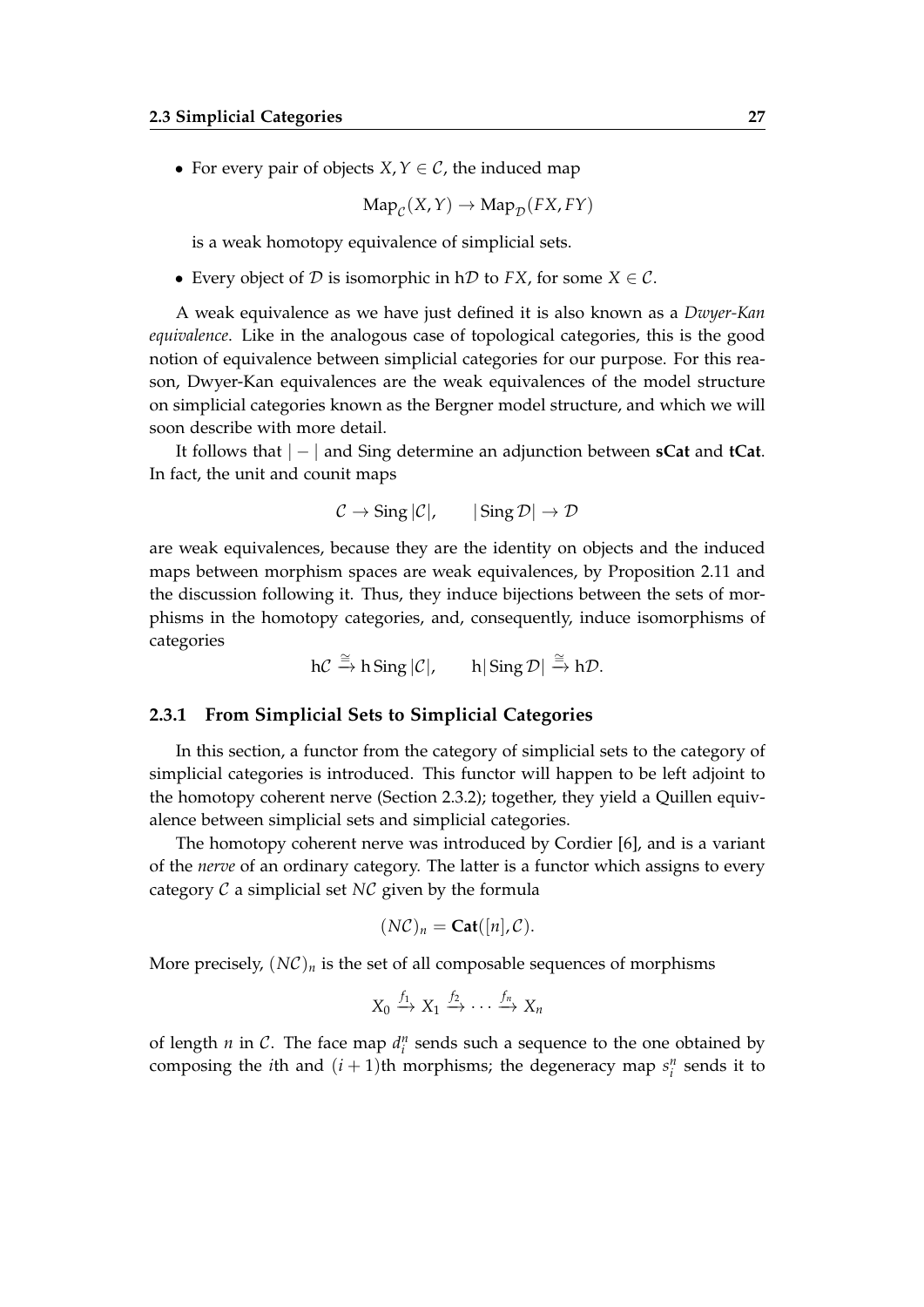- For every pair of objects $X, Y \in \mathcal{C}$, the induced map

$$\mathrm{Map}_{\mathcal{C}}(X, Y) \to \mathrm{Map}_{\mathcal{D}}(FX, FY)$$

  is a weak homotopy equivalence of simplicial sets.

- Every object of $\mathcal{D}$ is isomorphic in $\mathrm{h}\mathcal{D}$ to $FX$, for some $X \in \mathcal{C}$.

A weak equivalence as we have just defined it is also known as a *Dwyer-Kan equivalence*. Like in the analogous case of topological categories, this is the good notion of equivalence between simplicial categories for our purpose. For this reason, Dwyer-Kan equivalences are the weak equivalences of the model structure on simplicial categories known as the Bergner model structure, and which we will soon describe with more detail.

It follows that $|-|$ and Sing determine an adjunction between **sCat** and **tCat**. In fact, the unit and counit maps

$$\mathcal{C} \to \mathrm{Sing}\,|\mathcal{C}|, \qquad |\mathrm{Sing}\,\mathcal{D}| \to \mathcal{D}$$

are weak equivalences, because they are the identity on objects and the induced maps between morphism spaces are weak equivalences, by Proposition 2.11 and the discussion following it. Thus, they induce bijections between the sets of morphisms in the homotopy categories, and, consequently, induce isomorphisms of categories

$$\mathrm{h}\mathcal{C} \xrightarrow{\cong} \mathrm{h}\,\mathrm{Sing}\,|\mathcal{C}|, \qquad \mathrm{h}|\,\mathrm{Sing}\,\mathcal{D}| \xrightarrow{\cong} \mathrm{h}\mathcal{D}.$$

### 2.3.1 From Simplicial Sets to Simplicial Categories

In this section, a functor from the category of simplicial sets to the category of simplicial categories is introduced. This functor will happen to be left adjoint to the homotopy coherent nerve (Section 2.3.2); together, they yield a Quillen equivalence between simplicial sets and simplicial categories.

The homotopy coherent nerve was introduced by Cordier [6], and is a variant of the *nerve* of an ordinary category. The latter is a functor which assigns to every category $\mathcal{C}$ a simplicial set $N\mathcal{C}$ given by the formula

$$(N\mathcal{C})_n = \mathbf{Cat}([n], \mathcal{C}).$$

More precisely, $(N\mathcal{C})_n$ is the set of all composable sequences of morphisms

$$X_0 \xrightarrow{f_1} X_1 \xrightarrow{f_2} \cdots \xrightarrow{f_n} X_n$$

of length $n$ in $\mathcal{C}$. The face map $d_i^n$ sends such a sequence to the one obtained by composing the $i$th and $(i+1)$th morphisms; the degeneracy map $s_i^n$ sends it to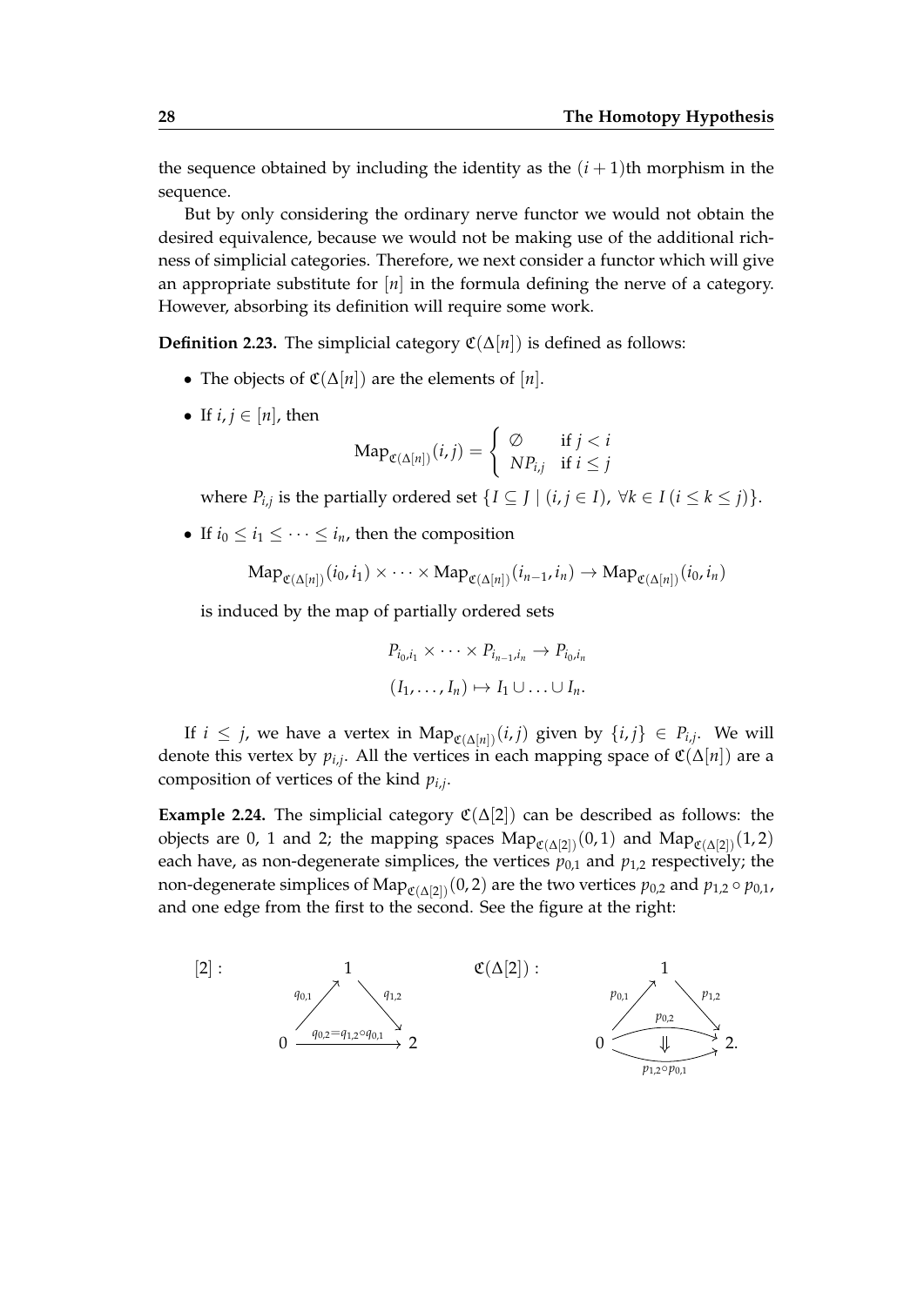the sequence obtained by including the identity as the $(i+1)$th morphism in the sequence.

But by only considering the ordinary nerve functor we would not obtain the desired equivalence, because we would not be making use of the additional richness of simplicial categories. Therefore, we next consider a functor which will give an appropriate substitute for $[n]$ in the formula defining the nerve of a category. However, absorbing its definition will require some work.

**Definition 2.23.** The simplicial category $\mathfrak{C}(\Delta[n])$ is defined as follows:

- The objects of $\mathfrak{C}(\Delta[n])$ are the elements of $[n]$.
- If $i, j \in [n]$, then
$$\mathrm{Map}_{\mathfrak{C}(\Delta[n])}(i,j) = \begin{cases} \varnothing & \text{if } j < i \\ NP_{i,j} & \text{if } i \leq j \end{cases}$$
where $P_{i,j}$ is the partially ordered set $\{I \subseteq J \mid (i, j \in I),\ \forall k \in I\,(i \leq k \leq j)\}$.
- If $i_0 \leq i_1 \leq \cdots \leq i_n$, then the composition
$$\mathrm{Map}_{\mathfrak{C}(\Delta[n])}(i_0, i_1) \times \cdots \times \mathrm{Map}_{\mathfrak{C}(\Delta[n])}(i_{n-1}, i_n) \to \mathrm{Map}_{\mathfrak{C}(\Delta[n])}(i_0, i_n)$$
is induced by the map of partially ordered sets
$$P_{i_0,i_1} \times \cdots \times P_{i_{n-1},i_n} \to P_{i_0,i_n}$$
$$(I_1, \ldots, I_n) \mapsto I_1 \cup \ldots \cup I_n.$$

If $i \leq j$, we have a vertex in $\mathrm{Map}_{\mathfrak{C}(\Delta[n])}(i,j)$ given by $\{i,j\} \in P_{i,j}$. We will denote this vertex by $p_{i,j}$. All the vertices in each mapping space of $\mathfrak{C}(\Delta[n])$ are a composition of vertices of the kind $p_{i,j}$.

**Example 2.24.** The simplicial category $\mathfrak{C}(\Delta[2])$ can be described as follows: the objects are 0, 1 and 2; the mapping spaces $\mathrm{Map}_{\mathfrak{C}(\Delta[2])}(0,1)$ and $\mathrm{Map}_{\mathfrak{C}(\Delta[2])}(1,2)$ each have, as non-degenerate simplices, the vertices $p_{0,1}$ and $p_{1,2}$ respectively; the non-degenerate simplices of $\mathrm{Map}_{\mathfrak{C}(\Delta[2])}(0,2)$ are the two vertices $p_{0,2}$ and $p_{1,2} \circ p_{0,1}$, and one edge from the first to the second. See the figure at the right:

$[2]$: objects $0, 1, 2$ with arrows $q_{0,1}: 0 \to 1$, $q_{1,2}: 1 \to 2$, and $q_{0,2} = q_{1,2} \circ q_{0,1}: 0 \to 2$.

$\mathfrak{C}(\Delta[2])$: objects $0, 1, 2$ with arrows $p_{0,1}: 0 \to 1$, $p_{1,2}: 1 \to 2$, and two arrows $p_{0,2}$ and $p_{1,2} \circ p_{0,1}$ from $0$ to $2$, with a 2-cell $\Downarrow$ from $p_{0,2}$ to $p_{1,2} \circ p_{0,1}$.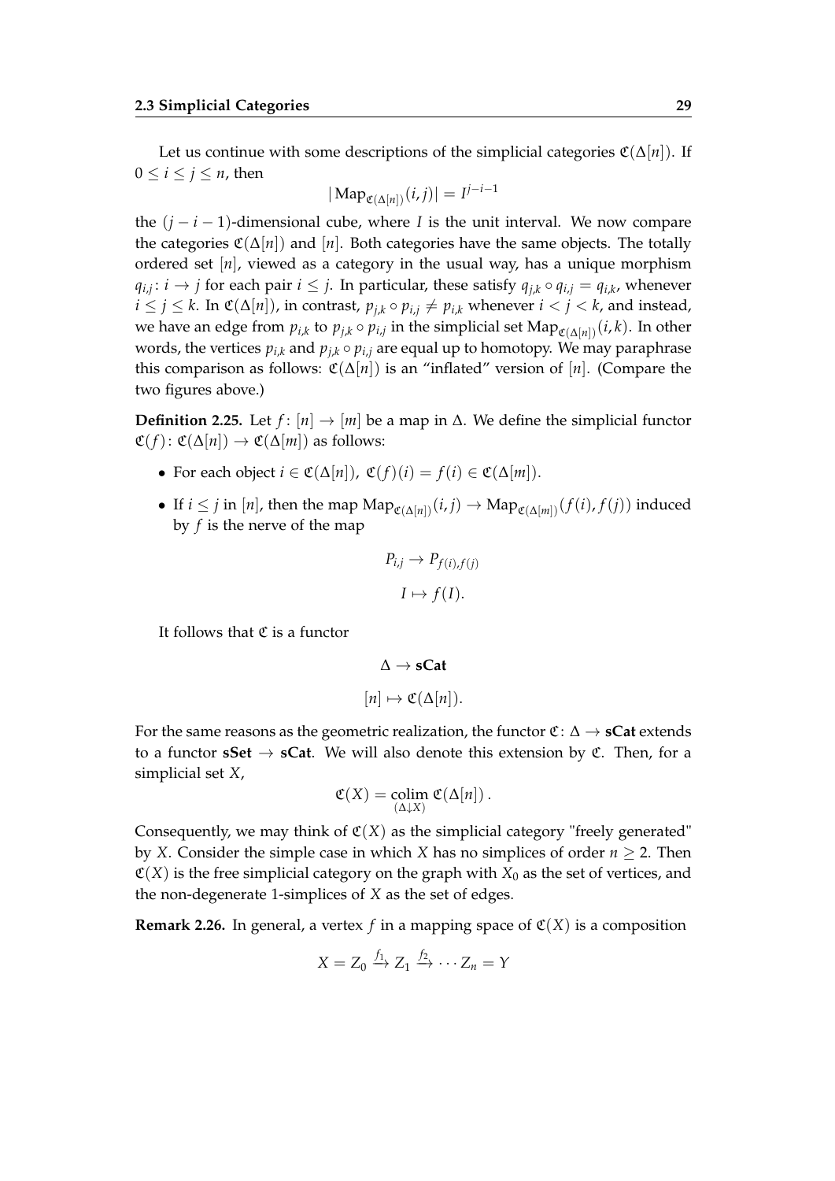Let us continue with some descriptions of the simplicial categories $\mathfrak{C}(\Delta[n])$. If $0 \leq i \leq j \leq n$, then

$$|\operatorname{Map}_{\mathfrak{C}(\Delta[n])}(i,j)| = I^{j-i-1}$$

the $(j-i-1)$-dimensional cube, where $I$ is the unit interval. We now compare the categories $\mathfrak{C}(\Delta[n])$ and $[n]$. Both categories have the same objects. The totally ordered set $[n]$, viewed as a category in the usual way, has a unique morphism $q_{i,j} \colon i \to j$ for each pair $i \leq j$. In particular, these satisfy $q_{j,k} \circ q_{i,j} = q_{i,k}$, whenever $i \leq j \leq k$. In $\mathfrak{C}(\Delta[n])$, in contrast, $p_{j,k} \circ p_{i,j} \neq p_{i,k}$ whenever $i < j < k$, and instead, we have an edge from $p_{i,k}$ to $p_{j,k} \circ p_{i,j}$ in the simplicial set $\operatorname{Map}_{\mathfrak{C}(\Delta[n])}(i,k)$. In other words, the vertices $p_{i,k}$ and $p_{j,k} \circ p_{i,j}$ are equal up to homotopy. We may paraphrase this comparison as follows: $\mathfrak{C}(\Delta[n])$ is an "inflated" version of $[n]$. (Compare the two figures above.)

**Definition 2.25.** Let $f \colon [n] \to [m]$ be a map in $\Delta$. We define the simplicial functor $\mathfrak{C}(f) \colon \mathfrak{C}(\Delta[n]) \to \mathfrak{C}(\Delta[m])$ as follows:

- For each object $i \in \mathfrak{C}(\Delta[n])$, $\mathfrak{C}(f)(i) = f(i) \in \mathfrak{C}(\Delta[m])$.
- If $i \leq j$ in $[n]$, then the map $\operatorname{Map}_{\mathfrak{C}(\Delta[n])}(i,j) \to \operatorname{Map}_{\mathfrak{C}(\Delta[m])}(f(i), f(j))$ induced by $f$ is the nerve of the map

$$P_{i,j} \to P_{f(i),f(j)}$$
$$I \mapsto f(I).$$

It follows that $\mathfrak{C}$ is a functor

$$\Delta \to \mathbf{sCat}$$
$$[n] \mapsto \mathfrak{C}(\Delta[n]).$$

For the same reasons as the geometric realization, the functor $\mathfrak{C} \colon \Delta \to \mathbf{sCat}$ extends to a functor $\mathbf{sSet} \to \mathbf{sCat}$. We will also denote this extension by $\mathfrak{C}$. Then, for a simplicial set $X$,

$$\mathfrak{C}(X) = \operatorname*{colim}_{(\Delta \downarrow X)} \mathfrak{C}(\Delta[n]).$$

Consequently, we may think of $\mathfrak{C}(X)$ as the simplicial category "freely generated" by $X$. Consider the simple case in which $X$ has no simplices of order $n \geq 2$. Then $\mathfrak{C}(X)$ is the free simplicial category on the graph with $X_0$ as the set of vertices, and the non-degenerate 1-simplices of $X$ as the set of edges.

**Remark 2.26.** In general, a vertex $f$ in a mapping space of $\mathfrak{C}(X)$ is a composition

$$X = Z_0 \xrightarrow{f_1} Z_1 \xrightarrow{f_2} \cdots Z_n = Y$$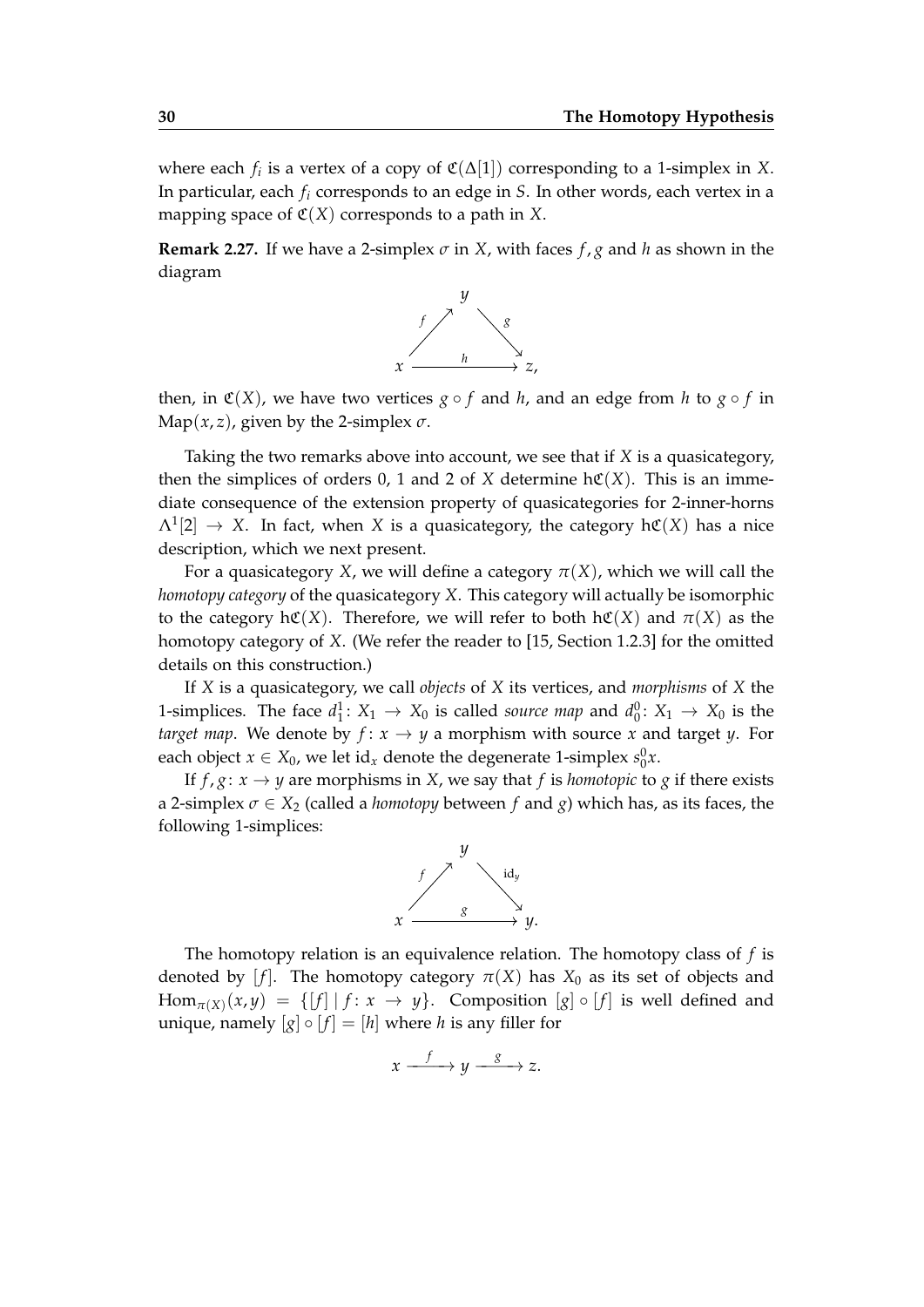where each $f_i$ is a vertex of a copy of $\mathfrak{C}(\Delta[1])$ corresponding to a 1-simplex in $X$. In particular, each $f_i$ corresponds to an edge in $S$. In other words, each vertex in a mapping space of $\mathfrak{C}(X)$ corresponds to a path in $X$.

**Remark 2.27.** If we have a 2-simplex $\sigma$ in $X$, with faces $f, g$ and $h$ as shown in the diagram

$$\begin{array}{ccc} & y & \\ {}^{f}\nearrow & & \searrow^{g} \\ x & \xrightarrow{\quad h \quad} & z, \end{array}$$

then, in $\mathfrak{C}(X)$, we have two vertices $g \circ f$ and $h$, and an edge from $h$ to $g \circ f$ in $\mathrm{Map}(x, z)$, given by the 2-simplex $\sigma$.

Taking the two remarks above into account, we see that if $X$ is a quasicategory, then the simplices of orders 0, 1 and 2 of $X$ determine $\mathrm{h}\mathfrak{C}(X)$. This is an immediate consequence of the extension property of quasicategories for 2-inner-horns $\Lambda^1[2] \to X$. In fact, when $X$ is a quasicategory, the category $\mathrm{h}\mathfrak{C}(X)$ has a nice description, which we next present.

For a quasicategory $X$, we will define a category $\pi(X)$, which we will call the *homotopy category* of the quasicategory $X$. This category will actually be isomorphic to the category $\mathrm{h}\mathfrak{C}(X)$. Therefore, we will refer to both $\mathrm{h}\mathfrak{C}(X)$ and $\pi(X)$ as the homotopy category of $X$. (We refer the reader to [15, Section 1.2.3] for the omitted details on this construction.)

If $X$ is a quasicategory, we call *objects* of $X$ its vertices, and *morphisms* of $X$ the 1-simplices. The face $d_1^1 \colon X_1 \to X_0$ is called *source map* and $d_0^0 \colon X_1 \to X_0$ is the *target map*. We denote by $f \colon x \to y$ a morphism with source $x$ and target $y$. For each object $x \in X_0$, we let $\mathrm{id}_x$ denote the degenerate 1-simplex $s_0^0 x$.

If $f, g \colon x \to y$ are morphisms in $X$, we say that $f$ is *homotopic* to $g$ if there exists a 2-simplex $\sigma \in X_2$ (called a *homotopy* between $f$ and $g$) which has, as its faces, the following 1-simplices:

$$\begin{array}{ccc} & y & \\ {}^{f}\nearrow & & \searrow^{\mathrm{id}_y} \\ x & \xrightarrow{\quad g \quad} & y. \end{array}$$

The homotopy relation is an equivalence relation. The homotopy class of $f$ is denoted by $[f]$. The homotopy category $\pi(X)$ has $X_0$ as its set of objects and $\mathrm{Hom}_{\pi(X)}(x, y) = \{[f] \mid f \colon x \to y\}$. Composition $[g] \circ [f]$ is well defined and unique, namely $[g] \circ [f] = [h]$ where $h$ is any filler for

$$x \xrightarrow{\ f\ } y \xrightarrow{\ g\ } z.$$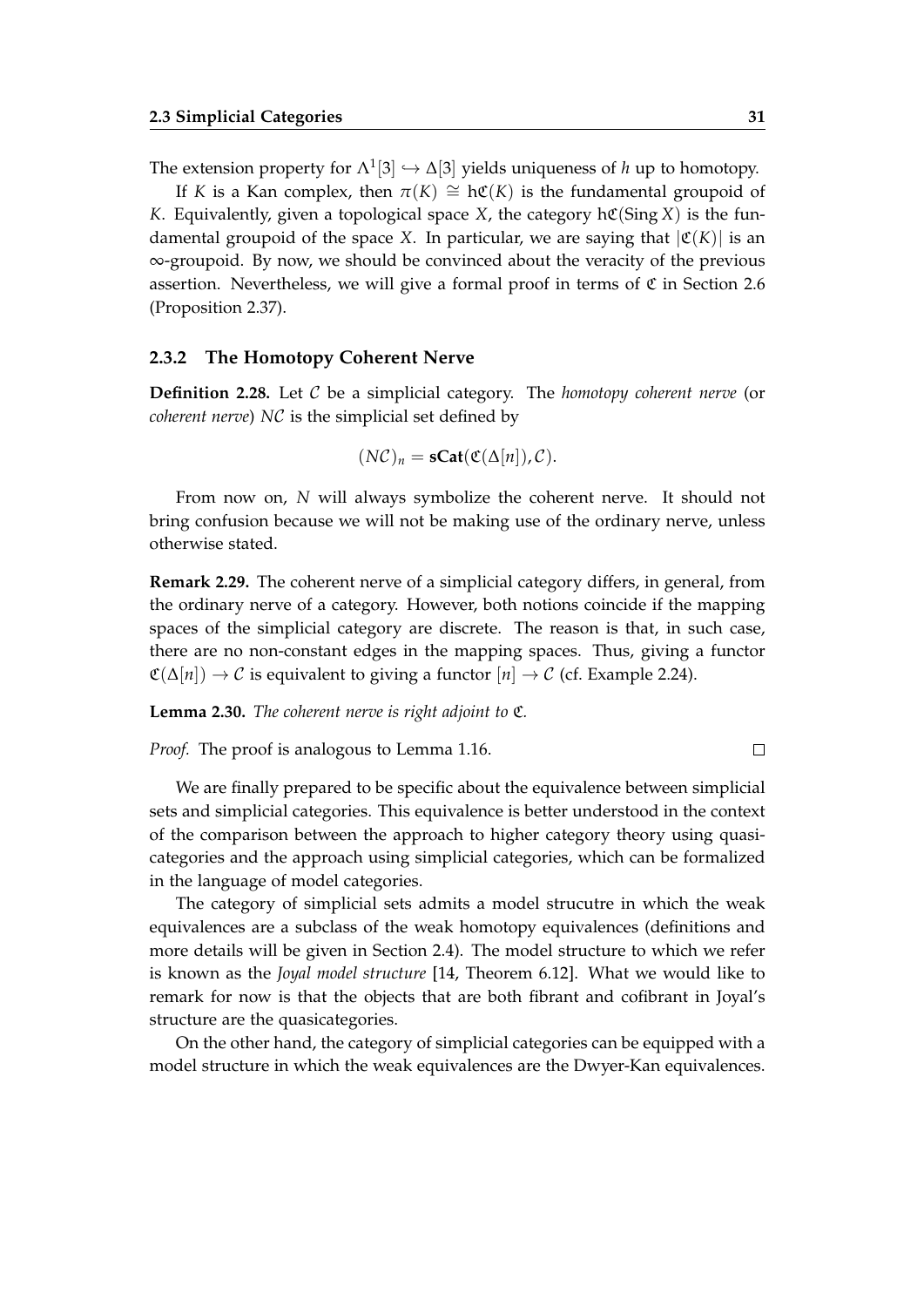The extension property for $\Lambda^1[3] \hookrightarrow \Delta[3]$ yields uniqueness of $h$ up to homotopy.

If $K$ is a Kan complex, then $\pi(K) \cong \mathrm{h}\mathfrak{C}(K)$ is the fundamental groupoid of $K$. Equivalently, given a topological space $X$, the category $\mathrm{h}\mathfrak{C}(\mathrm{Sing}\, X)$ is the fundamental groupoid of the space $X$. In particular, we are saying that $|\mathfrak{C}(K)|$ is an $\infty$-groupoid. By now, we should be convinced about the veracity of the previous assertion. Nevertheless, we will give a formal proof in terms of $\mathfrak{C}$ in Section 2.6 (Proposition 2.37).

### 2.3.2 The Homotopy Coherent Nerve

**Definition 2.28.** Let $\mathcal{C}$ be a simplicial category. The *homotopy coherent nerve* (or *coherent nerve*) $N\mathcal{C}$ is the simplicial set defined by

$$(N\mathcal{C})_n = \mathbf{sCat}(\mathfrak{C}(\Delta[n]), \mathcal{C}).$$

From now on, $N$ will always symbolize the coherent nerve. It should not bring confusion because we will not be making use of the ordinary nerve, unless otherwise stated.

**Remark 2.29.** The coherent nerve of a simplicial category differs, in general, from the ordinary nerve of a category. However, both notions coincide if the mapping spaces of the simplicial category are discrete. The reason is that, in such case, there are no non-constant edges in the mapping spaces. Thus, giving a functor $\mathfrak{C}(\Delta[n]) \to \mathcal{C}$ is equivalent to giving a functor $[n] \to \mathcal{C}$ (cf. Example 2.24).

**Lemma 2.30.** *The coherent nerve is right adjoint to* $\mathfrak{C}$*.*

*Proof.* The proof is analogous to Lemma 1.16. $\square$

We are finally prepared to be specific about the equivalence between simplicial sets and simplicial categories. This equivalence is better understood in the context of the comparison between the approach to higher category theory using quasicategories and the approach using simplicial categories, which can be formalized in the language of model categories.

The category of simplicial sets admits a model strucutre in which the weak equivalences are a subclass of the weak homotopy equivalences (definitions and more details will be given in Section 2.4). The model structure to which we refer is known as the *Joyal model structure* [14, Theorem 6.12]. What we would like to remark for now is that the objects that are both fibrant and cofibrant in Joyal's structure are the quasicategories.

On the other hand, the category of simplicial categories can be equipped with a model structure in which the weak equivalences are the Dwyer-Kan equivalences.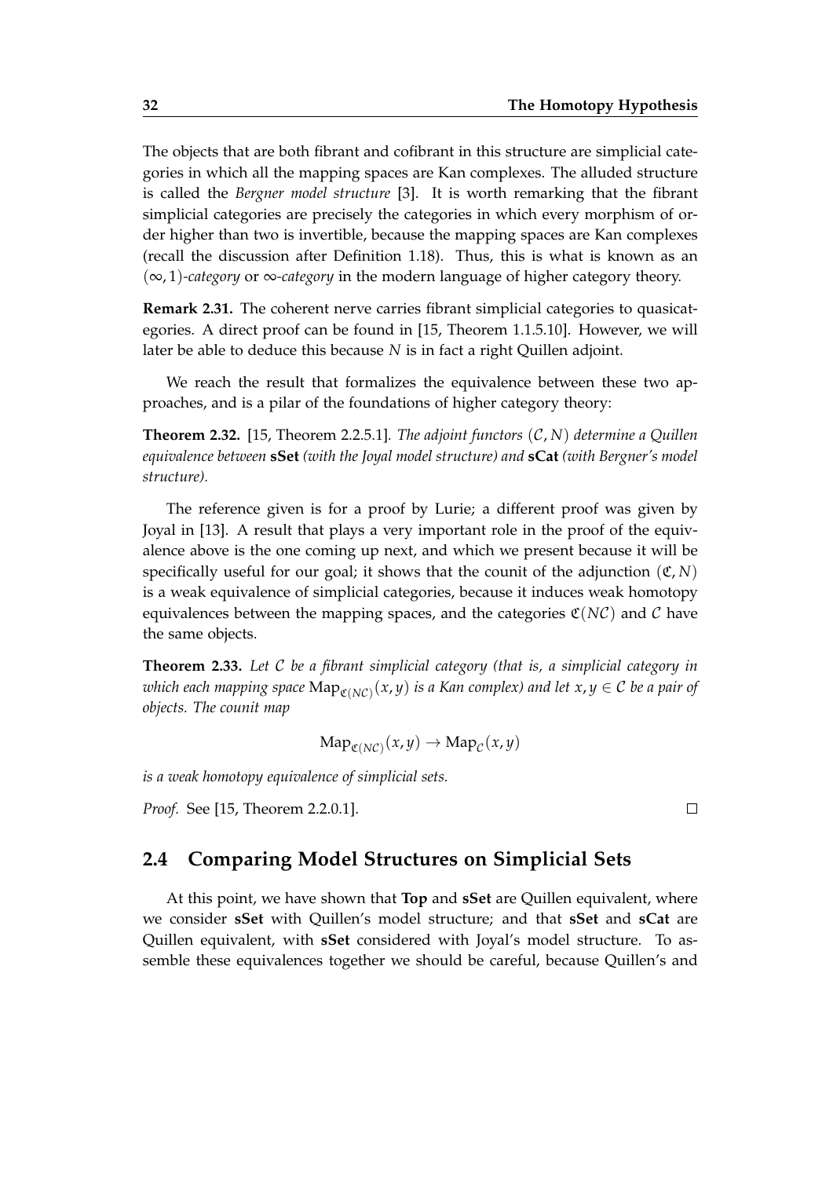The objects that are both fibrant and cofibrant in this structure are simplicial categories in which all the mapping spaces are Kan complexes. The alluded structure is called the *Bergner model structure* [3]. It is worth remarking that the fibrant simplicial categories are precisely the categories in which every morphism of order higher than two is invertible, because the mapping spaces are Kan complexes (recall the discussion after Definition 1.18). Thus, this is what is known as an $(\infty, 1)$*-category* or $\infty$*-category* in the modern language of higher category theory.

**Remark 2.31.** The coherent nerve carries fibrant simplicial categories to quasicategories. A direct proof can be found in [15, Theorem 1.1.5.10]. However, we will later be able to deduce this because $N$ is in fact a right Quillen adjoint.

We reach the result that formalizes the equivalence between these two approaches, and is a pilar of the foundations of higher category theory:

**Theorem 2.32.** [15, Theorem 2.2.5.1]*. The adjoint functors $(\mathcal{C}, N)$ determine a Quillen equivalence between* **sSet** *(with the Joyal model structure) and* **sCat** *(with Bergner's model structure).*

The reference given is for a proof by Lurie; a different proof was given by Joyal in [13]. A result that plays a very important role in the proof of the equivalence above is the one coming up next, and which we present because it will be specifically useful for our goal; it shows that the counit of the adjunction $(\mathfrak{C}, N)$ is a weak equivalence of simplicial categories, because it induces weak homotopy equivalences between the mapping spaces, and the categories $\mathfrak{C}(N\mathcal{C})$ and $\mathcal{C}$ have the same objects.

**Theorem 2.33.** *Let $\mathcal{C}$ be a fibrant simplicial category (that is, a simplicial category in which each mapping space $\mathrm{Map}_{\mathfrak{C}(N\mathcal{C})}(x, y)$ is a Kan complex) and let $x, y \in \mathcal{C}$ be a pair of objects. The counit map*

$$\mathrm{Map}_{\mathfrak{C}(N\mathcal{C})}(x, y) \to \mathrm{Map}_{\mathcal{C}}(x, y)$$

*is a weak homotopy equivalence of simplicial sets.*

*Proof.* See [15, Theorem 2.2.0.1]. □

## 2.4 Comparing Model Structures on Simplicial Sets

At this point, we have shown that **Top** and **sSet** are Quillen equivalent, where we consider **sSet** with Quillen's model structure; and that **sSet** and **sCat** are Quillen equivalent, with **sSet** considered with Joyal's model structure. To assemble these equivalences together we should be careful, because Quillen's and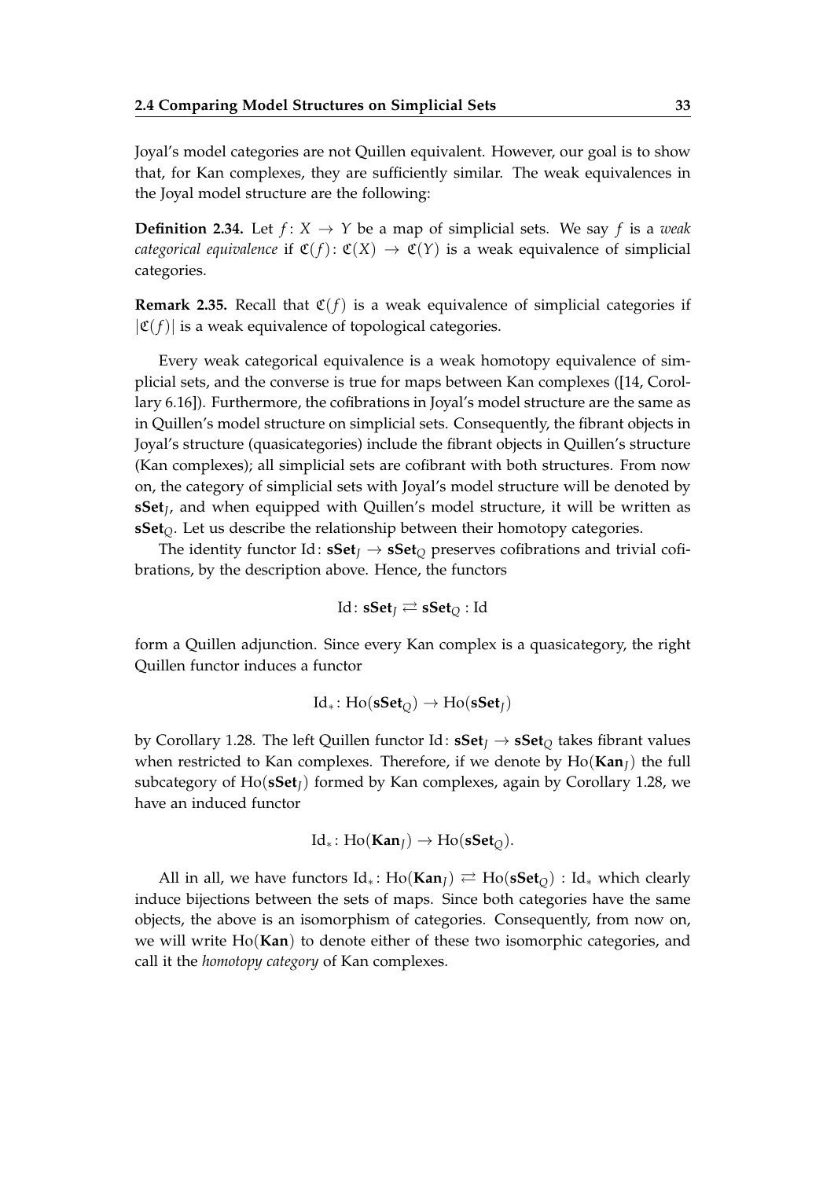Joyal's model categories are not Quillen equivalent. However, our goal is to show that, for Kan complexes, they are sufficiently similar. The weak equivalences in the Joyal model structure are the following:

**Definition 2.34.** Let $f\colon X \to Y$ be a map of simplicial sets. We say $f$ is a *weak categorical equivalence* if $\mathfrak{C}(f)\colon \mathfrak{C}(X) \to \mathfrak{C}(Y)$ is a weak equivalence of simplicial categories.

**Remark 2.35.** Recall that $\mathfrak{C}(f)$ is a weak equivalence of simplicial categories if $|\mathfrak{C}(f)|$ is a weak equivalence of topological categories.

Every weak categorical equivalence is a weak homotopy equivalence of simplicial sets, and the converse is true for maps between Kan complexes ([14, Corollary 6.16]). Furthermore, the cofibrations in Joyal's model structure are the same as in Quillen's model structure on simplicial sets. Consequently, the fibrant objects in Joyal's structure (quasicategories) include the fibrant objects in Quillen's structure (Kan complexes); all simplicial sets are cofibrant with both structures. From now on, the category of simplicial sets with Joyal's model structure will be denoted by $\mathbf{sSet}_J$, and when equipped with Quillen's model structure, it will be written as $\mathbf{sSet}_Q$. Let us describe the relationship between their homotopy categories.

The identity functor $\mathrm{Id}\colon \mathbf{sSet}_J \to \mathbf{sSet}_Q$ preserves cofibrations and trivial cofibrations, by the description above. Hence, the functors

$$\mathrm{Id}\colon \mathbf{sSet}_J \rightleftarrows \mathbf{sSet}_Q : \mathrm{Id}$$

form a Quillen adjunction. Since every Kan complex is a quasicategory, the right Quillen functor induces a functor

$$\mathrm{Id}_*\colon \mathrm{Ho}(\mathbf{sSet}_Q) \to \mathrm{Ho}(\mathbf{sSet}_J)$$

by Corollary 1.28. The left Quillen functor $\mathrm{Id}\colon \mathbf{sSet}_J \to \mathbf{sSet}_Q$ takes fibrant values when restricted to Kan complexes. Therefore, if we denote by $\mathrm{Ho}(\mathbf{Kan}_J)$ the full subcategory of $\mathrm{Ho}(\mathbf{sSet}_J)$ formed by Kan complexes, again by Corollary 1.28, we have an induced functor

$$\mathrm{Id}_*\colon \mathrm{Ho}(\mathbf{Kan}_J) \to \mathrm{Ho}(\mathbf{sSet}_Q).$$

All in all, we have functors $\mathrm{Id}_*\colon \mathrm{Ho}(\mathbf{Kan}_J) \rightleftarrows \mathrm{Ho}(\mathbf{sSet}_Q) : \mathrm{Id}_*$ which clearly induce bijections between the sets of maps. Since both categories have the same objects, the above is an isomorphism of categories. Consequently, from now on, we will write $\mathrm{Ho}(\mathbf{Kan})$ to denote either of these two isomorphic categories, and call it the *homotopy category* of Kan complexes.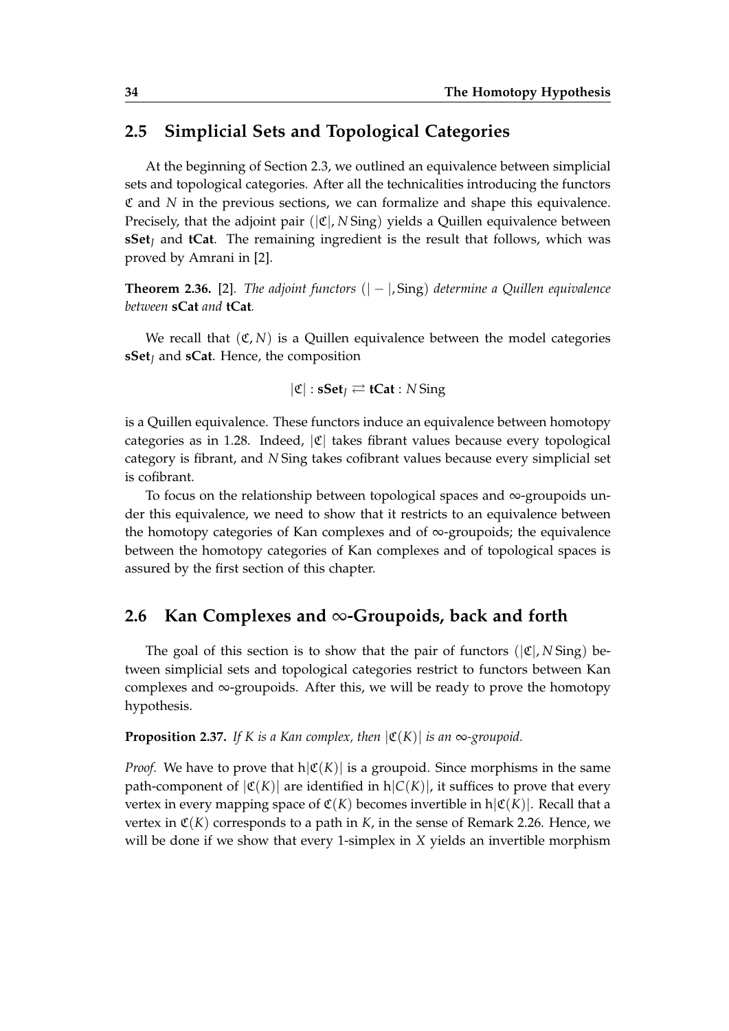## 2.5 Simplicial Sets and Topological Categories

At the beginning of Section 2.3, we outlined an equivalence between simplicial sets and topological categories. After all the technicalities introducing the functors $\mathfrak{C}$ and $N$ in the previous sections, we can formalize and shape this equivalence. Precisely, that the adjoint pair $(|\mathfrak{C}|, N\,\mathrm{Sing})$ yields a Quillen equivalence between $\mathbf{sSet}_J$ and $\mathbf{tCat}$. The remaining ingredient is the result that follows, which was proved by Amrani in [2].

**Theorem 2.36.** [2]. *The adjoint functors* $(|-|, \mathrm{Sing})$ *determine a Quillen equivalence between* $\mathbf{sCat}$ *and* $\mathbf{tCat}$.

We recall that $(\mathfrak{C}, N)$ is a Quillen equivalence between the model categories $\mathbf{sSet}_J$ and $\mathbf{sCat}$. Hence, the composition

$$|\mathfrak{C}| : \mathbf{sSet}_J \rightleftarrows \mathbf{tCat} : N\,\mathrm{Sing}$$

is a Quillen equivalence. These functors induce an equivalence between homotopy categories as in 1.28. Indeed, $|\mathfrak{C}|$ takes fibrant values because every topological category is fibrant, and $N\,\mathrm{Sing}$ takes cofibrant values because every simplicial set is cofibrant.

To focus on the relationship between topological spaces and $\infty$-groupoids under this equivalence, we need to show that it restricts to an equivalence between the homotopy categories of Kan complexes and of $\infty$-groupoids; the equivalence between the homotopy categories of Kan complexes and of topological spaces is assured by the first section of this chapter.

## 2.6 Kan Complexes and $\infty$-Groupoids, back and forth

The goal of this section is to show that the pair of functors $(|\mathfrak{C}|, N\,\mathrm{Sing})$ between simplicial sets and topological categories restrict to functors between Kan complexes and $\infty$-groupoids. After this, we will be ready to prove the homotopy hypothesis.

**Proposition 2.37.** *If* $K$ *is a Kan complex, then* $|\mathfrak{C}(K)|$ *is an* $\infty$*-groupoid.*

*Proof.* We have to prove that $\mathrm{h}|\mathfrak{C}(K)|$ is a groupoid. Since morphisms in the same path-component of $|\mathfrak{C}(K)|$ are identified in $\mathrm{h}|C(K)|$, it suffices to prove that every vertex in every mapping space of $\mathfrak{C}(K)$ becomes invertible in $\mathrm{h}|\mathfrak{C}(K)|$. Recall that a vertex in $\mathfrak{C}(K)$ corresponds to a path in $K$, in the sense of Remark 2.26. Hence, we will be done if we show that every 1-simplex in $X$ yields an invertible morphism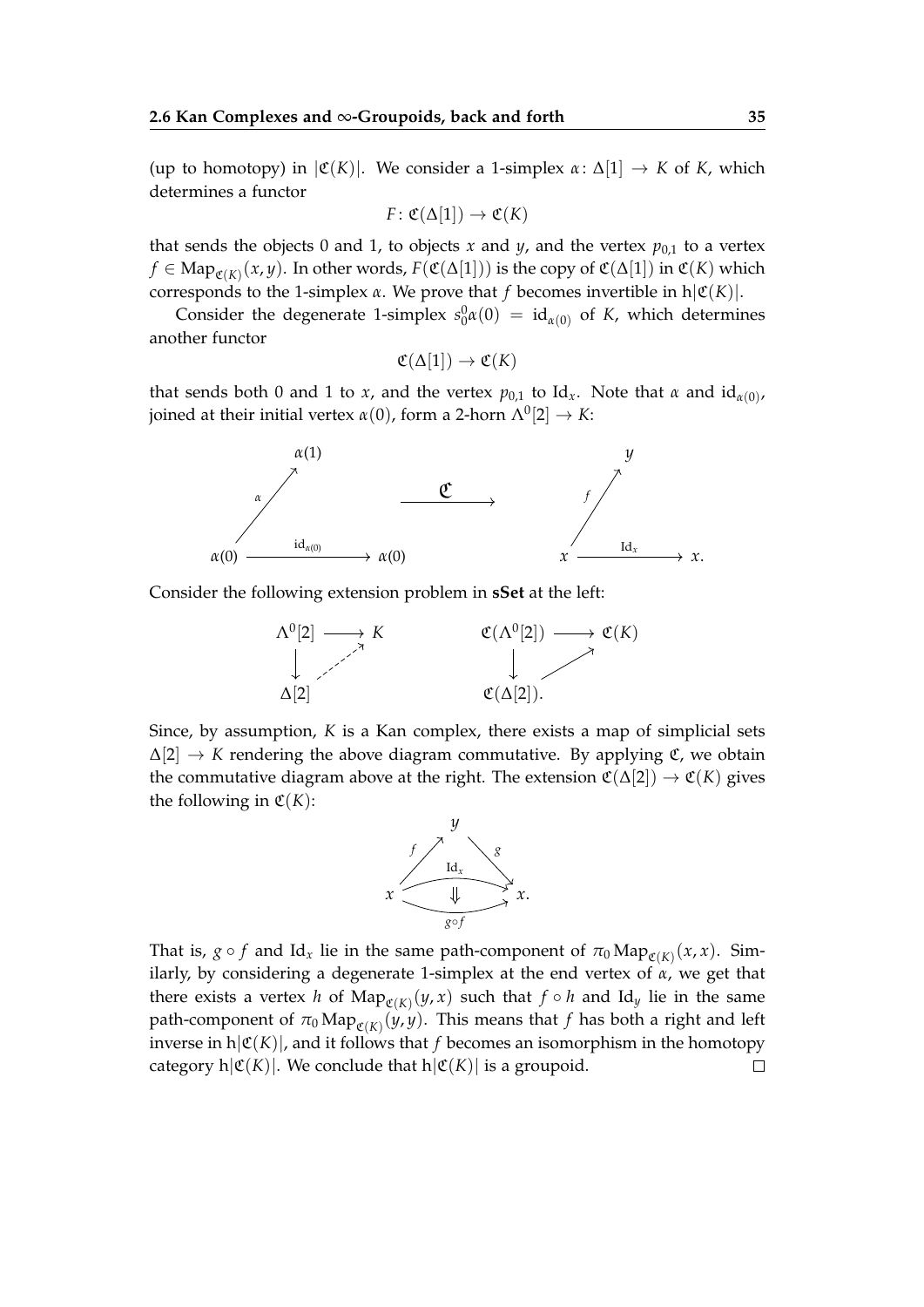(up to homotopy) in $|\mathfrak{C}(K)|$. We consider a 1-simplex $\alpha\colon \Delta[1] \to K$ of $K$, which determines a functor

$$F\colon \mathfrak{C}(\Delta[1]) \to \mathfrak{C}(K)$$

that sends the objects 0 and 1, to objects $x$ and $y$, and the vertex $p_{0,1}$ to a vertex $f \in \mathrm{Map}_{\mathfrak{C}(K)}(x,y)$. In other words, $F(\mathfrak{C}(\Delta[1]))$ is the copy of $\mathfrak{C}(\Delta[1])$ in $\mathfrak{C}(K)$ which corresponds to the 1-simplex $\alpha$. We prove that $f$ becomes invertible in $\mathrm{h}|\mathfrak{C}(K)|$.

Consider the degenerate 1-simplex $s_0^0\alpha(0) = \mathrm{id}_{\alpha(0)}$ of $K$, which determines another functor

$$\mathfrak{C}(\Delta[1]) \to \mathfrak{C}(K)$$

that sends both 0 and 1 to $x$, and the vertex $p_{0,1}$ to $\mathrm{Id}_x$. Note that $\alpha$ and $\mathrm{id}_{\alpha(0)}$, joined at their initial vertex $\alpha(0)$, form a 2-horn $\Lambda^0[2] \to K$:

$$\begin{array}{ccc} \alpha(1) & & y \\ \alpha \nearrow \quad & \xrightarrow{\ \mathfrak{C}\ } & f \nearrow \quad \\ \alpha(0) \xrightarrow{\mathrm{id}_{\alpha(0)}} \alpha(0) & & x \xrightarrow{\mathrm{Id}_x} x. \end{array}$$

Consider the following extension problem in **sSet** at the left:

$$\begin{array}{ccc} \Lambda^0[2] \longrightarrow K & & \mathfrak{C}(\Lambda^0[2]) \longrightarrow \mathfrak{C}(K) \\ \big\downarrow \quad \nearrow & & \big\downarrow \quad \nearrow \\ \Delta[2] & & \mathfrak{C}(\Delta[2]). \end{array}$$

Since, by assumption, $K$ is a Kan complex, there exists a map of simplicial sets $\Delta[2] \to K$ rendering the above diagram commutative. By applying $\mathfrak{C}$, we obtain the commutative diagram above at the right. The extension $\mathfrak{C}(\Delta[2]) \to \mathfrak{C}(K)$ gives the following in $\mathfrak{C}(K)$:

$$\begin{array}{c} y \\ f \nearrow \qquad \searrow g \\ x \underset{g\circ f}{\overset{\mathrm{Id}_x}{\Downarrow}} x. \end{array}$$

That is, $g \circ f$ and $\mathrm{Id}_x$ lie in the same path-component of $\pi_0 \mathrm{Map}_{\mathfrak{C}(K)}(x,x)$. Similarly, by considering a degenerate 1-simplex at the end vertex of $\alpha$, we get that there exists a vertex $h$ of $\mathrm{Map}_{\mathfrak{C}(K)}(y,x)$ such that $f \circ h$ and $\mathrm{Id}_y$ lie in the same path-component of $\pi_0 \mathrm{Map}_{\mathfrak{C}(K)}(y,y)$. This means that $f$ has both a right and left inverse in $\mathrm{h}|\mathfrak{C}(K)|$, and it follows that $f$ becomes an isomorphism in the homotopy category $\mathrm{h}|\mathfrak{C}(K)|$. We conclude that $\mathrm{h}|\mathfrak{C}(K)|$ is a groupoid. $\square$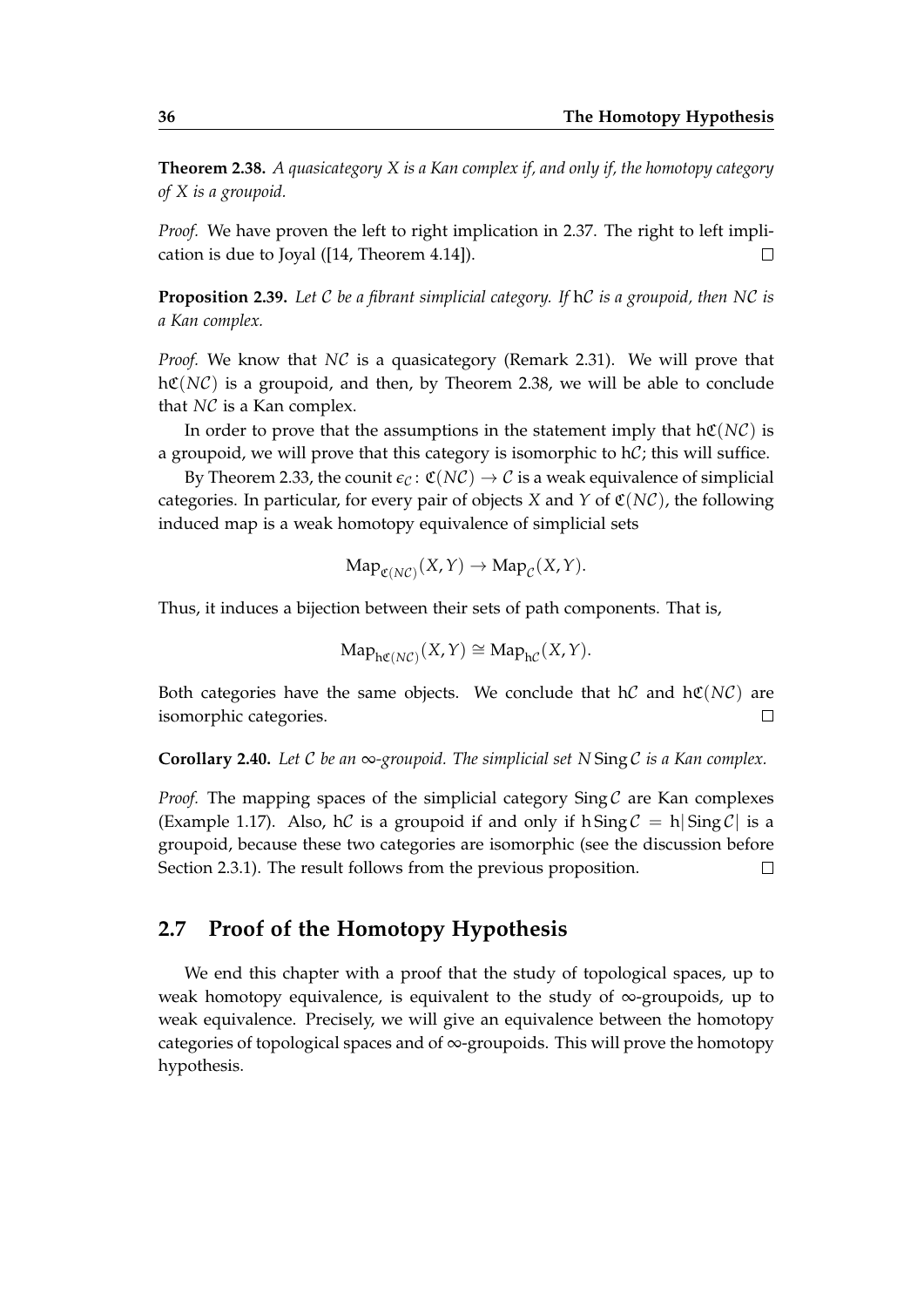**Theorem 2.38.** *A quasicategory $X$ is a Kan complex if, and only if, the homotopy category of $X$ is a groupoid.*

*Proof.* We have proven the left to right implication in 2.37. The right to left implication is due to Joyal ([14, Theorem 4.14]). □

**Proposition 2.39.** *Let $\mathcal{C}$ be a fibrant simplicial category. If $\mathrm{h}\mathcal{C}$ is a groupoid, then $N\mathcal{C}$ is a Kan complex.*

*Proof.* We know that $N\mathcal{C}$ is a quasicategory (Remark 2.31). We will prove that $\mathrm{h}\mathfrak{C}(N\mathcal{C})$ is a groupoid, and then, by Theorem 2.38, we will be able to conclude that $N\mathcal{C}$ is a Kan complex.

In order to prove that the assumptions in the statement imply that $\mathrm{h}\mathfrak{C}(N\mathcal{C})$ is a groupoid, we will prove that this category is isomorphic to $\mathrm{h}\mathcal{C}$; this will suffice.

By Theorem 2.33, the counit $\epsilon_{\mathcal{C}} \colon \mathfrak{C}(N\mathcal{C}) \to \mathcal{C}$ is a weak equivalence of simplicial categories. In particular, for every pair of objects $X$ and $Y$ of $\mathfrak{C}(N\mathcal{C})$, the following induced map is a weak homotopy equivalence of simplicial sets

$$\mathrm{Map}_{\mathfrak{C}(N\mathcal{C})}(X,Y) \to \mathrm{Map}_{\mathcal{C}}(X,Y).$$

Thus, it induces a bijection between their sets of path components. That is,

$$\mathrm{Map}_{\mathrm{h}\mathfrak{C}(N\mathcal{C})}(X,Y) \cong \mathrm{Map}_{\mathrm{h}\mathcal{C}}(X,Y).$$

Both categories have the same objects. We conclude that $\mathrm{h}\mathcal{C}$ and $\mathrm{h}\mathfrak{C}(N\mathcal{C})$ are isomorphic categories. □

**Corollary 2.40.** *Let $\mathcal{C}$ be an $\infty$-groupoid. The simplicial set $N\,\mathrm{Sing}\,\mathcal{C}$ is a Kan complex.*

*Proof.* The mapping spaces of the simplicial category $\mathrm{Sing}\,\mathcal{C}$ are Kan complexes (Example 1.17). Also, $\mathrm{h}\mathcal{C}$ is a groupoid if and only if $\mathrm{h}\,\mathrm{Sing}\,\mathcal{C} = \mathrm{h}|\mathrm{Sing}\,\mathcal{C}|$ is a groupoid, because these two categories are isomorphic (see the discussion before Section 2.3.1). The result follows from the previous proposition. □

## 2.7 Proof of the Homotopy Hypothesis

We end this chapter with a proof that the study of topological spaces, up to weak homotopy equivalence, is equivalent to the study of $\infty$-groupoids, up to weak equivalence. Precisely, we will give an equivalence between the homotopy categories of topological spaces and of $\infty$-groupoids. This will prove the homotopy hypothesis.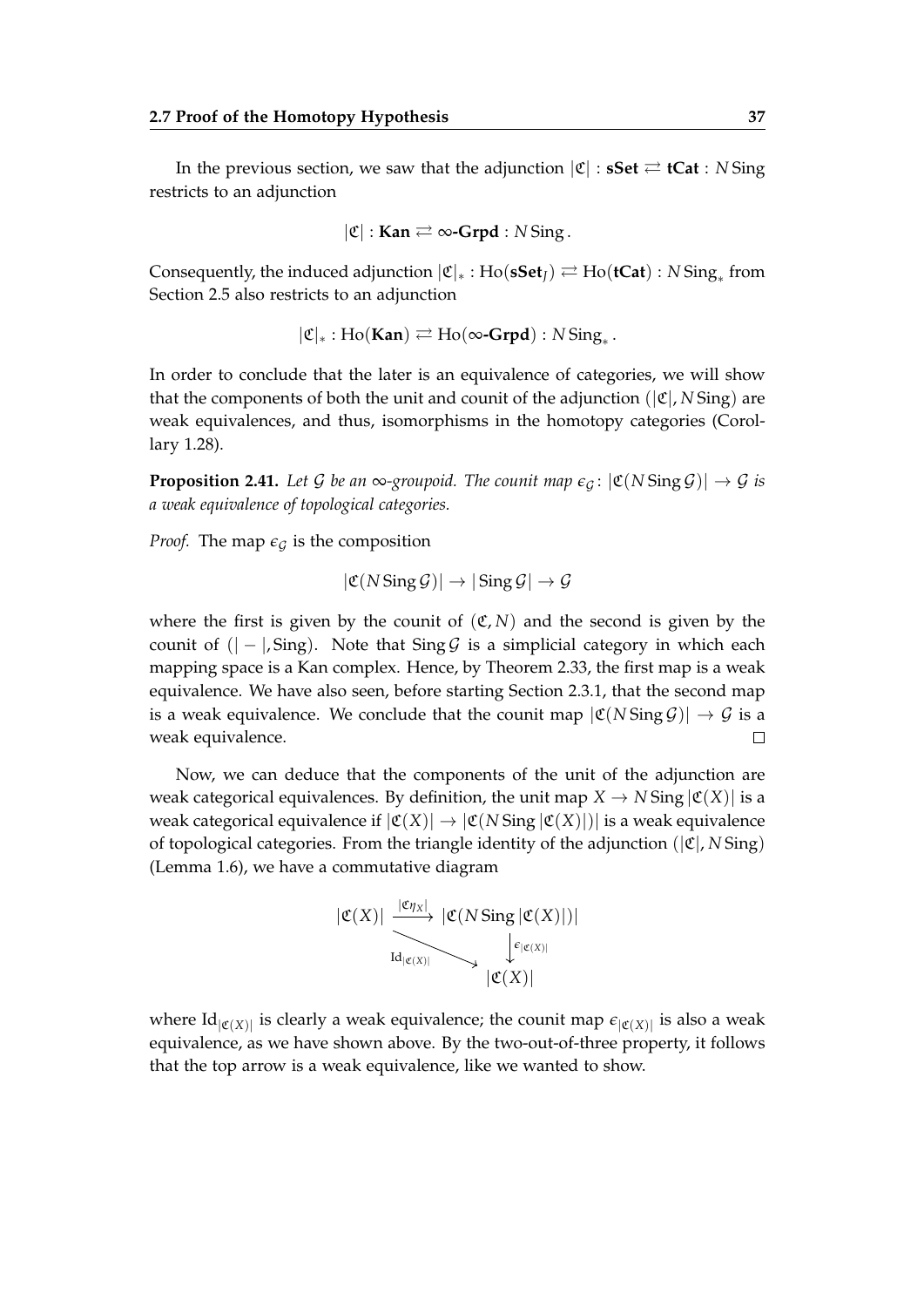In the previous section, we saw that the adjunction $|\mathfrak{C}| : \mathbf{sSet} \rightleftarrows \mathbf{tCat} : N\,\mathrm{Sing}$ restricts to an adjunction

$$|\mathfrak{C}| : \mathbf{Kan} \rightleftarrows \infty\text{-}\mathbf{Grpd} : N\,\mathrm{Sing}\,.$$

Consequently, the induced adjunction $|\mathfrak{C}|_* : \mathrm{Ho}(\mathbf{sSet}_J) \rightleftarrows \mathrm{Ho}(\mathbf{tCat}) : N\,\mathrm{Sing}_*$ from Section 2.5 also restricts to an adjunction

$$|\mathfrak{C}|_* : \mathrm{Ho}(\mathbf{Kan}) \rightleftarrows \mathrm{Ho}(\infty\text{-}\mathbf{Grpd}) : N\,\mathrm{Sing}_*\,.$$

In order to conclude that the later is an equivalence of categories, we will show that the components of both the unit and counit of the adjunction $(|\mathfrak{C}|, N\,\mathrm{Sing})$ are weak equivalences, and thus, isomorphisms in the homotopy categories (Corollary 1.28).

**Proposition 2.41.** *Let $\mathcal{G}$ be an $\infty$-groupoid. The counit map $\epsilon_{\mathcal{G}} \colon |\mathfrak{C}(N\,\mathrm{Sing}\,\mathcal{G})| \to \mathcal{G}$ is a weak equivalence of topological categories.*

*Proof.* The map $\epsilon_{\mathcal{G}}$ is the composition

$$|\mathfrak{C}(N\,\mathrm{Sing}\,\mathcal{G})| \to |\,\mathrm{Sing}\,\mathcal{G}| \to \mathcal{G}$$

where the first is given by the counit of $(\mathfrak{C}, N)$ and the second is given by the counit of $(|-|, \mathrm{Sing})$. Note that $\mathrm{Sing}\,\mathcal{G}$ is a simplicial category in which each mapping space is a Kan complex. Hence, by Theorem 2.33, the first map is a weak equivalence. We have also seen, before starting Section 2.3.1, that the second map is a weak equivalence. We conclude that the counit map $|\mathfrak{C}(N\,\mathrm{Sing}\,\mathcal{G})| \to \mathcal{G}$ is a weak equivalence. $\square$

Now, we can deduce that the components of the unit of the adjunction are weak categorical equivalences. By definition, the unit map $X \to N\,\mathrm{Sing}\,|\mathfrak{C}(X)|$ is a weak categorical equivalence if $|\mathfrak{C}(X)| \to |\mathfrak{C}(N\,\mathrm{Sing}\,|\mathfrak{C}(X)|)|$ is a weak equivalence of topological categories. From the triangle identity of the adjunction $(|\mathfrak{C}|, N\,\mathrm{Sing})$ (Lemma 1.6), we have a commutative diagram

$$\begin{array}{ccc} |\mathfrak{C}(X)| & \xrightarrow{|\mathfrak{C}\eta_X|} & |\mathfrak{C}(N\,\mathrm{Sing}\,|\mathfrak{C}(X)|)| \\ & \searrow^{\mathrm{Id}_{|\mathfrak{C}(X)|}} & \downarrow{\scriptstyle \epsilon_{|\mathfrak{C}(X)|}} \\ & & |\mathfrak{C}(X)| \end{array}$$

where $\mathrm{Id}_{|\mathfrak{C}(X)|}$ is clearly a weak equivalence; the counit map $\epsilon_{|\mathfrak{C}(X)|}$ is also a weak equivalence, as we have shown above. By the two-out-of-three property, it follows that the top arrow is a weak equivalence, like we wanted to show.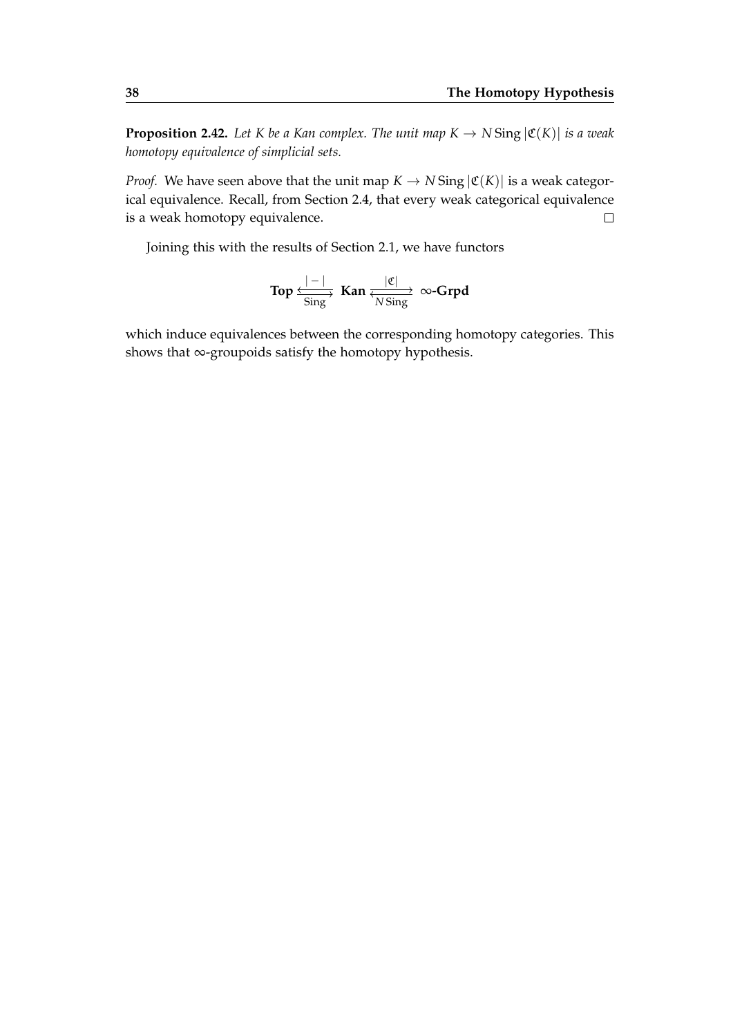**Proposition 2.42.** *Let $K$ be a Kan complex. The unit map $K \to N\,\mathrm{Sing}\,|\mathfrak{C}(K)|$ is a weak homotopy equivalence of simplicial sets.*

*Proof.* We have seen above that the unit map $K \to N\,\mathrm{Sing}\,|\mathfrak{C}(K)|$ is a weak categorical equivalence. Recall, from Section 2.4, that every weak categorical equivalence is a weak homotopy equivalence. $\square$

Joining this with the results of Section 2.1, we have functors

$$\mathbf{Top} \underset{\mathrm{Sing}}{\overset{|-|}{\leftrightarrows}} \mathbf{Kan} \underset{N\,\mathrm{Sing}}{\overset{|\mathfrak{C}|}{\rightleftarrows}} \infty\text{-}\mathbf{Grpd}$$

which induce equivalences between the corresponding homotopy categories. This shows that $\infty$-groupoids satisfy the homotopy hypothesis.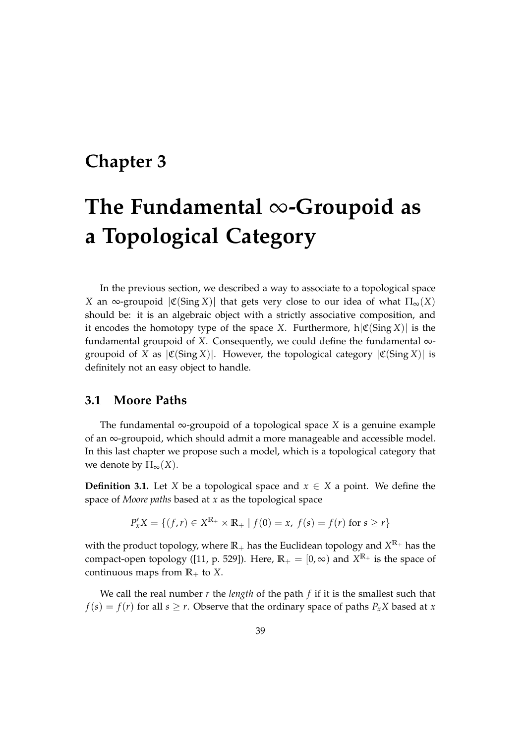# Chapter 3

# The Fundamental $\infty$-Groupoid as a Topological Category

In the previous section, we described a way to associate to a topological space $X$ an $\infty$-groupoid $|\mathfrak{C}(\operatorname{Sing} X)|$ that gets very close to our idea of what $\Pi_\infty(X)$ should be: it is an algebraic object with a strictly associative composition, and it encodes the homotopy type of the space $X$. Furthermore, $\mathrm{h}|\mathfrak{C}(\operatorname{Sing} X)|$ is the fundamental groupoid of $X$. Consequently, we could define the fundamental $\infty$-groupoid of $X$ as $|\mathfrak{C}(\operatorname{Sing} X)|$. However, the topological category $|\mathfrak{C}(\operatorname{Sing} X)|$ is definitely not an easy object to handle.

## 3.1 Moore Paths

The fundamental $\infty$-groupoid of a topological space $X$ is a genuine example of an $\infty$-groupoid, which should admit a more manageable and accessible model. In this last chapter we propose such a model, which is a topological category that we denote by $\Pi_\infty(X)$.

**Definition 3.1.** Let $X$ be a topological space and $x \in X$ a point. We define the space of *Moore paths* based at $x$ as the topological space

$$P'_x X = \{(f, r) \in X^{\mathbb{R}_+} \times \mathbb{R}_+ \mid f(0) = x,\ f(s) = f(r) \text{ for } s \geq r\}$$

with the product topology, where $\mathbb{R}_+$ has the Euclidean topology and $X^{\mathbb{R}_+}$ has the compact-open topology ([11, p. 529]). Here, $\mathbb{R}_+ = [0, \infty)$ and $X^{\mathbb{R}_+}$ is the space of continuous maps from $\mathbb{R}_+$ to $X$.

We call the real number $r$ the *length* of the path $f$ if it is the smallest such that $f(s) = f(r)$ for all $s \geq r$. Observe that the ordinary space of paths $P_x X$ based at $x$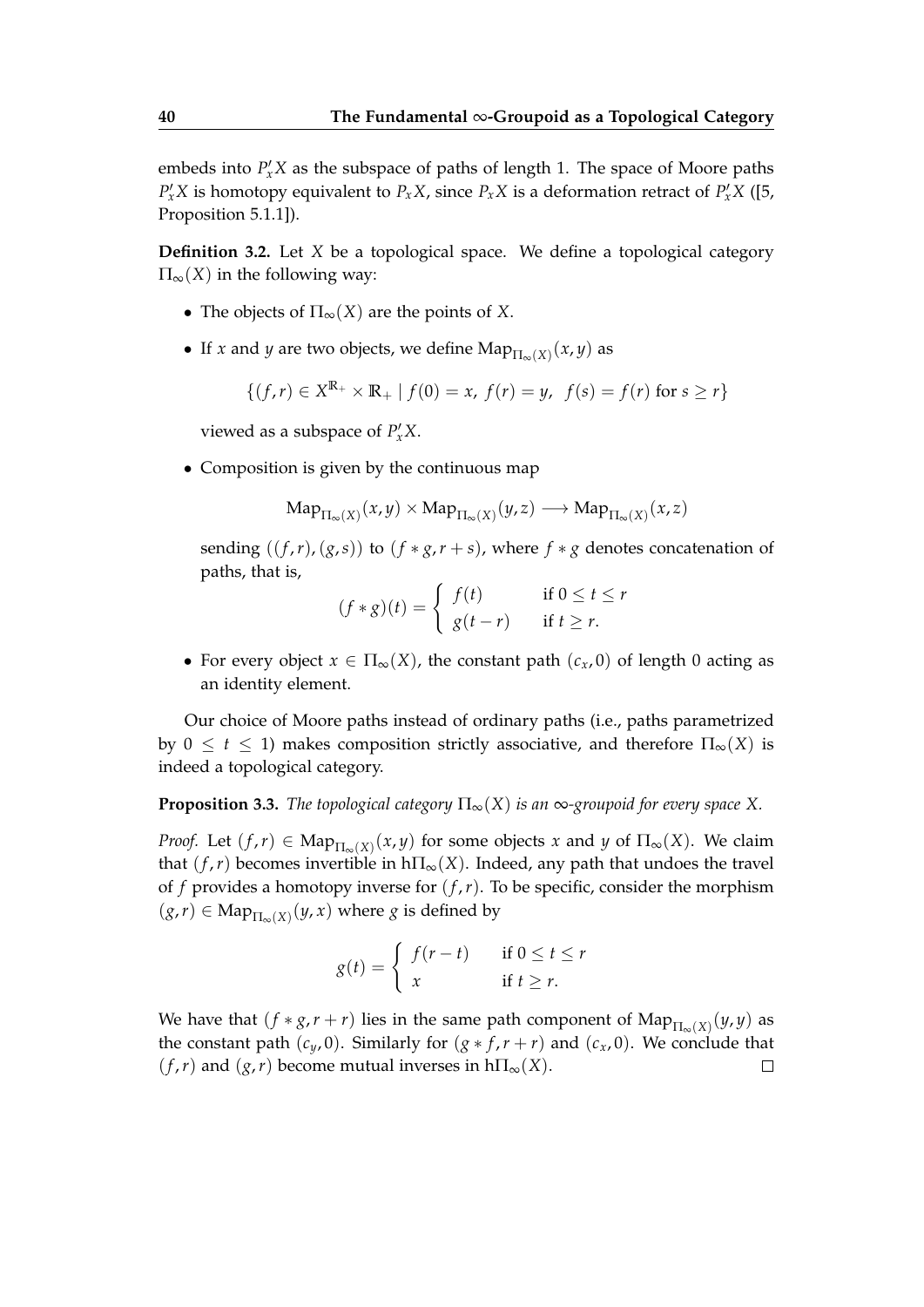embeds into $P'_x X$ as the subspace of paths of length 1. The space of Moore paths $P'_x X$ is homotopy equivalent to $P_x X$, since $P_x X$ is a deformation retract of $P'_x X$ ([5, Proposition 5.1.1]).

**Definition 3.2.** Let $X$ be a topological space. We define a topological category $\Pi_\infty(X)$ in the following way:

- The objects of $\Pi_\infty(X)$ are the points of $X$.
- If $x$ and $y$ are two objects, we define $\mathrm{Map}_{\Pi_\infty(X)}(x, y)$ as

$$\{(f, r) \in X^{\mathbb{R}_+} \times \mathbb{R}_+ \mid f(0) = x,\ f(r) = y,\ \ f(s) = f(r) \text{ for } s \geq r\}$$

  viewed as a subspace of $P'_x X$.
- Composition is given by the continuous map

$$\mathrm{Map}_{\Pi_\infty(X)}(x, y) \times \mathrm{Map}_{\Pi_\infty(X)}(y, z) \longrightarrow \mathrm{Map}_{\Pi_\infty(X)}(x, z)$$

  sending $((f, r), (g, s))$ to $(f * g, r + s)$, where $f * g$ denotes concatenation of paths, that is,

$$(f * g)(t) = \begin{cases} f(t) & \text{if } 0 \leq t \leq r \\ g(t - r) & \text{if } t \geq r. \end{cases}$$

- For every object $x \in \Pi_\infty(X)$, the constant path $(c_x, 0)$ of length 0 acting as an identity element.

Our choice of Moore paths instead of ordinary paths (i.e., paths parametrized by $0 \leq t \leq 1$) makes composition strictly associative, and therefore $\Pi_\infty(X)$ is indeed a topological category.

**Proposition 3.3.** *The topological category $\Pi_\infty(X)$ is an $\infty$-groupoid for every space $X$.*

*Proof.* Let $(f, r) \in \mathrm{Map}_{\Pi_\infty(X)}(x, y)$ for some objects $x$ and $y$ of $\Pi_\infty(X)$. We claim that $(f, r)$ becomes invertible in $\mathrm{h}\Pi_\infty(X)$. Indeed, any path that undoes the travel of $f$ provides a homotopy inverse for $(f, r)$. To be specific, consider the morphism $(g, r) \in \mathrm{Map}_{\Pi_\infty(X)}(y, x)$ where $g$ is defined by

$$g(t) = \begin{cases} f(r - t) & \text{if } 0 \leq t \leq r \\ x & \text{if } t \geq r. \end{cases}$$

We have that $(f * g, r + r)$ lies in the same path component of $\mathrm{Map}_{\Pi_\infty(X)}(y, y)$ as the constant path $(c_y, 0)$. Similarly for $(g * f, r + r)$ and $(c_x, 0)$. We conclude that $(f, r)$ and $(g, r)$ become mutual inverses in $\mathrm{h}\Pi_\infty(X)$. ∎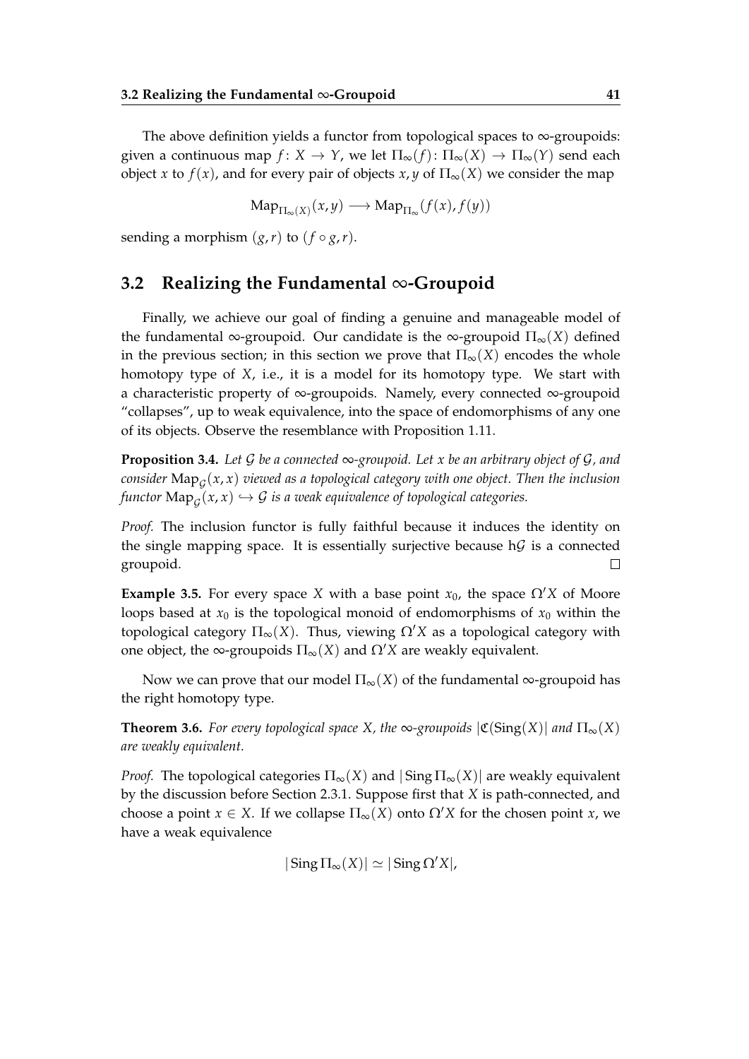The above definition yields a functor from topological spaces to ∞-groupoids: given a continuous map $f\colon X \to Y$, we let $\Pi_\infty(f)\colon \Pi_\infty(X) \to \Pi_\infty(Y)$ send each object $x$ to $f(x)$, and for every pair of objects $x, y$ of $\Pi_\infty(X)$ we consider the map

$$\mathrm{Map}_{\Pi_\infty(X)}(x, y) \longrightarrow \mathrm{Map}_{\Pi_\infty}(f(x), f(y))$$

sending a morphism $(g, r)$ to $(f \circ g, r)$.

## 3.2 Realizing the Fundamental ∞-Groupoid

Finally, we achieve our goal of finding a genuine and manageable model of the fundamental ∞-groupoid. Our candidate is the ∞-groupoid $\Pi_\infty(X)$ defined in the previous section; in this section we prove that $\Pi_\infty(X)$ encodes the whole homotopy type of $X$, i.e., it is a model for its homotopy type. We start with a characteristic property of ∞-groupoids. Namely, every connected ∞-groupoid "collapses", up to weak equivalence, into the space of endomorphisms of any one of its objects. Observe the resemblance with Proposition 1.11.

**Proposition 3.4.** *Let $\mathcal{G}$ be a connected ∞-groupoid. Let $x$ be an arbitrary object of $\mathcal{G}$, and consider $\mathrm{Map}_{\mathcal{G}}(x, x)$ viewed as a topological category with one object. Then the inclusion functor $\mathrm{Map}_{\mathcal{G}}(x, x) \hookrightarrow \mathcal{G}$ is a weak equivalence of topological categories.*

*Proof.* The inclusion functor is fully faithful because it induces the identity on the single mapping space. It is essentially surjective because $\mathrm{h}\mathcal{G}$ is a connected groupoid. □

**Example 3.5.** For every space $X$ with a base point $x_0$, the space $\Omega' X$ of Moore loops based at $x_0$ is the topological monoid of endomorphisms of $x_0$ within the topological category $\Pi_\infty(X)$. Thus, viewing $\Omega' X$ as a topological category with one object, the ∞-groupoids $\Pi_\infty(X)$ and $\Omega' X$ are weakly equivalent.

Now we can prove that our model $\Pi_\infty(X)$ of the fundamental ∞-groupoid has the right homotopy type.

**Theorem 3.6.** *For every topological space $X$, the ∞-groupoids $|\mathfrak{C}(\mathrm{Sing}(X)|$ and $\Pi_\infty(X)$ are weakly equivalent.*

*Proof.* The topological categories $\Pi_\infty(X)$ and $|\,\mathrm{Sing}\,\Pi_\infty(X)|$ are weakly equivalent by the discussion before Section 2.3.1. Suppose first that $X$ is path-connected, and choose a point $x \in X$. If we collapse $\Pi_\infty(X)$ onto $\Omega' X$ for the chosen point $x$, we have a weak equivalence

$$|\,\mathrm{Sing}\,\Pi_\infty(X)| \simeq |\,\mathrm{Sing}\,\Omega' X|,$$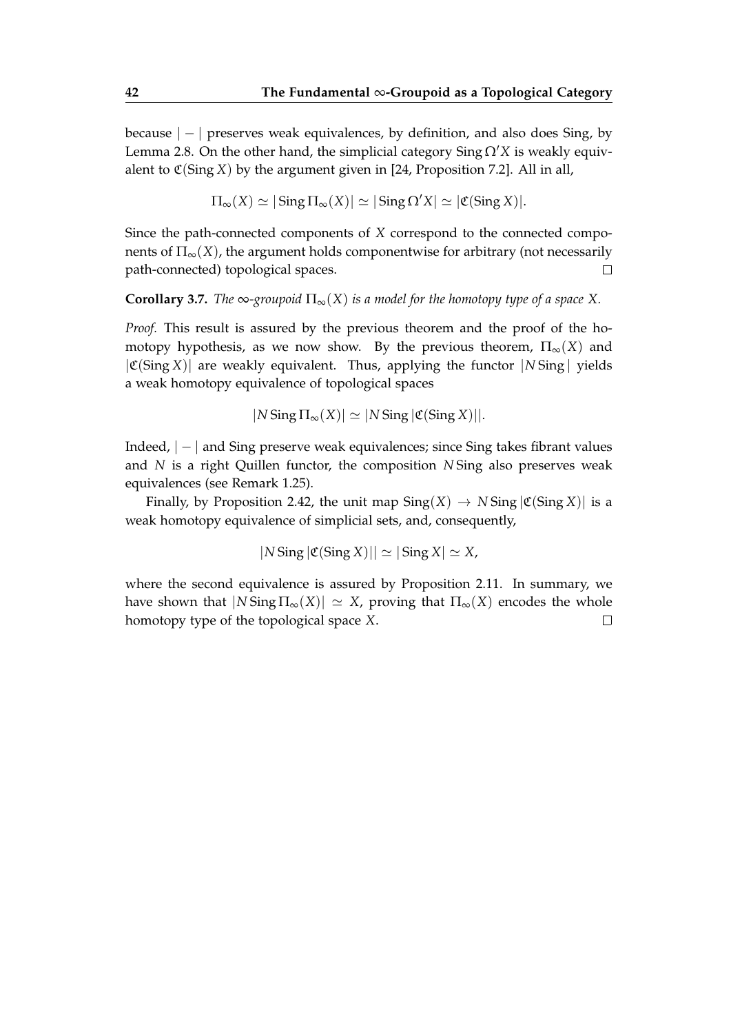because $|-|$ preserves weak equivalences, by definition, and also does Sing, by Lemma 2.8. On the other hand, the simplicial category $\operatorname{Sing}\Omega' X$ is weakly equivalent to $\mathfrak{C}(\operatorname{Sing} X)$ by the argument given in [24, Proposition 7.2]. All in all,

$$\Pi_\infty(X) \simeq |\operatorname{Sing}\Pi_\infty(X)| \simeq |\operatorname{Sing}\Omega' X| \simeq |\mathfrak{C}(\operatorname{Sing} X)|.$$

Since the path-connected components of $X$ correspond to the connected components of $\Pi_\infty(X)$, the argument holds componentwise for arbitrary (not necessarily path-connected) topological spaces. □

**Corollary 3.7.** *The $\infty$-groupoid $\Pi_\infty(X)$ is a model for the homotopy type of a space $X$.*

*Proof.* This result is assured by the previous theorem and the proof of the homotopy hypothesis, as we now show. By the previous theorem, $\Pi_\infty(X)$ and $|\mathfrak{C}(\operatorname{Sing} X)|$ are weakly equivalent. Thus, applying the functor $|N\operatorname{Sing}|$ yields a weak homotopy equivalence of topological spaces

$$|N\operatorname{Sing}\Pi_\infty(X)| \simeq |N\operatorname{Sing}|\mathfrak{C}(\operatorname{Sing} X)||.$$

Indeed, $|-|$ and Sing preserve weak equivalences; since Sing takes fibrant values and $N$ is a right Quillen functor, the composition $N\operatorname{Sing}$ also preserves weak equivalences (see Remark 1.25).

Finally, by Proposition 2.42, the unit map $\operatorname{Sing}(X) \to N\operatorname{Sing}|\mathfrak{C}(\operatorname{Sing} X)|$ is a weak homotopy equivalence of simplicial sets, and, consequently,

$$|N\operatorname{Sing}|\mathfrak{C}(\operatorname{Sing} X)|| \simeq |\operatorname{Sing} X| \simeq X,$$

where the second equivalence is assured by Proposition 2.11. In summary, we have shown that $|N\operatorname{Sing}\Pi_\infty(X)| \simeq X$, proving that $\Pi_\infty(X)$ encodes the whole homotopy type of the topological space $X$. □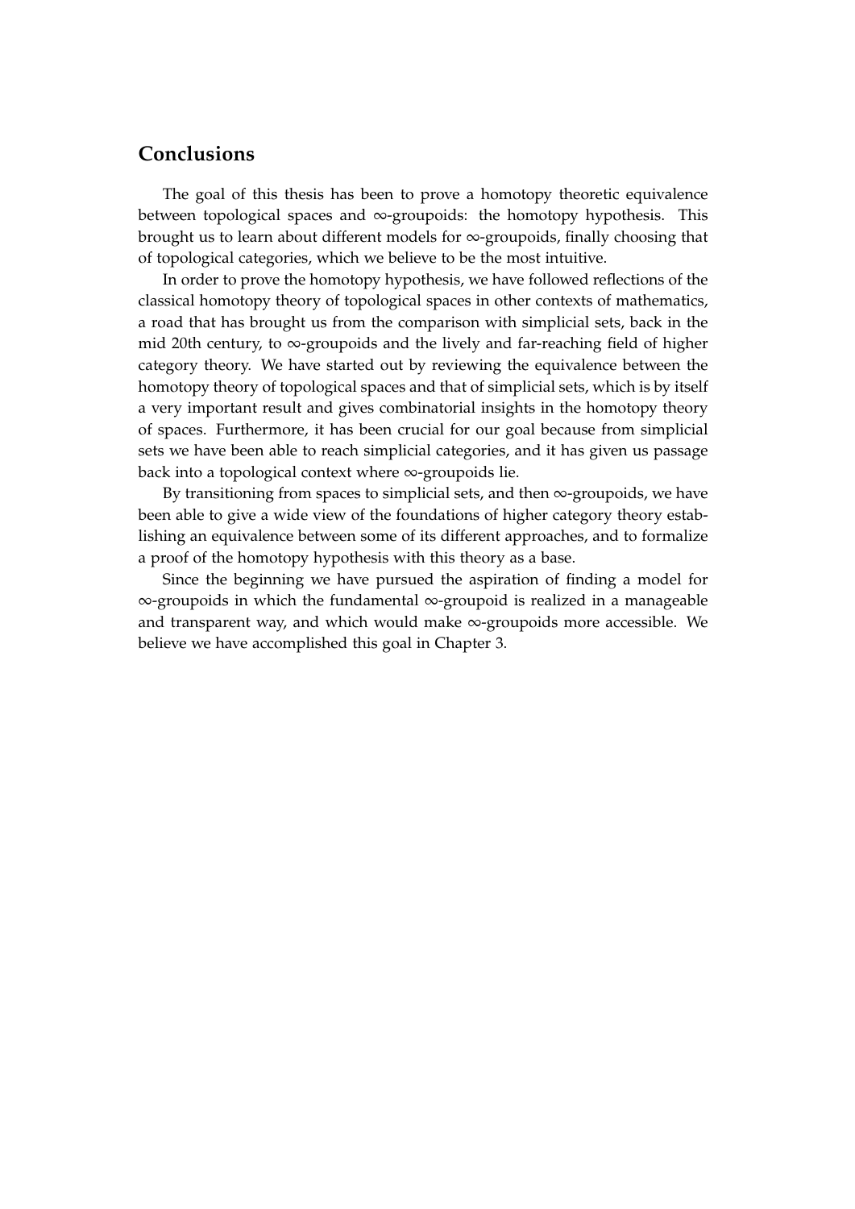## Conclusions

The goal of this thesis has been to prove a homotopy theoretic equivalence between topological spaces and $\infty$-groupoids: the homotopy hypothesis. This brought us to learn about different models for $\infty$-groupoids, finally choosing that of topological categories, which we believe to be the most intuitive.

In order to prove the homotopy hypothesis, we have followed reflections of the classical homotopy theory of topological spaces in other contexts of mathematics, a road that has brought us from the comparison with simplicial sets, back in the mid 20th century, to $\infty$-groupoids and the lively and far-reaching field of higher category theory. We have started out by reviewing the equivalence between the homotopy theory of topological spaces and that of simplicial sets, which is by itself a very important result and gives combinatorial insights in the homotopy theory of spaces. Furthermore, it has been crucial for our goal because from simplicial sets we have been able to reach simplicial categories, and it has given us passage back into a topological context where $\infty$-groupoids lie.

By transitioning from spaces to simplicial sets, and then $\infty$-groupoids, we have been able to give a wide view of the foundations of higher category theory establishing an equivalence between some of its different approaches, and to formalize a proof of the homotopy hypothesis with this theory as a base.

Since the beginning we have pursued the aspiration of finding a model for $\infty$-groupoids in which the fundamental $\infty$-groupoid is realized in a manageable and transparent way, and which would make $\infty$-groupoids more accessible. We believe we have accomplished this goal in Chapter 3.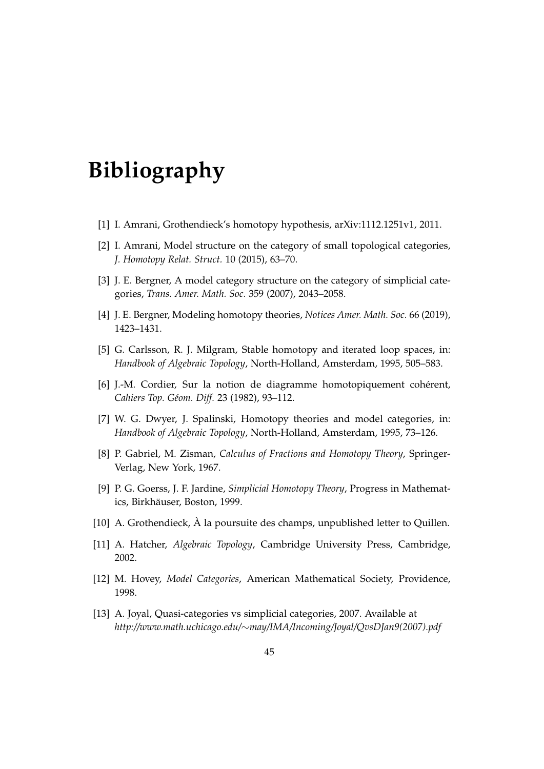# Bibliography

[1] I. Amrani, Grothendieck's homotopy hypothesis, arXiv:1112.1251v1, 2011.

[2] I. Amrani, Model structure on the category of small topological categories, *J. Homotopy Relat. Struct.* 10 (2015), 63–70.

[3] J. E. Bergner, A model category structure on the category of simplicial categories, *Trans. Amer. Math. Soc.* 359 (2007), 2043–2058.

[4] J. E. Bergner, Modeling homotopy theories, *Notices Amer. Math. Soc.* 66 (2019), 1423–1431.

[5] G. Carlsson, R. J. Milgram, Stable homotopy and iterated loop spaces, in: *Handbook of Algebraic Topology*, North-Holland, Amsterdam, 1995, 505–583.

[6] J.-M. Cordier, Sur la notion de diagramme homotopiquement cohérent, *Cahiers Top. Géom. Diff.* 23 (1982), 93–112.

[7] W. G. Dwyer, J. Spalinski, Homotopy theories and model categories, in: *Handbook of Algebraic Topology*, North-Holland, Amsterdam, 1995, 73–126.

[8] P. Gabriel, M. Zisman, *Calculus of Fractions and Homotopy Theory*, Springer-Verlag, New York, 1967.

[9] P. G. Goerss, J. F. Jardine, *Simplicial Homotopy Theory*, Progress in Mathematics, Birkhäuser, Boston, 1999.

[10] A. Grothendieck, À la poursuite des champs, unpublished letter to Quillen.

[11] A. Hatcher, *Algebraic Topology*, Cambridge University Press, Cambridge, 2002.

[12] M. Hovey, *Model Categories*, American Mathematical Society, Providence, 1998.

[13] A. Joyal, Quasi-categories vs simplicial categories, 2007. Available at *http://www.math.uchicago.edu/∼may/IMA/Incoming/Joyal/QvsDJan9(2007).pdf*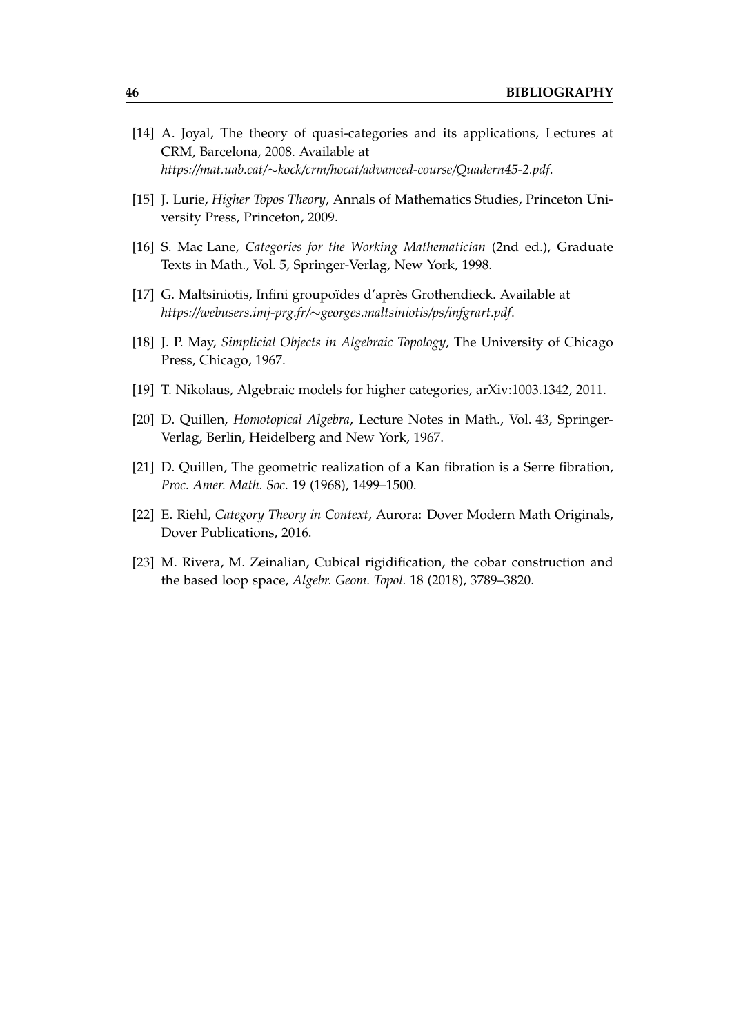[14] A. Joyal, The theory of quasi-categories and its applications, Lectures at CRM, Barcelona, 2008. Available at *https://mat.uab.cat/~kock/crm/hocat/advanced-course/Quadern45-2.pdf*.

[15] J. Lurie, *Higher Topos Theory*, Annals of Mathematics Studies, Princeton University Press, Princeton, 2009.

[16] S. Mac Lane, *Categories for the Working Mathematician* (2nd ed.), Graduate Texts in Math., Vol. 5, Springer-Verlag, New York, 1998.

[17] G. Maltsiniotis, Infini groupoïdes d'après Grothendieck. Available at *https://webusers.imj-prg.fr/~georges.maltsiniotis/ps/infgrart.pdf*.

[18] J. P. May, *Simplicial Objects in Algebraic Topology*, The University of Chicago Press, Chicago, 1967.

[19] T. Nikolaus, Algebraic models for higher categories, arXiv:1003.1342, 2011.

[20] D. Quillen, *Homotopical Algebra*, Lecture Notes in Math., Vol. 43, Springer-Verlag, Berlin, Heidelberg and New York, 1967.

[21] D. Quillen, The geometric realization of a Kan fibration is a Serre fibration, *Proc. Amer. Math. Soc.* 19 (1968), 1499–1500.

[22] E. Riehl, *Category Theory in Context*, Aurora: Dover Modern Math Originals, Dover Publications, 2016.

[23] M. Rivera, M. Zeinalian, Cubical rigidification, the cobar construction and the based loop space, *Algebr. Geom. Topol.* 18 (2018), 3789–3820.